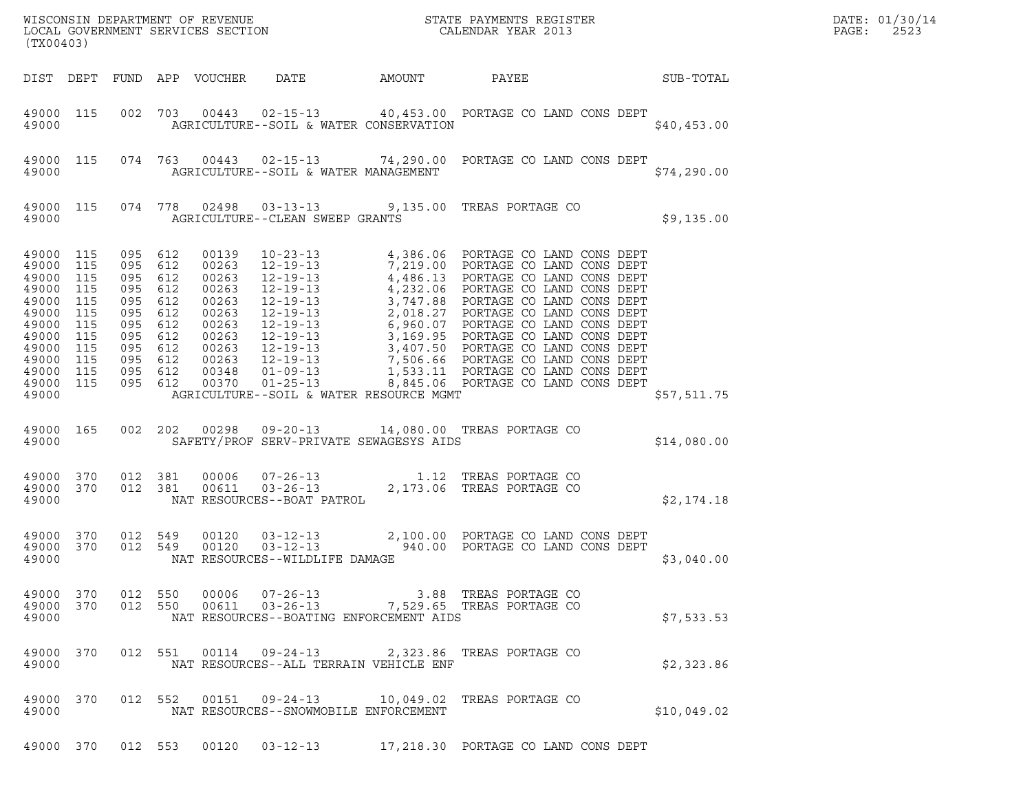WISCONSIN DEPARTMENT OF REVENUE
LOCAL GOVERNMENT SERVICES SECTION
(TX00403)

STATE PAYMENTS REGISTER
CALENDAR YEAR 2013

DATE: 01/30/14
PAGE: 2523

| DIST | DEPT | FUND | APP | VOUCHER | DATE | AMOUNT | PAYEE | SUB-TOTAL |
|---|---|---|---|---|---|---|---|---|
| 49000 | 115 | 002 | 703 | 00443 | 02-15-13 | 40,453.00 | PORTAGE CO LAND CONS DEPT | |
| 49000 | | | | | AGRICULTURE--SOIL & WATER CONSERVATION | | | $40,453.00 |
| 49000 | 115 | 074 | 763 | 00443 | 02-15-13 | 74,290.00 | PORTAGE CO LAND CONS DEPT | |
| 49000 | | | | | AGRICULTURE--SOIL & WATER MANAGEMENT | | | $74,290.00 |
| 49000 | 115 | 074 | 778 | 02498 | 03-13-13 | 9,135.00 | TREAS PORTAGE CO | |
| 49000 | | | | | AGRICULTURE--CLEAN SWEEP GRANTS | | | $9,135.00 |
| 49000 | 115 | 095 | 612 | 00139 | 10-23-13 | 4,386.06 | PORTAGE CO LAND CONS DEPT | |
| 49000 | 115 | 095 | 612 | 00263 | 12-19-13 | 7,219.00 | PORTAGE CO LAND CONS DEPT | |
| 49000 | 115 | 095 | 612 | 00263 | 12-19-13 | 4,486.13 | PORTAGE CO LAND CONS DEPT | |
| 49000 | 115 | 095 | 612 | 00263 | 12-19-13 | 4,232.06 | PORTAGE CO LAND CONS DEPT | |
| 49000 | 115 | 095 | 612 | 00263 | 12-19-13 | 3,747.88 | PORTAGE CO LAND CONS DEPT | |
| 49000 | 115 | 095 | 612 | 00263 | 12-19-13 | 2,018.27 | PORTAGE CO LAND CONS DEPT | |
| 49000 | 115 | 095 | 612 | 00263 | 12-19-13 | 6,960.07 | PORTAGE CO LAND CONS DEPT | |
| 49000 | 115 | 095 | 612 | 00263 | 12-19-13 | 3,169.95 | PORTAGE CO LAND CONS DEPT | |
| 49000 | 115 | 095 | 612 | 00263 | 12-19-13 | 3,407.50 | PORTAGE CO LAND CONS DEPT | |
| 49000 | 115 | 095 | 612 | 00263 | 12-19-13 | 7,506.66 | PORTAGE CO LAND CONS DEPT | |
| 49000 | 115 | 095 | 612 | 00348 | 01-09-13 | 1,533.11 | PORTAGE CO LAND CONS DEPT | |
| 49000 | 115 | 095 | 612 | 00370 | 01-25-13 | 8,845.06 | PORTAGE CO LAND CONS DEPT | |
| 49000 | | | | | AGRICULTURE--SOIL & WATER RESOURCE MGMT | | | $57,511.75 |
| 49000 | 165 | 002 | 202 | 00298 | 09-20-13 | 14,080.00 | TREAS PORTAGE CO | |
| 49000 | | | | | SAFETY/PROF SERV-PRIVATE SEWAGESYS AIDS | | | $14,080.00 |
| 49000 | 370 | 012 | 381 | 00006 | 07-26-13 | 1.12 | TREAS PORTAGE CO | |
| 49000 | 370 | 012 | 381 | 00611 | 03-26-13 | 2,173.06 | TREAS PORTAGE CO | |
| 49000 | | | | | NAT RESOURCES--BOAT PATROL | | | $2,174.18 |
| 49000 | 370 | 012 | 549 | 00120 | 03-12-13 | 2,100.00 | PORTAGE CO LAND CONS DEPT | |
| 49000 | 370 | 012 | 549 | 00120 | 03-12-13 | 940.00 | PORTAGE CO LAND CONS DEPT | |
| 49000 | | | | | NAT RESOURCES--WILDLIFE DAMAGE | | | $3,040.00 |
| 49000 | 370 | 012 | 550 | 00006 | 07-26-13 | 3.88 | TREAS PORTAGE CO | |
| 49000 | 370 | 012 | 550 | 00611 | 03-26-13 | 7,529.65 | TREAS PORTAGE CO | |
| 49000 | | | | | NAT RESOURCES--BOATING ENFORCEMENT AIDS | | | $7,533.53 |
| 49000 | 370 | 012 | 551 | 00114 | 09-24-13 | 2,323.86 | TREAS PORTAGE CO | |
| 49000 | | | | | NAT RESOURCES--ALL TERRAIN VEHICLE ENF | | | $2,323.86 |
| 49000 | 370 | 012 | 552 | 00151 | 09-24-13 | 10,049.02 | TREAS PORTAGE CO | |
| 49000 | | | | | NAT RESOURCES--SNOWMOBILE ENFORCEMENT | | | $10,049.02 |
| 49000 | 370 | 012 | 553 | 00120 | 03-12-13 | 17,218.30 | PORTAGE CO LAND CONS DEPT | |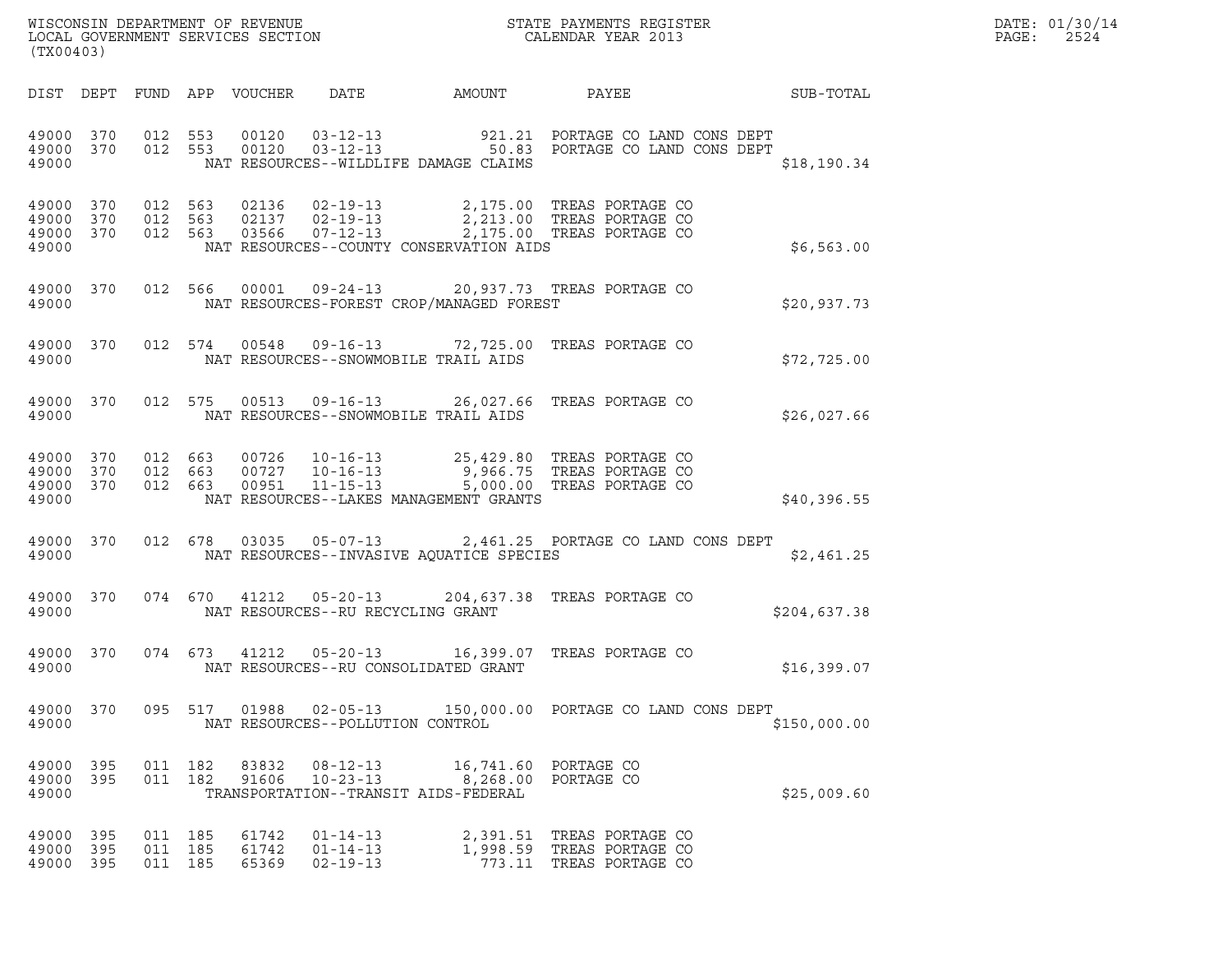WISCONSIN DEPARTMENT OF REVENUE
LOCAL GOVERNMENT SERVICES SECTION
(TX00403)

STATE PAYMENTS REGISTER
CALENDAR YEAR 2013

DATE: 01/30/14
PAGE: 2524

| DIST | DEPT | FUND | APP | VOUCHER | DATE | AMOUNT | PAYEE | SUB-TOTAL |
|---|---|---|---|---|---|---|---|---|
| 49000 | 370 | 012 | 553 | 00120 | 03-12-13 | 921.21 | PORTAGE CO LAND CONS DEPT | |
| 49000 | 370 | 012 | 553 | 00120 | 03-12-13 | 50.83 | PORTAGE CO LAND CONS DEPT | |
| 49000 | | | | | NAT RESOURCES--WILDLIFE DAMAGE CLAIMS | | | $18,190.34 |
| 49000 | 370 | 012 | 563 | 02136 | 02-19-13 | 2,175.00 | TREAS PORTAGE CO | |
| 49000 | 370 | 012 | 563 | 02137 | 02-19-13 | 2,213.00 | TREAS PORTAGE CO | |
| 49000 | 370 | 012 | 563 | 03566 | 07-12-13 | 2,175.00 | TREAS PORTAGE CO | |
| 49000 | | | | | NAT RESOURCES--COUNTY CONSERVATION AIDS | | | $6,563.00 |
| 49000 | 370 | 012 | 566 | 00001 | 09-24-13 | 20,937.73 | TREAS PORTAGE CO | |
| 49000 | | | | | NAT RESOURCES-FOREST CROP/MANAGED FOREST | | | $20,937.73 |
| 49000 | 370 | 012 | 574 | 00548 | 09-16-13 | 72,725.00 | TREAS PORTAGE CO | |
| 49000 | | | | | NAT RESOURCES--SNOWMOBILE TRAIL AIDS | | | $72,725.00 |
| 49000 | 370 | 012 | 575 | 00513 | 09-16-13 | 26,027.66 | TREAS PORTAGE CO | |
| 49000 | | | | | NAT RESOURCES--SNOWMOBILE TRAIL AIDS | | | $26,027.66 |
| 49000 | 370 | 012 | 663 | 00726 | 10-16-13 | 25,429.80 | TREAS PORTAGE CO | |
| 49000 | 370 | 012 | 663 | 00727 | 10-16-13 | 9,966.75 | TREAS PORTAGE CO | |
| 49000 | 370 | 012 | 663 | 00951 | 11-15-13 | 5,000.00 | TREAS PORTAGE CO | |
| 49000 | | | | | NAT RESOURCES--LAKES MANAGEMENT GRANTS | | | $40,396.55 |
| 49000 | 370 | 012 | 678 | 03035 | 05-07-13 | 2,461.25 | PORTAGE CO LAND CONS DEPT | |
| 49000 | | | | | NAT RESOURCES--INVASIVE AQUATICE SPECIES | | | $2,461.25 |
| 49000 | 370 | 074 | 670 | 41212 | 05-20-13 | 204,637.38 | TREAS PORTAGE CO | |
| 49000 | | | | | NAT RESOURCES--RU RECYCLING GRANT | | | $204,637.38 |
| 49000 | 370 | 074 | 673 | 41212 | 05-20-13 | 16,399.07 | TREAS PORTAGE CO | |
| 49000 | | | | | NAT RESOURCES--RU CONSOLIDATED GRANT | | | $16,399.07 |
| 49000 | 370 | 095 | 517 | 01988 | 02-05-13 | 150,000.00 | PORTAGE CO LAND CONS DEPT | |
| 49000 | | | | | NAT RESOURCES--POLLUTION CONTROL | | | $150,000.00 |
| 49000 | 395 | 011 | 182 | 83832 | 08-12-13 | 16,741.60 | PORTAGE CO | |
| 49000 | 395 | 011 | 182 | 91606 | 10-23-13 | 8,268.00 | PORTAGE CO | |
| 49000 | | | | | TRANSPORTATION--TRANSIT AIDS-FEDERAL | | | $25,009.60 |
| 49000 | 395 | 011 | 185 | 61742 | 01-14-13 | 2,391.51 | TREAS PORTAGE CO | |
| 49000 | 395 | 011 | 185 | 61742 | 01-14-13 | 1,998.59 | TREAS PORTAGE CO | |
| 49000 | 395 | 011 | 185 | 65369 | 02-19-13 | 773.11 | TREAS PORTAGE CO | |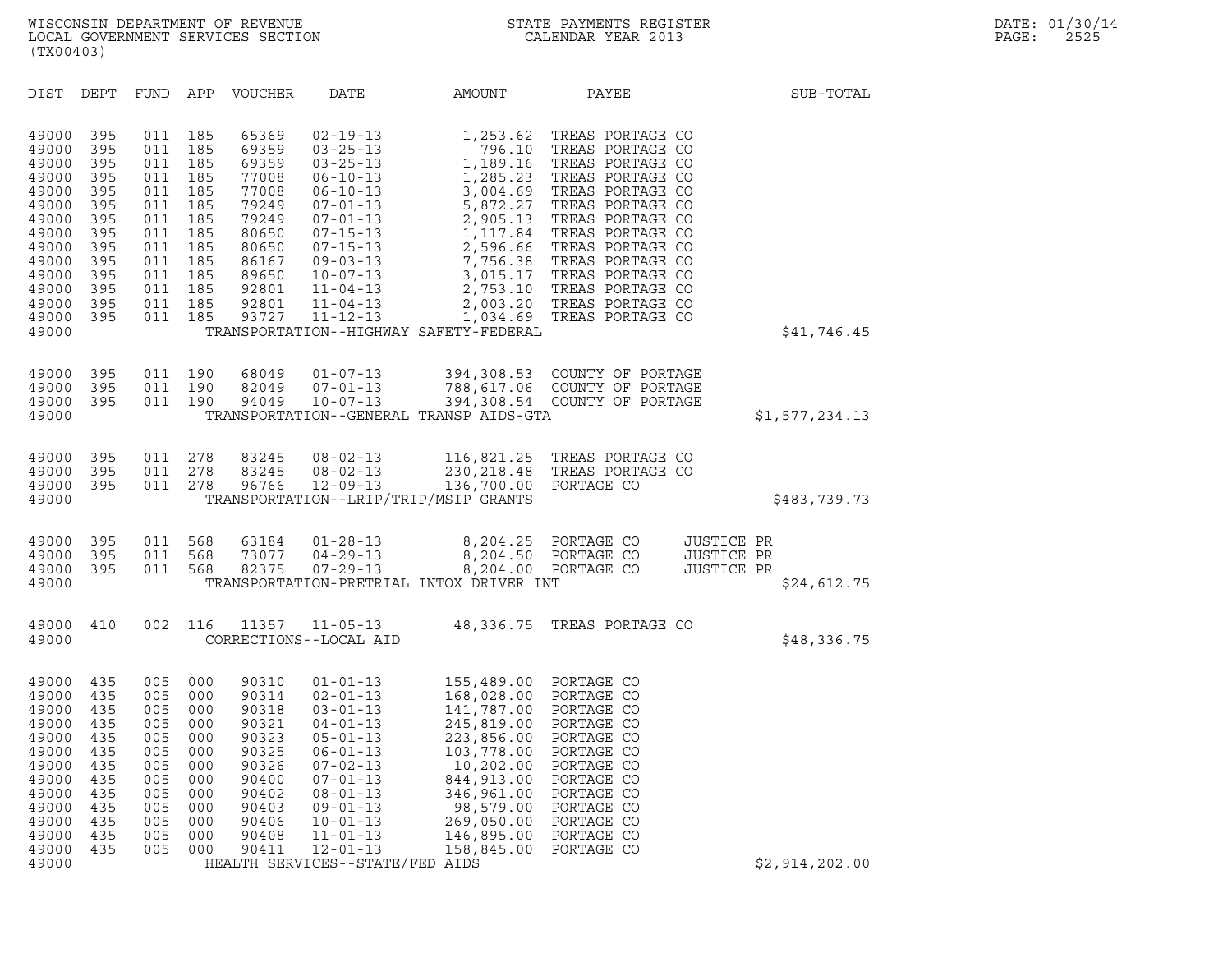| DIST | DEPT | FUND | APP | VOUCHER | DATE | AMOUNT | PAYEE | | SUB-TOTAL |
|---|---|---|---|---|---|---|---|---|---|
| 49000 | 395 | 011 | 185 | 65369 | 02-19-13 | 1,253.62 | TREAS PORTAGE CO | | |
| 49000 | 395 | 011 | 185 | 69359 | 03-25-13 | 796.10 | TREAS PORTAGE CO | | |
| 49000 | 395 | 011 | 185 | 69359 | 03-25-13 | 1,189.16 | TREAS PORTAGE CO | | |
| 49000 | 395 | 011 | 185 | 77008 | 06-10-13 | 1,285.23 | TREAS PORTAGE CO | | |
| 49000 | 395 | 011 | 185 | 77008 | 06-10-13 | 3,004.69 | TREAS PORTAGE CO | | |
| 49000 | 395 | 011 | 185 | 79249 | 07-01-13 | 5,872.27 | TREAS PORTAGE CO | | |
| 49000 | 395 | 011 | 185 | 79249 | 07-01-13 | 2,905.13 | TREAS PORTAGE CO | | |
| 49000 | 395 | 011 | 185 | 80650 | 07-15-13 | 1,117.84 | TREAS PORTAGE CO | | |
| 49000 | 395 | 011 | 185 | 80650 | 07-15-13 | 2,596.66 | TREAS PORTAGE CO | | |
| 49000 | 395 | 011 | 185 | 86167 | 09-03-13 | 7,756.38 | TREAS PORTAGE CO | | |
| 49000 | 395 | 011 | 185 | 89650 | 10-07-13 | 3,015.17 | TREAS PORTAGE CO | | |
| 49000 | 395 | 011 | 185 | 92801 | 11-04-13 | 2,753.10 | TREAS PORTAGE CO | | |
| 49000 | 395 | 011 | 185 | 92801 | 11-04-13 | 2,003.20 | TREAS PORTAGE CO | | |
| 49000 | 395 | 011 | 185 | 93727 | 11-12-13 | 1,034.69 | TREAS PORTAGE CO | | |
| 49000 | | | | | TRANSPORTATION--HIGHWAY SAFETY-FEDERAL | | | | $41,746.45 |
| 49000 | 395 | 011 | 190 | 68049 | 01-07-13 | 394,308.53 | COUNTY OF PORTAGE | | |
| 49000 | 395 | 011 | 190 | 82049 | 07-01-13 | 788,617.06 | COUNTY OF PORTAGE | | |
| 49000 | 395 | 011 | 190 | 94049 | 10-07-13 | 394,308.54 | COUNTY OF PORTAGE | | |
| 49000 | | | | | TRANSPORTATION--GENERAL TRANSP AIDS-GTA | | | | $1,577,234.13 |
| 49000 | 395 | 011 | 278 | 83245 | 08-02-13 | 116,821.25 | TREAS PORTAGE CO | | |
| 49000 | 395 | 011 | 278 | 83245 | 08-02-13 | 230,218.48 | TREAS PORTAGE CO | | |
| 49000 | 395 | 011 | 278 | 96766 | 12-09-13 | 136,700.00 | PORTAGE CO | | |
| 49000 | | | | | TRANSPORTATION--LRIP/TRIP/MSIP GRANTS | | | | $483,739.73 |
| 49000 | 395 | 011 | 568 | 63184 | 01-28-13 | 8,204.25 | PORTAGE CO | JUSTICE PR | |
| 49000 | 395 | 011 | 568 | 73077 | 04-29-13 | 8,204.50 | PORTAGE CO | JUSTICE PR | |
| 49000 | 395 | 011 | 568 | 82375 | 07-29-13 | 8,204.00 | PORTAGE CO | JUSTICE PR | |
| 49000 | | | | | TRANSPORTATION-PRETRIAL INTOX DRIVER INT | | | | $24,612.75 |
| 49000 | 410 | 002 | 116 | 11357 | 11-05-13 | 48,336.75 | TREAS PORTAGE CO | | |
| 49000 | | | | | CORRECTIONS--LOCAL AID | | | | $48,336.75 |
| 49000 | 435 | 005 | 000 | 90310 | 01-01-13 | 155,489.00 | PORTAGE CO | | |
| 49000 | 435 | 005 | 000 | 90314 | 02-01-13 | 168,028.00 | PORTAGE CO | | |
| 49000 | 435 | 005 | 000 | 90318 | 03-01-13 | 141,787.00 | PORTAGE CO | | |
| 49000 | 435 | 005 | 000 | 90321 | 04-01-13 | 245,819.00 | PORTAGE CO | | |
| 49000 | 435 | 005 | 000 | 90323 | 05-01-13 | 223,856.00 | PORTAGE CO | | |
| 49000 | 435 | 005 | 000 | 90325 | 06-01-13 | 103,778.00 | PORTAGE CO | | |
| 49000 | 435 | 005 | 000 | 90326 | 07-02-13 | 10,202.00 | PORTAGE CO | | |
| 49000 | 435 | 005 | 000 | 90400 | 07-01-13 | 844,913.00 | PORTAGE CO | | |
| 49000 | 435 | 005 | 000 | 90402 | 08-01-13 | 346,961.00 | PORTAGE CO | | |
| 49000 | 435 | 005 | 000 | 90403 | 09-01-13 | 98,579.00 | PORTAGE CO | | |
| 49000 | 435 | 005 | 000 | 90406 | 10-01-13 | 269,050.00 | PORTAGE CO | | |
| 49000 | 435 | 005 | 000 | 90408 | 11-01-13 | 146,895.00 | PORTAGE CO | | |
| 49000 | 435 | 005 | 000 | 90411 | 12-01-13 | 158,845.00 | PORTAGE CO | | |
| 49000 | | | | | HEALTH SERVICES--STATE/FED AIDS | | | | $2,914,202.00 |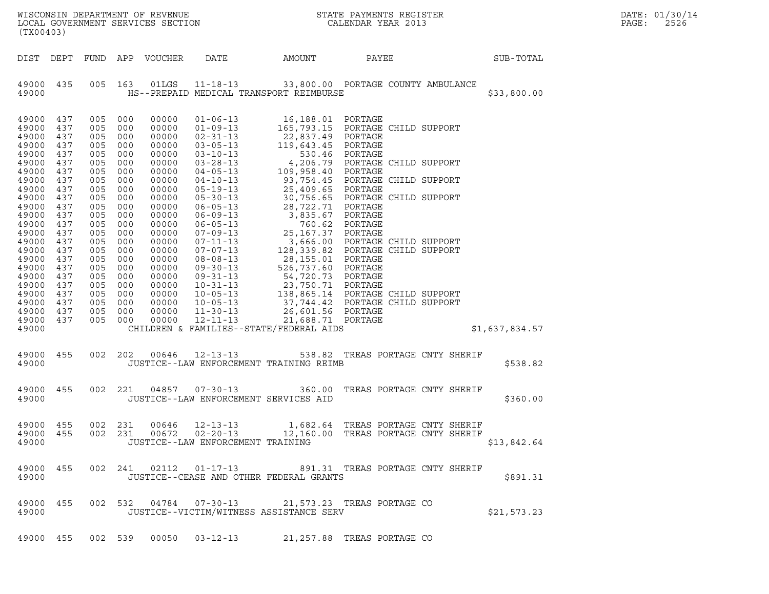WISCONSIN DEPARTMENT OF REVENUE
LOCAL GOVERNMENT SERVICES SECTION
(TX00403)

STATE PAYMENTS REGISTER
CALENDAR YEAR 2013

DATE: 01/30/14
PAGE: 2526

| DIST | DEPT | FUND | APP | VOUCHER | DATE | AMOUNT | PAYEE | SUB-TOTAL |
|---|---|---|---|---|---|---|---|---|
| 49000 | 435 | 005 | 163 | 01LGS | 11-18-13 | 33,800.00 | PORTAGE COUNTY AMBULANCE | |
| 49000 | | | | | HS--PREPAID MEDICAL TRANSPORT REIMBURSE | | | $33,800.00 |
| 49000 | 437 | 005 | 000 | 00000 | 01-06-13 | 16,188.01 | PORTAGE | |
| 49000 | 437 | 005 | 000 | 00000 | 01-09-13 | 165,793.15 | PORTAGE CHILD SUPPORT | |
| 49000 | 437 | 005 | 000 | 00000 | 02-31-13 | 22,837.49 | PORTAGE | |
| 49000 | 437 | 005 | 000 | 00000 | 03-05-13 | 119,643.45 | PORTAGE | |
| 49000 | 437 | 005 | 000 | 00000 | 03-10-13 | 530.46 | PORTAGE | |
| 49000 | 437 | 005 | 000 | 00000 | 03-28-13 | 4,206.79 | PORTAGE CHILD SUPPORT | |
| 49000 | 437 | 005 | 000 | 00000 | 04-05-13 | 109,958.40 | PORTAGE | |
| 49000 | 437 | 005 | 000 | 00000 | 04-10-13 | 93,754.45 | PORTAGE CHILD SUPPORT | |
| 49000 | 437 | 005 | 000 | 00000 | 05-19-13 | 25,409.65 | PORTAGE | |
| 49000 | 437 | 005 | 000 | 00000 | 05-30-13 | 30,756.65 | PORTAGE CHILD SUPPORT | |
| 49000 | 437 | 005 | 000 | 00000 | 06-05-13 | 28,722.71 | PORTAGE | |
| 49000 | 437 | 005 | 000 | 00000 | 06-09-13 | 3,835.67 | PORTAGE | |
| 49000 | 437 | 005 | 000 | 00000 | 06-05-13 | 760.62 | PORTAGE | |
| 49000 | 437 | 005 | 000 | 00000 | 07-09-13 | 25,167.37 | PORTAGE | |
| 49000 | 437 | 005 | 000 | 00000 | 07-11-13 | 3,666.00 | PORTAGE CHILD SUPPORT | |
| 49000 | 437 | 005 | 000 | 00000 | 07-07-13 | 128,339.82 | PORTAGE CHILD SUPPORT | |
| 49000 | 437 | 005 | 000 | 00000 | 08-08-13 | 28,155.01 | PORTAGE | |
| 49000 | 437 | 005 | 000 | 00000 | 09-30-13 | 526,737.60 | PORTAGE | |
| 49000 | 437 | 005 | 000 | 00000 | 09-31-13 | 54,720.73 | PORTAGE | |
| 49000 | 437 | 005 | 000 | 00000 | 10-31-13 | 23,750.71 | PORTAGE | |
| 49000 | 437 | 005 | 000 | 00000 | 10-05-13 | 138,865.14 | PORTAGE CHILD SUPPORT | |
| 49000 | 437 | 005 | 000 | 00000 | 10-05-13 | 37,744.42 | PORTAGE CHILD SUPPORT | |
| 49000 | 437 | 005 | 000 | 00000 | 11-30-13 | 26,601.56 | PORTAGE | |
| 49000 | 437 | 005 | 000 | 00000 | 12-11-13 | 21,688.71 | PORTAGE | |
| 49000 | | | | | CHILDREN & FAMILIES--STATE/FEDERAL AIDS | | | $1,637,834.57 |
| 49000 | 455 | 002 | 202 | 00646 | 12-13-13 | 538.82 | TREAS PORTAGE CNTY SHERIF | |
| 49000 | | | | | JUSTICE--LAW ENFORCEMENT TRAINING REIMB | | | $538.82 |
| 49000 | 455 | 002 | 221 | 04857 | 07-30-13 | 360.00 | TREAS PORTAGE CNTY SHERIF | |
| 49000 | | | | | JUSTICE--LAW ENFORCEMENT SERVICES AID | | | $360.00 |
| 49000 | 455 | 002 | 231 | 00646 | 12-13-13 | 1,682.64 | TREAS PORTAGE CNTY SHERIF | |
| 49000 | 455 | 002 | 231 | 00672 | 02-20-13 | 12,160.00 | TREAS PORTAGE CNTY SHERIF | |
| 49000 | | | | | JUSTICE--LAW ENFORCEMENT TRAINING | | | $13,842.64 |
| 49000 | 455 | 002 | 241 | 02112 | 01-17-13 | 891.31 | TREAS PORTAGE CNTY SHERIF | |
| 49000 | | | | | JUSTICE--CEASE AND OTHER FEDERAL GRANTS | | | $891.31 |
| 49000 | 455 | 002 | 532 | 04784 | 07-30-13 | 21,573.23 | TREAS PORTAGE CO | |
| 49000 | | | | | JUSTICE--VICTIM/WITNESS ASSISTANCE SERV | | | $21,573.23 |
| 49000 | 455 | 002 | 539 | 00050 | 03-12-13 | 21,257.88 | TREAS PORTAGE CO | |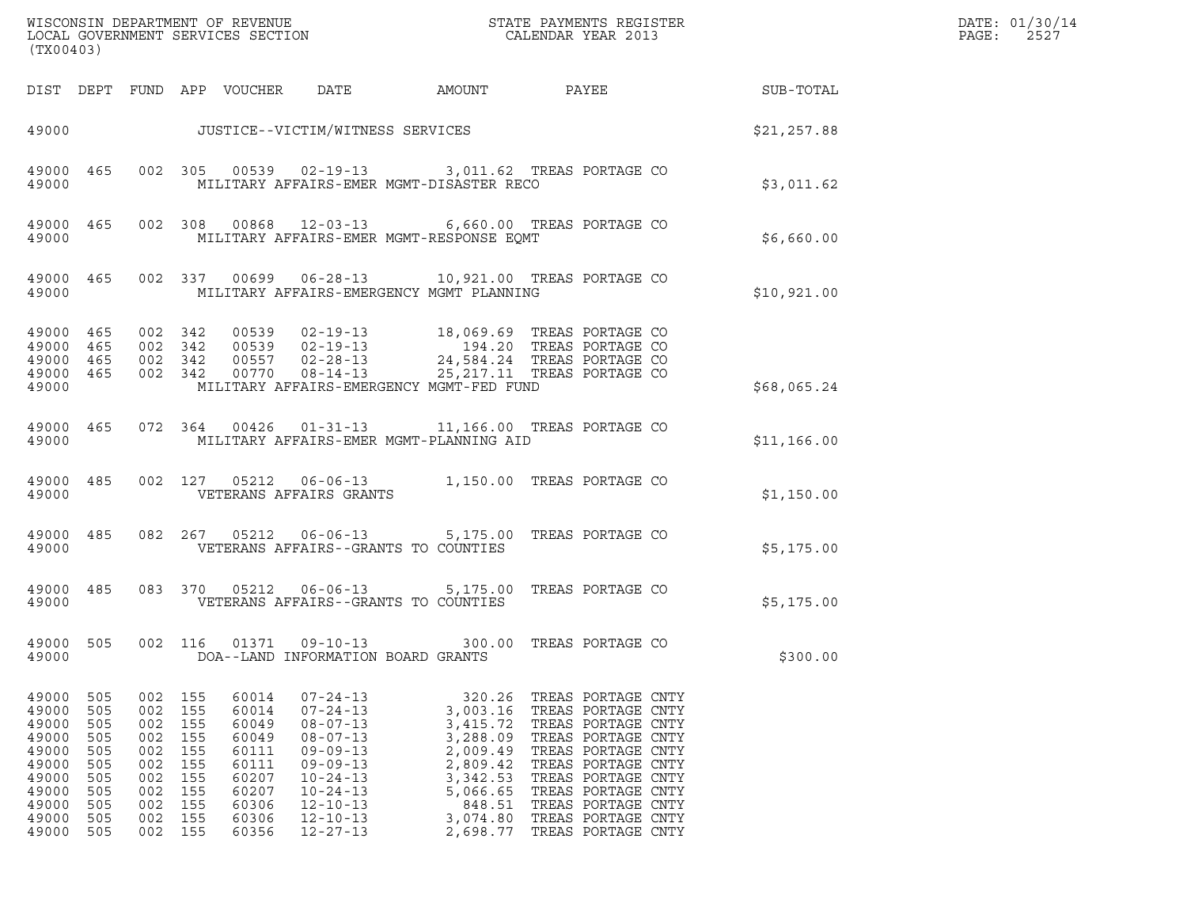| DIST | DEPT | FUND | APP | VOUCHER | DATE | AMOUNT | PAYEE | SUB-TOTAL |
|---|---|---|---|---|---|---|---|---|
| 49000 | | | | JUSTICE--VICTIM/WITNESS SERVICES | | | | $21,257.88 |
| 49000 | 465 | 002 | 305 | 00539 | 02-19-13 | 3,011.62 | TREAS PORTAGE CO | |
| 49000 | | | | MILITARY AFFAIRS-EMER MGMT-DISASTER RECO | | | | $3,011.62 |
| 49000 | 465 | 002 | 308 | 00868 | 12-03-13 | 6,660.00 | TREAS PORTAGE CO | |
| 49000 | | | | MILITARY AFFAIRS-EMER MGMT-RESPONSE EQMT | | | | $6,660.00 |
| 49000 | 465 | 002 | 337 | 00699 | 06-28-13 | 10,921.00 | TREAS PORTAGE CO | |
| 49000 | | | | MILITARY AFFAIRS-EMERGENCY MGMT PLANNING | | | | $10,921.00 |
| 49000 | 465 | 002 | 342 | 00539 | 02-19-13 | 18,069.69 | TREAS PORTAGE CO | |
| 49000 | 465 | 002 | 342 | 00539 | 02-19-13 | 194.20 | TREAS PORTAGE CO | |
| 49000 | 465 | 002 | 342 | 00557 | 02-28-13 | 24,584.24 | TREAS PORTAGE CO | |
| 49000 | 465 | 002 | 342 | 00770 | 08-14-13 | 25,217.11 | TREAS PORTAGE CO | |
| 49000 | | | | MILITARY AFFAIRS-EMERGENCY MGMT-FED FUND | | | | $68,065.24 |
| 49000 | 465 | 072 | 364 | 00426 | 01-31-13 | 11,166.00 | TREAS PORTAGE CO | |
| 49000 | | | | MILITARY AFFAIRS-EMER MGMT-PLANNING AID | | | | $11,166.00 |
| 49000 | 485 | 002 | 127 | 05212 | 06-06-13 | 1,150.00 | TREAS PORTAGE CO | |
| 49000 | | | | VETERANS AFFAIRS GRANTS | | | | $1,150.00 |
| 49000 | 485 | 082 | 267 | 05212 | 06-06-13 | 5,175.00 | TREAS PORTAGE CO | |
| 49000 | | | | VETERANS AFFAIRS--GRANTS TO COUNTIES | | | | $5,175.00 |
| 49000 | 485 | 083 | 370 | 05212 | 06-06-13 | 5,175.00 | TREAS PORTAGE CO | |
| 49000 | | | | VETERANS AFFAIRS--GRANTS TO COUNTIES | | | | $5,175.00 |
| 49000 | 505 | 002 | 116 | 01371 | 09-10-13 | 300.00 | TREAS PORTAGE CO | |
| 49000 | | | | DOA--LAND INFORMATION BOARD GRANTS | | | | $300.00 |
| 49000 | 505 | 002 | 155 | 60014 | 07-24-13 | 320.26 | TREAS PORTAGE CNTY | |
| 49000 | 505 | 002 | 155 | 60014 | 07-24-13 | 3,003.16 | TREAS PORTAGE CNTY | |
| 49000 | 505 | 002 | 155 | 60049 | 08-07-13 | 3,415.72 | TREAS PORTAGE CNTY | |
| 49000 | 505 | 002 | 155 | 60049 | 08-07-13 | 3,288.09 | TREAS PORTAGE CNTY | |
| 49000 | 505 | 002 | 155 | 60111 | 09-09-13 | 2,009.49 | TREAS PORTAGE CNTY | |
| 49000 | 505 | 002 | 155 | 60111 | 09-09-13 | 2,809.42 | TREAS PORTAGE CNTY | |
| 49000 | 505 | 002 | 155 | 60207 | 10-24-13 | 3,342.53 | TREAS PORTAGE CNTY | |
| 49000 | 505 | 002 | 155 | 60207 | 10-24-13 | 5,066.65 | TREAS PORTAGE CNTY | |
| 49000 | 505 | 002 | 155 | 60306 | 12-10-13 | 848.51 | TREAS PORTAGE CNTY | |
| 49000 | 505 | 002 | 155 | 60306 | 12-10-13 | 3,074.80 | TREAS PORTAGE CNTY | |
| 49000 | 505 | 002 | 155 | 60356 | 12-27-13 | 2,698.77 | TREAS PORTAGE CNTY | |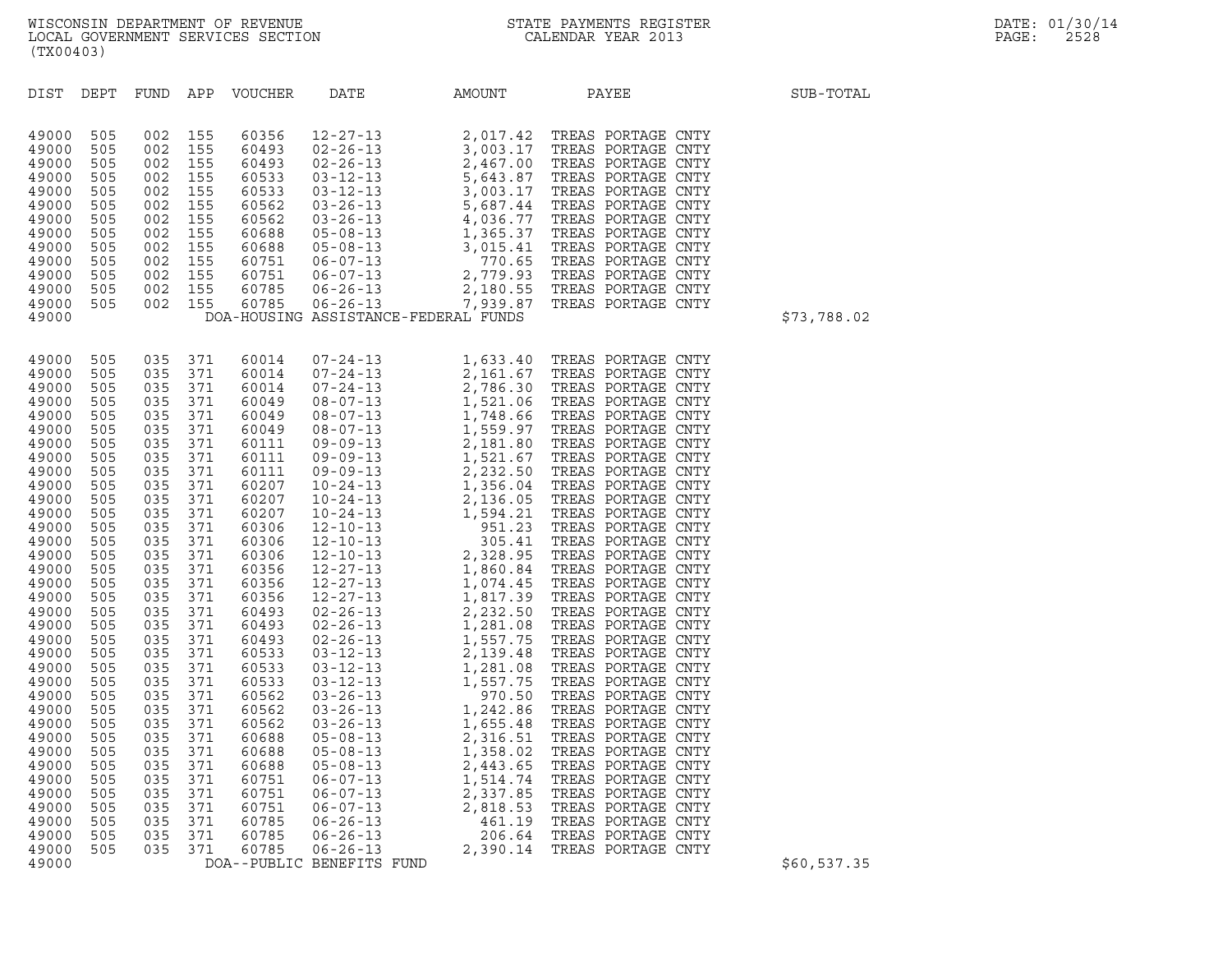WISCONSIN DEPARTMENT OF REVENUE
LOCAL GOVERNMENT SERVICES SECTION
(TX00403)

STATE PAYMENTS REGISTER
CALENDAR YEAR 2013

DATE: 01/30/14
PAGE: 2528

| DIST | DEPT | FUND | APP | VOUCHER | DATE | AMOUNT | PAYEE | SUB-TOTAL |
|---|---|---|---|---|---|---|---|---|
| 49000 | 505 | 002 | 155 | 60356 | 12-27-13 | 2,017.42 | TREAS PORTAGE CNTY | |
| 49000 | 505 | 002 | 155 | 60493 | 02-26-13 | 3,003.17 | TREAS PORTAGE CNTY | |
| 49000 | 505 | 002 | 155 | 60493 | 02-26-13 | 2,467.00 | TREAS PORTAGE CNTY | |
| 49000 | 505 | 002 | 155 | 60533 | 03-12-13 | 5,643.87 | TREAS PORTAGE CNTY | |
| 49000 | 505 | 002 | 155 | 60533 | 03-12-13 | 3,003.17 | TREAS PORTAGE CNTY | |
| 49000 | 505 | 002 | 155 | 60562 | 03-26-13 | 5,687.44 | TREAS PORTAGE CNTY | |
| 49000 | 505 | 002 | 155 | 60562 | 03-26-13 | 4,036.77 | TREAS PORTAGE CNTY | |
| 49000 | 505 | 002 | 155 | 60688 | 05-08-13 | 1,365.37 | TREAS PORTAGE CNTY | |
| 49000 | 505 | 002 | 155 | 60688 | 05-08-13 | 3,015.41 | TREAS PORTAGE CNTY | |
| 49000 | 505 | 002 | 155 | 60751 | 06-07-13 | 770.65 | TREAS PORTAGE CNTY | |
| 49000 | 505 | 002 | 155 | 60751 | 06-07-13 | 2,779.93 | TREAS PORTAGE CNTY | |
| 49000 | 505 | 002 | 155 | 60785 | 06-26-13 | 2,180.55 | TREAS PORTAGE CNTY | |
| 49000 | 505 | 002 | 155 | 60785 | 06-26-13 | 7,939.87 | TREAS PORTAGE CNTY | |
| 49000 | | | | DOA-HOUSING ASSISTANCE-FEDERAL FUNDS | | | | $73,788.02 |
| 49000 | 505 | 035 | 371 | 60014 | 07-24-13 | 1,633.40 | TREAS PORTAGE CNTY | |
| 49000 | 505 | 035 | 371 | 60014 | 07-24-13 | 2,161.67 | TREAS PORTAGE CNTY | |
| 49000 | 505 | 035 | 371 | 60014 | 07-24-13 | 2,786.30 | TREAS PORTAGE CNTY | |
| 49000 | 505 | 035 | 371 | 60049 | 08-07-13 | 1,521.06 | TREAS PORTAGE CNTY | |
| 49000 | 505 | 035 | 371 | 60049 | 08-07-13 | 1,748.66 | TREAS PORTAGE CNTY | |
| 49000 | 505 | 035 | 371 | 60049 | 08-07-13 | 1,559.97 | TREAS PORTAGE CNTY | |
| 49000 | 505 | 035 | 371 | 60111 | 09-09-13 | 2,181.80 | TREAS PORTAGE CNTY | |
| 49000 | 505 | 035 | 371 | 60111 | 09-09-13 | 1,521.67 | TREAS PORTAGE CNTY | |
| 49000 | 505 | 035 | 371 | 60111 | 09-09-13 | 2,232.50 | TREAS PORTAGE CNTY | |
| 49000 | 505 | 035 | 371 | 60207 | 10-24-13 | 1,356.04 | TREAS PORTAGE CNTY | |
| 49000 | 505 | 035 | 371 | 60207 | 10-24-13 | 2,136.05 | TREAS PORTAGE CNTY | |
| 49000 | 505 | 035 | 371 | 60207 | 10-24-13 | 1,594.21 | TREAS PORTAGE CNTY | |
| 49000 | 505 | 035 | 371 | 60306 | 12-10-13 | 951.23 | TREAS PORTAGE CNTY | |
| 49000 | 505 | 035 | 371 | 60306 | 12-10-13 | 305.41 | TREAS PORTAGE CNTY | |
| 49000 | 505 | 035 | 371 | 60306 | 12-10-13 | 2,328.95 | TREAS PORTAGE CNTY | |
| 49000 | 505 | 035 | 371 | 60356 | 12-27-13 | 1,860.84 | TREAS PORTAGE CNTY | |
| 49000 | 505 | 035 | 371 | 60356 | 12-27-13 | 1,074.45 | TREAS PORTAGE CNTY | |
| 49000 | 505 | 035 | 371 | 60356 | 12-27-13 | 1,817.39 | TREAS PORTAGE CNTY | |
| 49000 | 505 | 035 | 371 | 60493 | 02-26-13 | 2,232.50 | TREAS PORTAGE CNTY | |
| 49000 | 505 | 035 | 371 | 60493 | 02-26-13 | 1,281.08 | TREAS PORTAGE CNTY | |
| 49000 | 505 | 035 | 371 | 60493 | 02-26-13 | 1,557.75 | TREAS PORTAGE CNTY | |
| 49000 | 505 | 035 | 371 | 60533 | 03-12-13 | 2,139.48 | TREAS PORTAGE CNTY | |
| 49000 | 505 | 035 | 371 | 60533 | 03-12-13 | 1,281.08 | TREAS PORTAGE CNTY | |
| 49000 | 505 | 035 | 371 | 60533 | 03-12-13 | 1,557.75 | TREAS PORTAGE CNTY | |
| 49000 | 505 | 035 | 371 | 60562 | 03-26-13 | 970.50 | TREAS PORTAGE CNTY | |
| 49000 | 505 | 035 | 371 | 60562 | 03-26-13 | 1,242.86 | TREAS PORTAGE CNTY | |
| 49000 | 505 | 035 | 371 | 60562 | 03-26-13 | 1,655.48 | TREAS PORTAGE CNTY | |
| 49000 | 505 | 035 | 371 | 60688 | 05-08-13 | 2,316.51 | TREAS PORTAGE CNTY | |
| 49000 | 505 | 035 | 371 | 60688 | 05-08-13 | 1,358.02 | TREAS PORTAGE CNTY | |
| 49000 | 505 | 035 | 371 | 60688 | 05-08-13 | 2,443.65 | TREAS PORTAGE CNTY | |
| 49000 | 505 | 035 | 371 | 60751 | 06-07-13 | 1,514.74 | TREAS PORTAGE CNTY | |
| 49000 | 505 | 035 | 371 | 60751 | 06-07-13 | 2,337.85 | TREAS PORTAGE CNTY | |
| 49000 | 505 | 035 | 371 | 60751 | 06-07-13 | 2,818.53 | TREAS PORTAGE CNTY | |
| 49000 | 505 | 035 | 371 | 60785 | 06-26-13 | 461.19 | TREAS PORTAGE CNTY | |
| 49000 | 505 | 035 | 371 | 60785 | 06-26-13 | 206.64 | TREAS PORTAGE CNTY | |
| 49000 | 505 | 035 | 371 | 60785 | 06-26-13 | 2,390.14 | TREAS PORTAGE CNTY | |
| 49000 | | | | DOA--PUBLIC BENEFITS FUND | | | | $60,537.35 |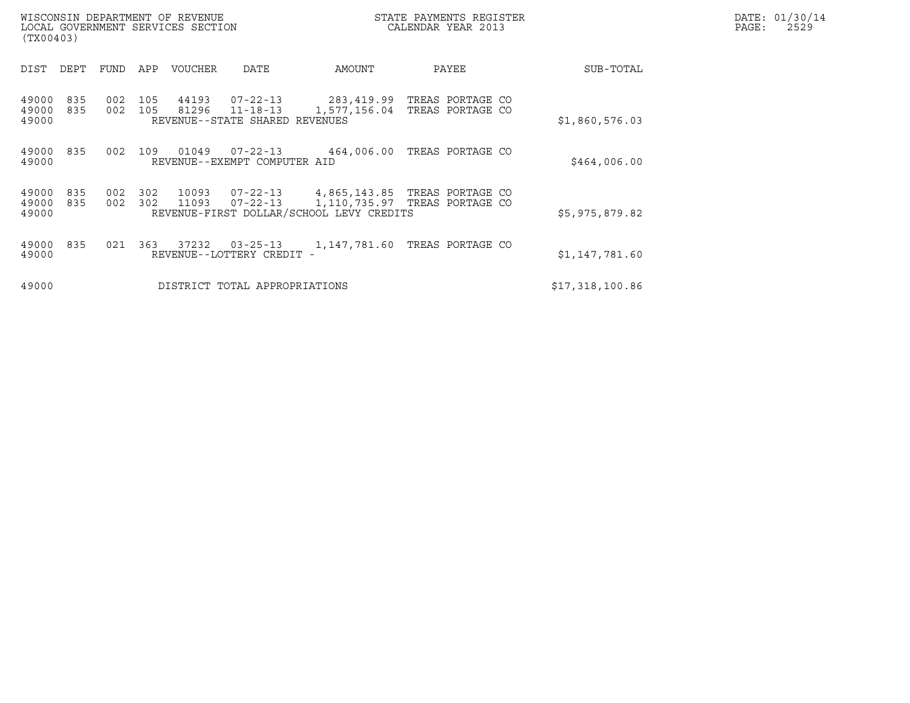WISCONSIN DEPARTMENT OF REVENUE
LOCAL GOVERNMENT SERVICES SECTION
(TX00403)

STATE PAYMENTS REGISTER
CALENDAR YEAR 2013

DATE: 01/30/14

| DIST | DEPT | FUND | APP | VOUCHER | DATE | AMOUNT | PAYEE | SUB-TOTAL |
|---|---|---|---|---|---|---|---|---|
| 49000 | 835 | 002 | 105 | 44193 | 07-22-13 | 283,419.99 | TREAS PORTAGE CO | |
| 49000 | 835 | 002 | 105 | 81296 | 11-18-13 | 1,577,156.04 | TREAS PORTAGE CO | |
| 49000 | | | | REVENUE--STATE SHARED REVENUES | | | | $1,860,576.03 |
| 49000 | 835 | 002 | 109 | 01049 | 07-22-13 | 464,006.00 | TREAS PORTAGE CO | |
| 49000 | | | | REVENUE--EXEMPT COMPUTER AID | | | | $464,006.00 |
| 49000 | 835 | 002 | 302 | 10093 | 07-22-13 | 4,865,143.85 | TREAS PORTAGE CO | |
| 49000 | 835 | 002 | 302 | 11093 | 07-22-13 | 1,110,735.97 | TREAS PORTAGE CO | |
| 49000 | | | | REVENUE-FIRST DOLLAR/SCHOOL LEVY CREDITS | | | | $5,975,879.82 |
| 49000 | 835 | 021 | 363 | 37232 | 03-25-13 | 1,147,781.60 | TREAS PORTAGE CO | |
| 49000 | | | | REVENUE--LOTTERY CREDIT - | | | | $1,147,781.60 |
| 49000 | | | | DISTRICT TOTAL APPROPRIATIONS | | | | $17,318,100.86 |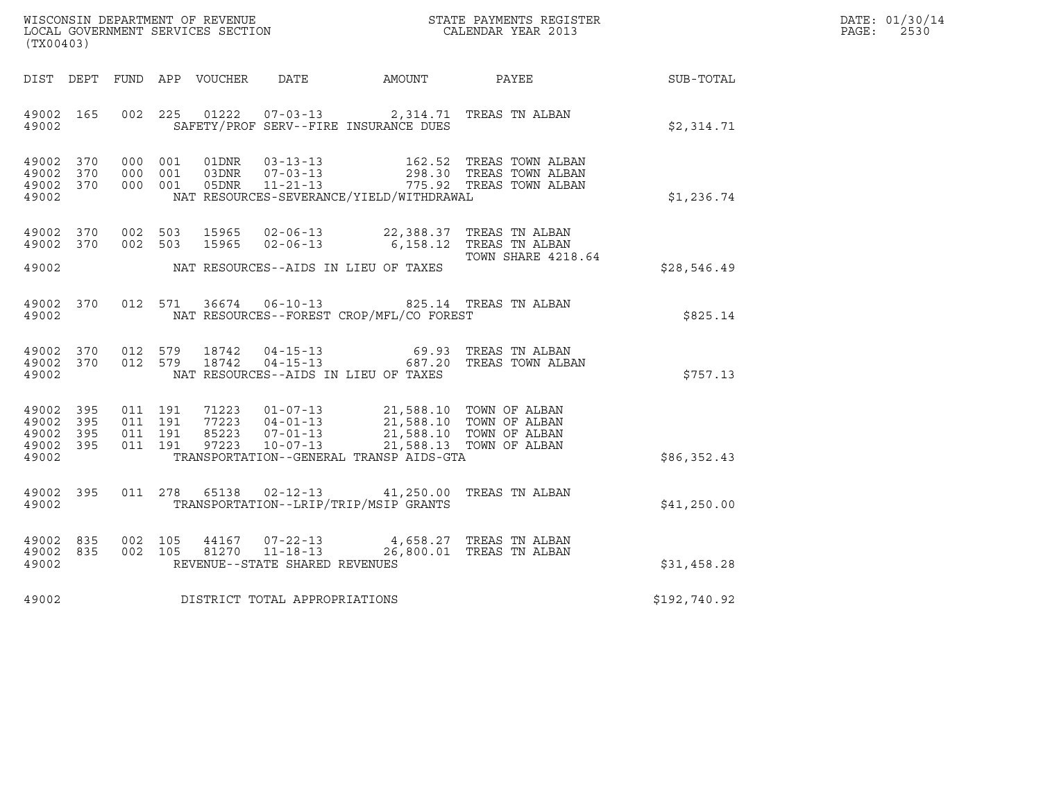WISCONSIN DEPARTMENT OF REVENUE
LOCAL GOVERNMENT SERVICES SECTION
(TX00403)

STATE PAYMENTS REGISTER
CALENDAR YEAR 2013

DATE: 01/30/14
PAGE: 2530

| DIST | DEPT | FUND | APP | VOUCHER | DATE | AMOUNT | PAYEE | SUB-TOTAL |
|---|---|---|---|---|---|---|---|---|
| 49002 | 165 | 002 | 225 | 01222 | 07-03-13 | 2,314.71 | TREAS TN ALBAN | |
| 49002 | | | | SAFETY/PROF SERV--FIRE INSURANCE DUES | | | | $2,314.71 |
| 49002 | 370 | 000 | 001 | 01DNR | 03-13-13 | 162.52 | TREAS TOWN ALBAN | |
| 49002 | 370 | 000 | 001 | 03DNR | 07-03-13 | 298.30 | TREAS TOWN ALBAN | |
| 49002 | 370 | 000 | 001 | 05DNR | 11-21-13 | 775.92 | TREAS TOWN ALBAN | |
| 49002 | | | | NAT RESOURCES-SEVERANCE/YIELD/WITHDRAWAL | | | | $1,236.74 |
| 49002 | 370 | 002 | 503 | 15965 | 02-06-13 | 22,388.37 | TREAS TN ALBAN | |
| 49002 | 370 | 002 | 503 | 15965 | 02-06-13 | 6,158.12 | TREAS TN ALBAN TOWN SHARE 4218.64 | |
| 49002 | | | | NAT RESOURCES--AIDS IN LIEU OF TAXES | | | | $28,546.49 |
| 49002 | 370 | 012 | 571 | 36674 | 06-10-13 | 825.14 | TREAS TN ALBAN | |
| 49002 | | | | NAT RESOURCES--FOREST CROP/MFL/CO FOREST | | | | $825.14 |
| 49002 | 370 | 012 | 579 | 18742 | 04-15-13 | 69.93 | TREAS TN ALBAN | |
| 49002 | 370 | 012 | 579 | 18742 | 04-15-13 | 687.20 | TREAS TOWN ALBAN | |
| 49002 | | | | NAT RESOURCES--AIDS IN LIEU OF TAXES | | | | $757.13 |
| 49002 | 395 | 011 | 191 | 71223 | 01-07-13 | 21,588.10 | TOWN OF ALBAN | |
| 49002 | 395 | 011 | 191 | 77223 | 04-01-13 | 21,588.10 | TOWN OF ALBAN | |
| 49002 | 395 | 011 | 191 | 85223 | 07-01-13 | 21,588.10 | TOWN OF ALBAN | |
| 49002 | 395 | 011 | 191 | 97223 | 10-07-13 | 21,588.13 | TOWN OF ALBAN | |
| 49002 | | | | TRANSPORTATION--GENERAL TRANSP AIDS-GTA | | | | $86,352.43 |
| 49002 | 395 | 011 | 278 | 65138 | 02-12-13 | 41,250.00 | TREAS TN ALBAN | |
| 49002 | | | | TRANSPORTATION--LRIP/TRIP/MSIP GRANTS | | | | $41,250.00 |
| 49002 | 835 | 002 | 105 | 44167 | 07-22-13 | 4,658.27 | TREAS TN ALBAN | |
| 49002 | 835 | 002 | 105 | 81270 | 11-18-13 | 26,800.01 | TREAS TN ALBAN | |
| 49002 | | | | REVENUE--STATE SHARED REVENUES | | | | $31,458.28 |
| 49002 | | | | DISTRICT TOTAL APPROPRIATIONS | | | | $192,740.92 |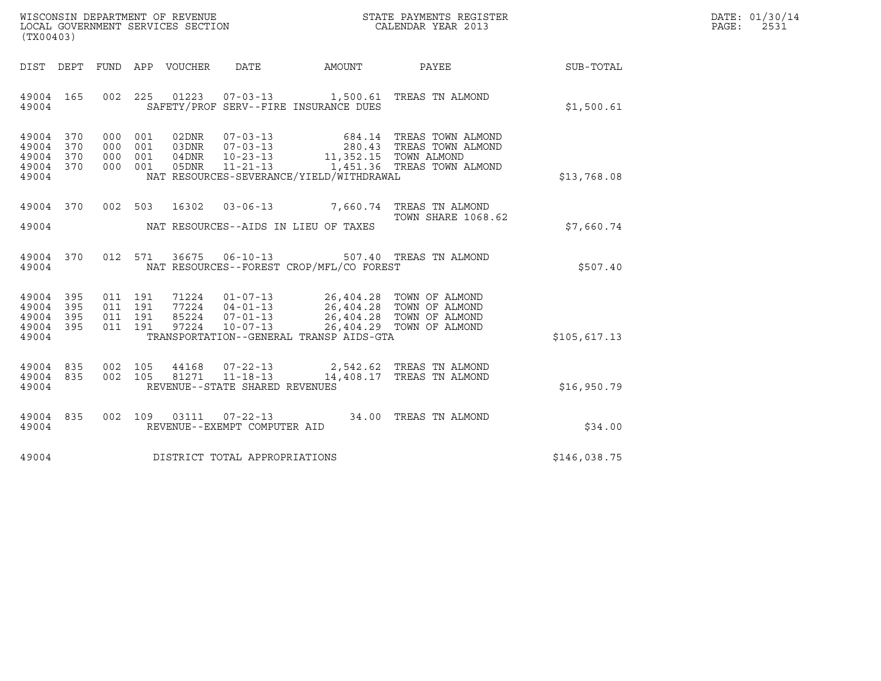WISCONSIN DEPARTMENT OF REVENUE
LOCAL GOVERNMENT SERVICES SECTION
(TX00403)

STATE PAYMENTS REGISTER
CALENDAR YEAR 2013

DATE: 01/30/14
PAGE: 2531

| DIST | DEPT | FUND | APP | VOUCHER | DATE | AMOUNT | PAYEE | SUB-TOTAL |
|---|---|---|---|---|---|---|---|---|
| 49004 | 165 | 002 | 225 | 01223 | 07-03-13 | 1,500.61 | TREAS TN ALMOND | |
| 49004 | | | | SAFETY/PROF SERV--FIRE INSURANCE DUES | | | | $1,500.61 |
| 49004 | 370 | 000 | 001 | 02DNR | 07-03-13 | 684.14 | TREAS TOWN ALMOND | |
| 49004 | 370 | 000 | 001 | 03DNR | 07-03-13 | 280.43 | TREAS TOWN ALMOND | |
| 49004 | 370 | 000 | 001 | 04DNR | 10-23-13 | 11,352.15 | TOWN ALMOND | |
| 49004 | 370 | 000 | 001 | 05DNR | 11-21-13 | 1,451.36 | TREAS TOWN ALMOND | |
| 49004 | | | | NAT RESOURCES-SEVERANCE/YIELD/WITHDRAWAL | | | | $13,768.08 |
| 49004 | 370 | 002 | 503 | 16302 | 03-06-13 | 7,660.74 | TREAS TN ALMOND TOWN SHARE 1068.62 | |
| 49004 | | | | NAT RESOURCES--AIDS IN LIEU OF TAXES | | | | $7,660.74 |
| 49004 | 370 | 012 | 571 | 36675 | 06-10-13 | 507.40 | TREAS TN ALMOND | |
| 49004 | | | | NAT RESOURCES--FOREST CROP/MFL/CO FOREST | | | | $507.40 |
| 49004 | 395 | 011 | 191 | 71224 | 01-07-13 | 26,404.28 | TOWN OF ALMOND | |
| 49004 | 395 | 011 | 191 | 77224 | 04-01-13 | 26,404.28 | TOWN OF ALMOND | |
| 49004 | 395 | 011 | 191 | 85224 | 07-01-13 | 26,404.28 | TOWN OF ALMOND | |
| 49004 | 395 | 011 | 191 | 97224 | 10-07-13 | 26,404.29 | TOWN OF ALMOND | |
| 49004 | | | | TRANSPORTATION--GENERAL TRANSP AIDS-GTA | | | | $105,617.13 |
| 49004 | 835 | 002 | 105 | 44168 | 07-22-13 | 2,542.62 | TREAS TN ALMOND | |
| 49004 | 835 | 002 | 105 | 81271 | 11-18-13 | 14,408.17 | TREAS TN ALMOND | |
| 49004 | | | | REVENUE--STATE SHARED REVENUES | | | | $16,950.79 |
| 49004 | 835 | 002 | 109 | 03111 | 07-22-13 | 34.00 | TREAS TN ALMOND | |
| 49004 | | | | REVENUE--EXEMPT COMPUTER AID | | | | $34.00 |
| 49004 | | | | DISTRICT TOTAL APPROPRIATIONS | | | | $146,038.75 |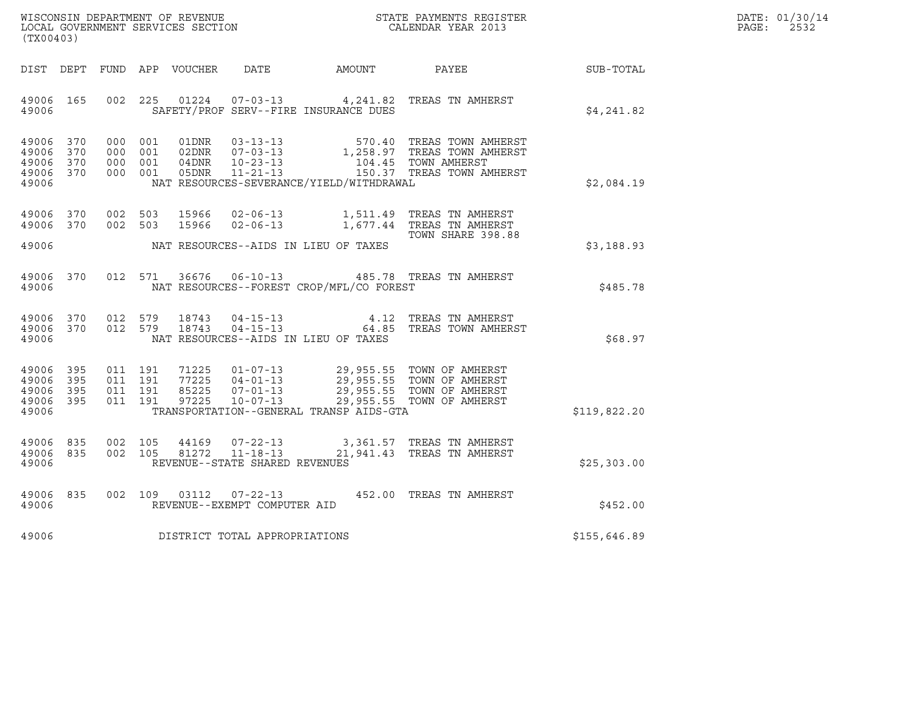WISCONSIN DEPARTMENT OF REVENUE
LOCAL GOVERNMENT SERVICES SECTION
(TX00403)

STATE PAYMENTS REGISTER
CALENDAR YEAR 2013

DATE: 01/30/14
PAGE: 2532

| DIST | DEPT | FUND | APP | VOUCHER | DATE | AMOUNT | PAYEE | SUB-TOTAL |
|---|---|---|---|---|---|---|---|---|
| 49006 | 165 | 002 | 225 | 01224 | 07-03-13 | 4,241.82 | TREAS TN AMHERST | |
| 49006 | | | | | SAFETY/PROF SERV--FIRE INSURANCE DUES | | | $4,241.82 |
| 49006 | 370 | 000 | 001 | 01DNR | 03-13-13 | 570.40 | TREAS TOWN AMHERST | |
| 49006 | 370 | 000 | 001 | 02DNR | 07-03-13 | 1,258.97 | TREAS TOWN AMHERST | |
| 49006 | 370 | 000 | 001 | 04DNR | 10-23-13 | 104.45 | TOWN AMHERST | |
| 49006 | 370 | 000 | 001 | 05DNR | 11-21-13 | 150.37 | TREAS TOWN AMHERST | |
| 49006 | | | | | NAT RESOURCES-SEVERANCE/YIELD/WITHDRAWAL | | | $2,084.19 |
| 49006 | 370 | 002 | 503 | 15966 | 02-06-13 | 1,511.49 | TREAS TN AMHERST | |
| 49006 | 370 | 002 | 503 | 15966 | 02-06-13 | 1,677.44 | TREAS TN AMHERST TOWN SHARE 398.88 | |
| 49006 | | | | | NAT RESOURCES--AIDS IN LIEU OF TAXES | | | $3,188.93 |
| 49006 | 370 | 012 | 571 | 36676 | 06-10-13 | 485.78 | TREAS TN AMHERST | |
| 49006 | | | | | NAT RESOURCES--FOREST CROP/MFL/CO FOREST | | | $485.78 |
| 49006 | 370 | 012 | 579 | 18743 | 04-15-13 | 4.12 | TREAS TN AMHERST | |
| 49006 | 370 | 012 | 579 | 18743 | 04-15-13 | 64.85 | TREAS TOWN AMHERST | |
| 49006 | | | | | NAT RESOURCES--AIDS IN LIEU OF TAXES | | | $68.97 |
| 49006 | 395 | 011 | 191 | 71225 | 01-07-13 | 29,955.55 | TOWN OF AMHERST | |
| 49006 | 395 | 011 | 191 | 77225 | 04-01-13 | 29,955.55 | TOWN OF AMHERST | |
| 49006 | 395 | 011 | 191 | 85225 | 07-01-13 | 29,955.55 | TOWN OF AMHERST | |
| 49006 | 395 | 011 | 191 | 97225 | 10-07-13 | 29,955.55 | TOWN OF AMHERST | |
| 49006 | | | | | TRANSPORTATION--GENERAL TRANSP AIDS-GTA | | | $119,822.20 |
| 49006 | 835 | 002 | 105 | 44169 | 07-22-13 | 3,361.57 | TREAS TN AMHERST | |
| 49006 | 835 | 002 | 105 | 81272 | 11-18-13 | 21,941.43 | TREAS TN AMHERST | |
| 49006 | | | | | REVENUE--STATE SHARED REVENUES | | | $25,303.00 |
| 49006 | 835 | 002 | 109 | 03112 | 07-22-13 | 452.00 | TREAS TN AMHERST | |
| 49006 | | | | | REVENUE--EXEMPT COMPUTER AID | | | $452.00 |
| 49006 | | | | | DISTRICT TOTAL APPROPRIATIONS | | | $155,646.89 |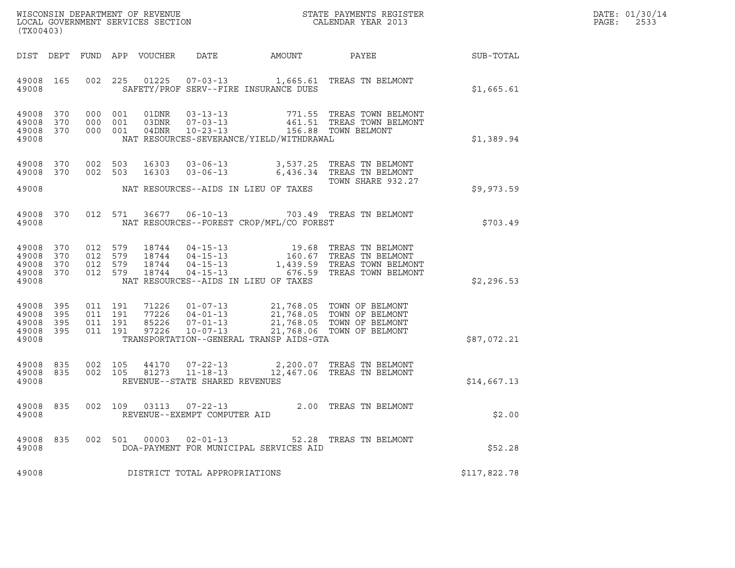WISCONSIN DEPARTMENT OF REVENUE
LOCAL GOVERNMENT SERVICES SECTION
(TX00403)

STATE PAYMENTS REGISTER
CALENDAR YEAR 2013

| DIST | DEPT | FUND | APP | VOUCHER | DATE | AMOUNT | PAYEE | SUB-TOTAL |
|---|---|---|---|---|---|---|---|---|
| 49008 | 165 | 002 | 225 | 01225 | 07-03-13 | 1,665.61 | TREAS TN BELMONT | |
| 49008 | | | | SAFETY/PROF SERV--FIRE INSURANCE DUES | | | | $1,665.61 |
| 49008 | 370 | 000 | 001 | 01DNR | 03-13-13 | 771.55 | TREAS TOWN BELMONT | |
| 49008 | 370 | 000 | 001 | 03DNR | 07-03-13 | 461.51 | TREAS TOWN BELMONT | |
| 49008 | 370 | 000 | 001 | 04DNR | 10-23-13 | 156.88 | TOWN BELMONT | |
| 49008 | | | | NAT RESOURCES-SEVERANCE/YIELD/WITHDRAWAL | | | | $1,389.94 |
| 49008 | 370 | 002 | 503 | 16303 | 03-06-13 | 3,537.25 | TREAS TN BELMONT | |
| 49008 | 370 | 002 | 503 | 16303 | 03-06-13 | 6,436.34 | TREAS TN BELMONT TOWN SHARE 932.27 | |
| 49008 | | | | NAT RESOURCES--AIDS IN LIEU OF TAXES | | | | $9,973.59 |
| 49008 | 370 | 012 | 571 | 36677 | 06-10-13 | 703.49 | TREAS TN BELMONT | |
| 49008 | | | | NAT RESOURCES--FOREST CROP/MFL/CO FOREST | | | | $703.49 |
| 49008 | 370 | 012 | 579 | 18744 | 04-15-13 | 19.68 | TREAS TN BELMONT | |
| 49008 | 370 | 012 | 579 | 18744 | 04-15-13 | 160.67 | TREAS TN BELMONT | |
| 49008 | 370 | 012 | 579 | 18744 | 04-15-13 | 1,439.59 | TREAS TOWN BELMONT | |
| 49008 | 370 | 012 | 579 | 18744 | 04-15-13 | 676.59 | TREAS TOWN BELMONT | |
| 49008 | | | | NAT RESOURCES--AIDS IN LIEU OF TAXES | | | | $2,296.53 |
| 49008 | 395 | 011 | 191 | 71226 | 01-07-13 | 21,768.05 | TOWN OF BELMONT | |
| 49008 | 395 | 011 | 191 | 77226 | 04-01-13 | 21,768.05 | TOWN OF BELMONT | |
| 49008 | 395 | 011 | 191 | 85226 | 07-01-13 | 21,768.05 | TOWN OF BELMONT | |
| 49008 | 395 | 011 | 191 | 97226 | 10-07-13 | 21,768.06 | TOWN OF BELMONT | |
| 49008 | | | | TRANSPORTATION--GENERAL TRANSP AIDS-GTA | | | | $87,072.21 |
| 49008 | 835 | 002 | 105 | 44170 | 07-22-13 | 2,200.07 | TREAS TN BELMONT | |
| 49008 | 835 | 002 | 105 | 81273 | 11-18-13 | 12,467.06 | TREAS TN BELMONT | |
| 49008 | | | | REVENUE--STATE SHARED REVENUES | | | | $14,667.13 |
| 49008 | 835 | 002 | 109 | 03113 | 07-22-13 | 2.00 | TREAS TN BELMONT | |
| 49008 | | | | REVENUE--EXEMPT COMPUTER AID | | | | $2.00 |
| 49008 | 835 | 002 | 501 | 00003 | 02-01-13 | 52.28 | TREAS TN BELMONT | |
| 49008 | | | | DOA-PAYMENT FOR MUNICIPAL SERVICES AID | | | | $52.28 |
| 49008 | | | | DISTRICT TOTAL APPROPRIATIONS | | | | $117,822.78 |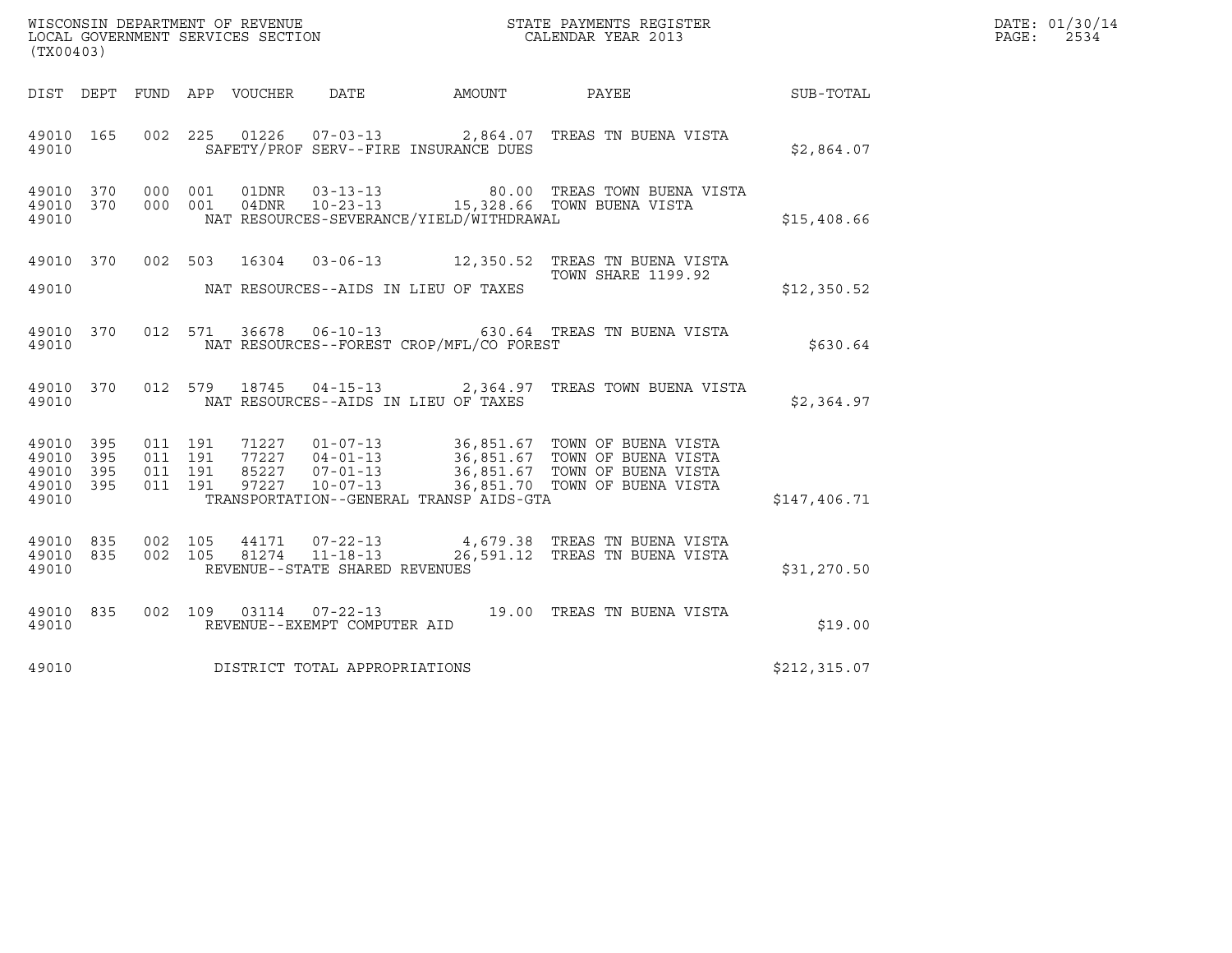WISCONSIN DEPARTMENT OF REVENUE
LOCAL GOVERNMENT SERVICES SECTION
(TX00403)

STATE PAYMENTS REGISTER
CALENDAR YEAR 2013

DATE: 01/30/14

| DIST | DEPT | FUND | APP | VOUCHER | DATE | AMOUNT | PAYEE | SUB-TOTAL |
|---|---|---|---|---|---|---|---|---|
| 49010 | 165 | 002 | 225 | 01226 | 07-03-13 | 2,864.07 | TREAS TN BUENA VISTA | |
| 49010 | | | | | SAFETY/PROF SERV--FIRE INSURANCE DUES | | | $2,864.07 |
| 49010 | 370 | 000 | 001 | 01DNR | 03-13-13 | 80.00 | TREAS TOWN BUENA VISTA | |
| 49010 | 370 | 000 | 001 | 04DNR | 10-23-13 | 15,328.66 | TOWN BUENA VISTA | |
| 49010 | | | | | NAT RESOURCES-SEVERANCE/YIELD/WITHDRAWAL | | | $15,408.66 |
| 49010 | 370 | 002 | 503 | 16304 | 03-06-13 | 12,350.52 | TREAS TN BUENA VISTA TOWN SHARE 1199.92 | |
| 49010 | | | | | NAT RESOURCES--AIDS IN LIEU OF TAXES | | | $12,350.52 |
| 49010 | 370 | 012 | 571 | 36678 | 06-10-13 | 630.64 | TREAS TN BUENA VISTA | |
| 49010 | | | | | NAT RESOURCES--FOREST CROP/MFL/CO FOREST | | | $630.64 |
| 49010 | 370 | 012 | 579 | 18745 | 04-15-13 | 2,364.97 | TREAS TOWN BUENA VISTA | |
| 49010 | | | | | NAT RESOURCES--AIDS IN LIEU OF TAXES | | | $2,364.97 |
| 49010 | 395 | 011 | 191 | 71227 | 01-07-13 | 36,851.67 | TOWN OF BUENA VISTA | |
| 49010 | 395 | 011 | 191 | 77227 | 04-01-13 | 36,851.67 | TOWN OF BUENA VISTA | |
| 49010 | 395 | 011 | 191 | 85227 | 07-01-13 | 36,851.67 | TOWN OF BUENA VISTA | |
| 49010 | 395 | 011 | 191 | 97227 | 10-07-13 | 36,851.70 | TOWN OF BUENA VISTA | |
| 49010 | | | | | TRANSPORTATION--GENERAL TRANSP AIDS-GTA | | | $147,406.71 |
| 49010 | 835 | 002 | 105 | 44171 | 07-22-13 | 4,679.38 | TREAS TN BUENA VISTA | |
| 49010 | 835 | 002 | 105 | 81274 | 11-18-13 | 26,591.12 | TREAS TN BUENA VISTA | |
| 49010 | | | | | REVENUE--STATE SHARED REVENUES | | | $31,270.50 |
| 49010 | 835 | 002 | 109 | 03114 | 07-22-13 | 19.00 | TREAS TN BUENA VISTA | |
| 49010 | | | | | REVENUE--EXEMPT COMPUTER AID | | | $19.00 |
| 49010 | | | | | DISTRICT TOTAL APPROPRIATIONS | | | $212,315.07 |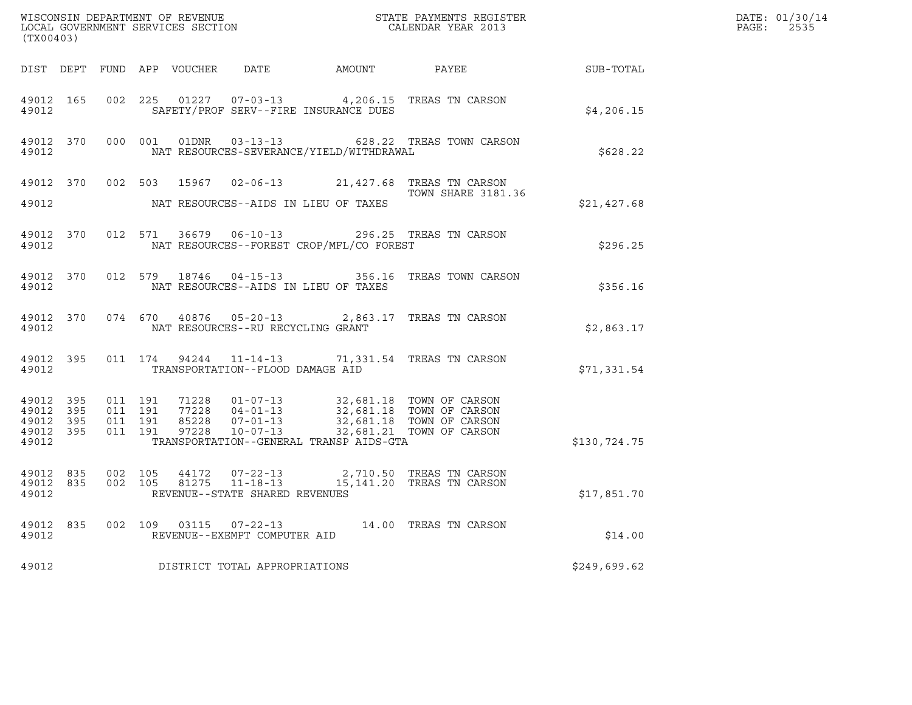WISCONSIN DEPARTMENT OF REVENUE
LOCAL GOVERNMENT SERVICES SECTION
(TX00403)

STATE PAYMENTS REGISTER
CALENDAR YEAR 2013

DATE: 01/30/14
PAGE: 2535

| DIST | DEPT | FUND | APP | VOUCHER | DATE | AMOUNT | PAYEE | SUB-TOTAL |
|---|---|---|---|---|---|---|---|---|
| 49012 | 165 | 002 | 225 | 01227 | 07-03-13 | 4,206.15 | TREAS TN CARSON | |
| 49012 | | | | SAFETY/PROF SERV--FIRE INSURANCE DUES | | | | $4,206.15 |
| 49012 | 370 | 000 | 001 | 01DNR | 03-13-13 | 628.22 | TREAS TOWN CARSON | |
| 49012 | | | | NAT RESOURCES-SEVERANCE/YIELD/WITHDRAWAL | | | | $628.22 |
| 49012 | 370 | 002 | 503 | 15967 | 02-06-13 | 21,427.68 | TREAS TN CARSON<br>TOWN SHARE 3181.36 | |
| 49012 | | | | NAT RESOURCES--AIDS IN LIEU OF TAXES | | | | $21,427.68 |
| 49012 | 370 | 012 | 571 | 36679 | 06-10-13 | 296.25 | TREAS TN CARSON | |
| 49012 | | | | NAT RESOURCES--FOREST CROP/MFL/CO FOREST | | | | $296.25 |
| 49012 | 370 | 012 | 579 | 18746 | 04-15-13 | 356.16 | TREAS TOWN CARSON | |
| 49012 | | | | NAT RESOURCES--AIDS IN LIEU OF TAXES | | | | $356.16 |
| 49012 | 370 | 074 | 670 | 40876 | 05-20-13 | 2,863.17 | TREAS TN CARSON | |
| 49012 | | | | NAT RESOURCES--RU RECYCLING GRANT | | | | $2,863.17 |
| 49012 | 395 | 011 | 174 | 94244 | 11-14-13 | 71,331.54 | TREAS TN CARSON | |
| 49012 | | | | TRANSPORTATION--FLOOD DAMAGE AID | | | | $71,331.54 |
| 49012 | 395 | 011 | 191 | 71228 | 01-07-13 | 32,681.18 | TOWN OF CARSON | |
| 49012 | 395 | 011 | 191 | 77228 | 04-01-13 | 32,681.18 | TOWN OF CARSON | |
| 49012 | 395 | 011 | 191 | 85228 | 07-01-13 | 32,681.18 | TOWN OF CARSON | |
| 49012 | 395 | 011 | 191 | 97228 | 10-07-13 | 32,681.21 | TOWN OF CARSON | |
| 49012 | | | | TRANSPORTATION--GENERAL TRANSP AIDS-GTA | | | | $130,724.75 |
| 49012 | 835 | 002 | 105 | 44172 | 07-22-13 | 2,710.50 | TREAS TN CARSON | |
| 49012 | 835 | 002 | 105 | 81275 | 11-18-13 | 15,141.20 | TREAS TN CARSON | |
| 49012 | | | | REVENUE--STATE SHARED REVENUES | | | | $17,851.70 |
| 49012 | 835 | 002 | 109 | 03115 | 07-22-13 | 14.00 | TREAS TN CARSON | |
| 49012 | | | | REVENUE--EXEMPT COMPUTER AID | | | | $14.00 |
| 49012 | | | | DISTRICT TOTAL APPROPRIATIONS | | | | $249,699.62 |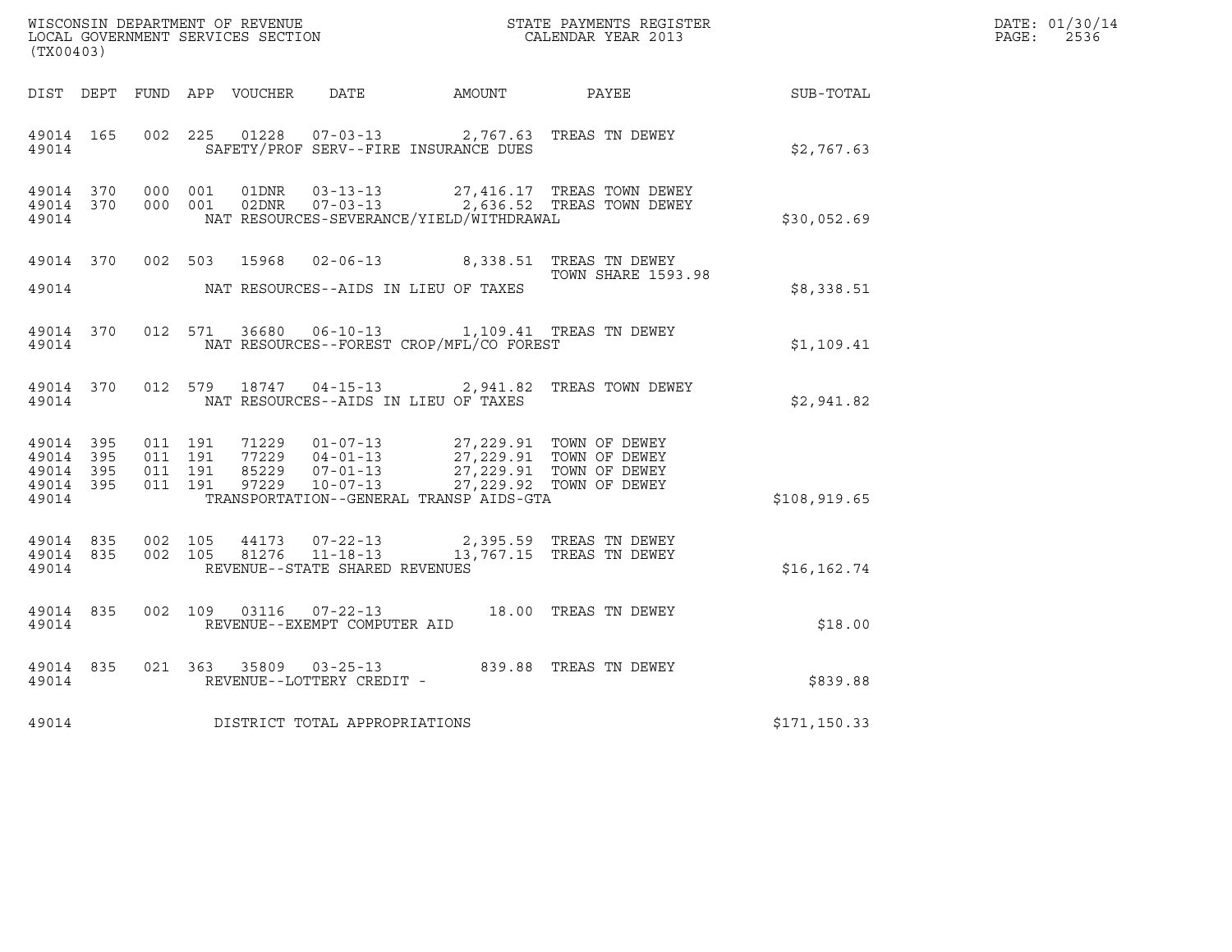WISCONSIN DEPARTMENT OF REVENUE
LOCAL GOVERNMENT SERVICES SECTION
(TX00403)

STATE PAYMENTS REGISTER
CALENDAR YEAR 2013

DATE: 01/30/14

| DIST | DEPT | FUND | APP | VOUCHER | DATE | AMOUNT | PAYEE | SUB-TOTAL |
|---|---|---|---|---|---|---|---|---|
| 49014 | 165 | 002 | 225 | 01228 | 07-03-13 | 2,767.63 | TREAS TN DEWEY | |
| 49014 | | | | SAFETY/PROF SERV--FIRE INSURANCE DUES | | | | $2,767.63 |
| 49014 | 370 | 000 | 001 | 01DNR | 03-13-13 | 27,416.17 | TREAS TOWN DEWEY | |
| 49014 | 370 | 000 | 001 | 02DNR | 07-03-13 | 2,636.52 | TREAS TOWN DEWEY | |
| 49014 | | | | NAT RESOURCES-SEVERANCE/YIELD/WITHDRAWAL | | | | $30,052.69 |
| 49014 | 370 | 002 | 503 | 15968 | 02-06-13 | 8,338.51 | TREAS TN DEWEY<br>TOWN SHARE 1593.98 | |
| 49014 | | | | NAT RESOURCES--AIDS IN LIEU OF TAXES | | | | $8,338.51 |
| 49014 | 370 | 012 | 571 | 36680 | 06-10-13 | 1,109.41 | TREAS TN DEWEY | |
| 49014 | | | | NAT RESOURCES--FOREST CROP/MFL/CO FOREST | | | | $1,109.41 |
| 49014 | 370 | 012 | 579 | 18747 | 04-15-13 | 2,941.82 | TREAS TOWN DEWEY | |
| 49014 | | | | NAT RESOURCES--AIDS IN LIEU OF TAXES | | | | $2,941.82 |
| 49014 | 395 | 011 | 191 | 71229 | 01-07-13 | 27,229.91 | TOWN OF DEWEY | |
| 49014 | 395 | 011 | 191 | 77229 | 04-01-13 | 27,229.91 | TOWN OF DEWEY | |
| 49014 | 395 | 011 | 191 | 85229 | 07-01-13 | 27,229.91 | TOWN OF DEWEY | |
| 49014 | 395 | 011 | 191 | 97229 | 10-07-13 | 27,229.92 | TOWN OF DEWEY | |
| 49014 | | | | TRANSPORTATION--GENERAL TRANSP AIDS-GTA | | | | $108,919.65 |
| 49014 | 835 | 002 | 105 | 44173 | 07-22-13 | 2,395.59 | TREAS TN DEWEY | |
| 49014 | 835 | 002 | 105 | 81276 | 11-18-13 | 13,767.15 | TREAS TN DEWEY | |
| 49014 | | | | REVENUE--STATE SHARED REVENUES | | | | $16,162.74 |
| 49014 | 835 | 002 | 109 | 03116 | 07-22-13 | 18.00 | TREAS TN DEWEY | |
| 49014 | | | | REVENUE--EXEMPT COMPUTER AID | | | | $18.00 |
| 49014 | 835 | 021 | 363 | 35809 | 03-25-13 | 839.88 | TREAS TN DEWEY | |
| 49014 | | | | REVENUE--LOTTERY CREDIT - | | | | $839.88 |
| 49014 | | | | DISTRICT TOTAL APPROPRIATIONS | | | | $171,150.33 |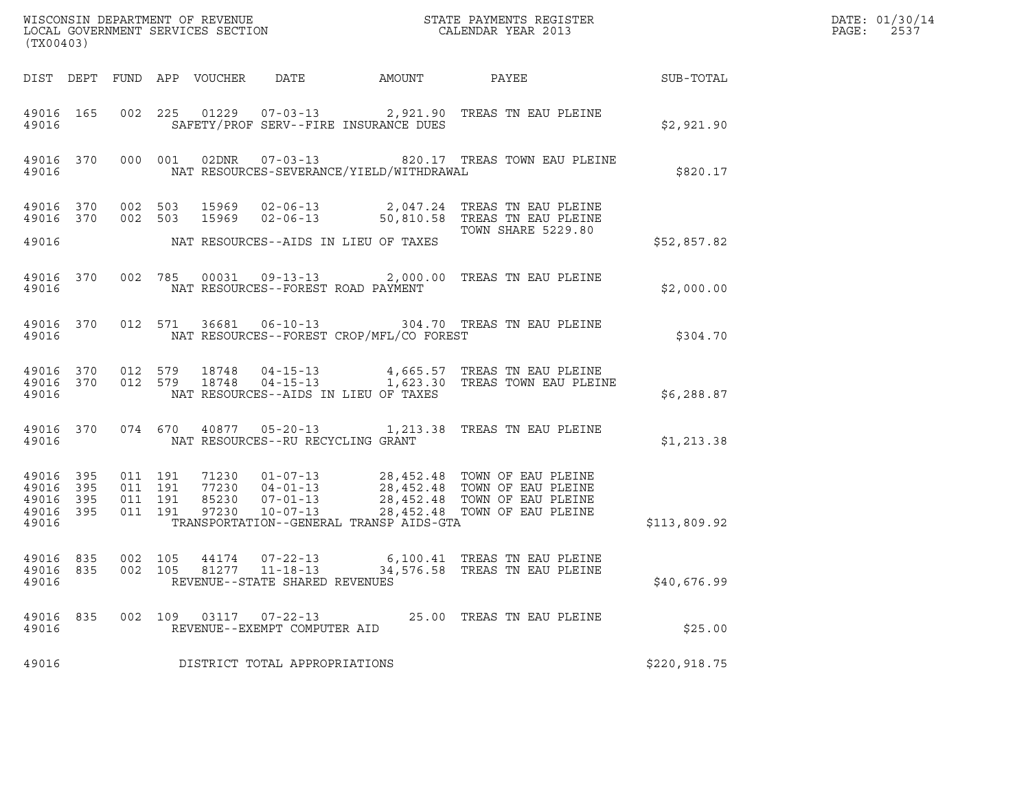WISCONSIN DEPARTMENT OF REVENUE
LOCAL GOVERNMENT SERVICES SECTION
(TX00403)

STATE PAYMENTS REGISTER
CALENDAR YEAR 2013

DATE: 01/30/14
PAGE: 2537

| DIST | DEPT | FUND | APP | VOUCHER | DATE | AMOUNT | PAYEE | SUB-TOTAL |
|---|---|---|---|---|---|---|---|---|
| 49016 | 165 | 002 | 225 | 01229 | 07-03-13 | 2,921.90 | TREAS TN EAU PLEINE | |
| 49016 | | | | SAFETY/PROF SERV--FIRE INSURANCE DUES | | | | $2,921.90 |
| 49016 | 370 | 000 | 001 | 02DNR | 07-03-13 | 820.17 | TREAS TOWN EAU PLEINE | |
| 49016 | | | | NAT RESOURCES-SEVERANCE/YIELD/WITHDRAWAL | | | | $820.17 |
| 49016 | 370 | 002 | 503 | 15969 | 02-06-13 | 2,047.24 | TREAS TN EAU PLEINE | |
| 49016 | 370 | 002 | 503 | 15969 | 02-06-13 | 50,810.58 | TREAS TN EAU PLEINE TOWN SHARE 5229.80 | |
| 49016 | | | | NAT RESOURCES--AIDS IN LIEU OF TAXES | | | | $52,857.82 |
| 49016 | 370 | 002 | 785 | 00031 | 09-13-13 | 2,000.00 | TREAS TN EAU PLEINE | |
| 49016 | | | | NAT RESOURCES--FOREST ROAD PAYMENT | | | | $2,000.00 |
| 49016 | 370 | 012 | 571 | 36681 | 06-10-13 | 304.70 | TREAS TN EAU PLEINE | |
| 49016 | | | | NAT RESOURCES--FOREST CROP/MFL/CO FOREST | | | | $304.70 |
| 49016 | 370 | 012 | 579 | 18748 | 04-15-13 | 4,665.57 | TREAS TN EAU PLEINE | |
| 49016 | 370 | 012 | 579 | 18748 | 04-15-13 | 1,623.30 | TREAS TOWN EAU PLEINE | |
| 49016 | | | | NAT RESOURCES--AIDS IN LIEU OF TAXES | | | | $6,288.87 |
| 49016 | 370 | 074 | 670 | 40877 | 05-20-13 | 1,213.38 | TREAS TN EAU PLEINE | |
| 49016 | | | | NAT RESOURCES--RU RECYCLING GRANT | | | | $1,213.38 |
| 49016 | 395 | 011 | 191 | 71230 | 01-07-13 | 28,452.48 | TOWN OF EAU PLEINE | |
| 49016 | 395 | 011 | 191 | 77230 | 04-01-13 | 28,452.48 | TOWN OF EAU PLEINE | |
| 49016 | 395 | 011 | 191 | 85230 | 07-01-13 | 28,452.48 | TOWN OF EAU PLEINE | |
| 49016 | 395 | 011 | 191 | 97230 | 10-07-13 | 28,452.48 | TOWN OF EAU PLEINE | |
| 49016 | | | | TRANSPORTATION--GENERAL TRANSP AIDS-GTA | | | | $113,809.92 |
| 49016 | 835 | 002 | 105 | 44174 | 07-22-13 | 6,100.41 | TREAS TN EAU PLEINE | |
| 49016 | 835 | 002 | 105 | 81277 | 11-18-13 | 34,576.58 | TREAS TN EAU PLEINE | |
| 49016 | | | | REVENUE--STATE SHARED REVENUES | | | | $40,676.99 |
| 49016 | 835 | 002 | 109 | 03117 | 07-22-13 | 25.00 | TREAS TN EAU PLEINE | |
| 49016 | | | | REVENUE--EXEMPT COMPUTER AID | | | | $25.00 |
| 49016 | | | | DISTRICT TOTAL APPROPRIATIONS | | | | $220,918.75 |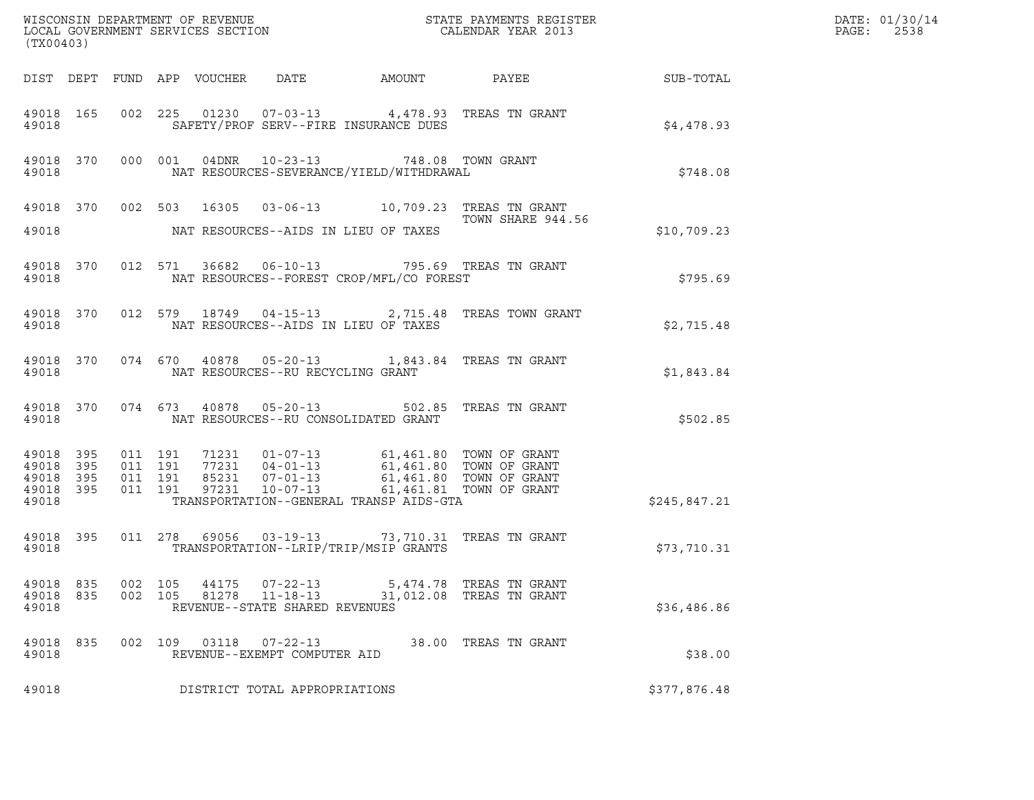WISCONSIN DEPARTMENT OF REVENUE
LOCAL GOVERNMENT SERVICES SECTION
(TX00403)

STATE PAYMENTS REGISTER
CALENDAR YEAR 2013

DATE: 01/30/14
PAGE: 2538

| DIST | DEPT | FUND | APP | VOUCHER | DATE | AMOUNT | PAYEE | SUB-TOTAL |
|---|---|---|---|---|---|---|---|---|
| 49018 | 165 | 002 | 225 | 01230 | 07-03-13 | 4,478.93 | TREAS TN GRANT | |
| 49018 | | | | SAFETY/PROF SERV--FIRE INSURANCE DUES | | | | $4,478.93 |
| 49018 | 370 | 000 | 001 | 04DNR | 10-23-13 | 748.08 | TOWN GRANT | |
| 49018 | | | | NAT RESOURCES-SEVERANCE/YIELD/WITHDRAWAL | | | | $748.08 |
| 49018 | 370 | 002 | 503 | 16305 | 03-06-13 | 10,709.23 | TREAS TN GRANT TOWN SHARE 944.56 | |
| 49018 | | | | NAT RESOURCES--AIDS IN LIEU OF TAXES | | | | $10,709.23 |
| 49018 | 370 | 012 | 571 | 36682 | 06-10-13 | 795.69 | TREAS TN GRANT | |
| 49018 | | | | NAT RESOURCES--FOREST CROP/MFL/CO FOREST | | | | $795.69 |
| 49018 | 370 | 012 | 579 | 18749 | 04-15-13 | 2,715.48 | TREAS TOWN GRANT | |
| 49018 | | | | NAT RESOURCES--AIDS IN LIEU OF TAXES | | | | $2,715.48 |
| 49018 | 370 | 074 | 670 | 40878 | 05-20-13 | 1,843.84 | TREAS TN GRANT | |
| 49018 | | | | NAT RESOURCES--RU RECYCLING GRANT | | | | $1,843.84 |
| 49018 | 370 | 074 | 673 | 40878 | 05-20-13 | 502.85 | TREAS TN GRANT | |
| 49018 | | | | NAT RESOURCES--RU CONSOLIDATED GRANT | | | | $502.85 |
| 49018 | 395 | 011 | 191 | 71231 | 01-07-13 | 61,461.80 | TOWN OF GRANT | |
| 49018 | 395 | 011 | 191 | 77231 | 04-01-13 | 61,461.80 | TOWN OF GRANT | |
| 49018 | 395 | 011 | 191 | 85231 | 07-01-13 | 61,461.80 | TOWN OF GRANT | |
| 49018 | 395 | 011 | 191 | 97231 | 10-07-13 | 61,461.81 | TOWN OF GRANT | |
| 49018 | | | | TRANSPORTATION--GENERAL TRANSP AIDS-GTA | | | | $245,847.21 |
| 49018 | 395 | 011 | 278 | 69056 | 03-19-13 | 73,710.31 | TREAS TN GRANT | |
| 49018 | | | | TRANSPORTATION--LRIP/TRIP/MSIP GRANTS | | | | $73,710.31 |
| 49018 | 835 | 002 | 105 | 44175 | 07-22-13 | 5,474.78 | TREAS TN GRANT | |
| 49018 | 835 | 002 | 105 | 81278 | 11-18-13 | 31,012.08 | TREAS TN GRANT | |
| 49018 | | | | REVENUE--STATE SHARED REVENUES | | | | $36,486.86 |
| 49018 | 835 | 002 | 109 | 03118 | 07-22-13 | 38.00 | TREAS TN GRANT | |
| 49018 | | | | REVENUE--EXEMPT COMPUTER AID | | | | $38.00 |
| 49018 | | | | DISTRICT TOTAL APPROPRIATIONS | | | | $377,876.48 |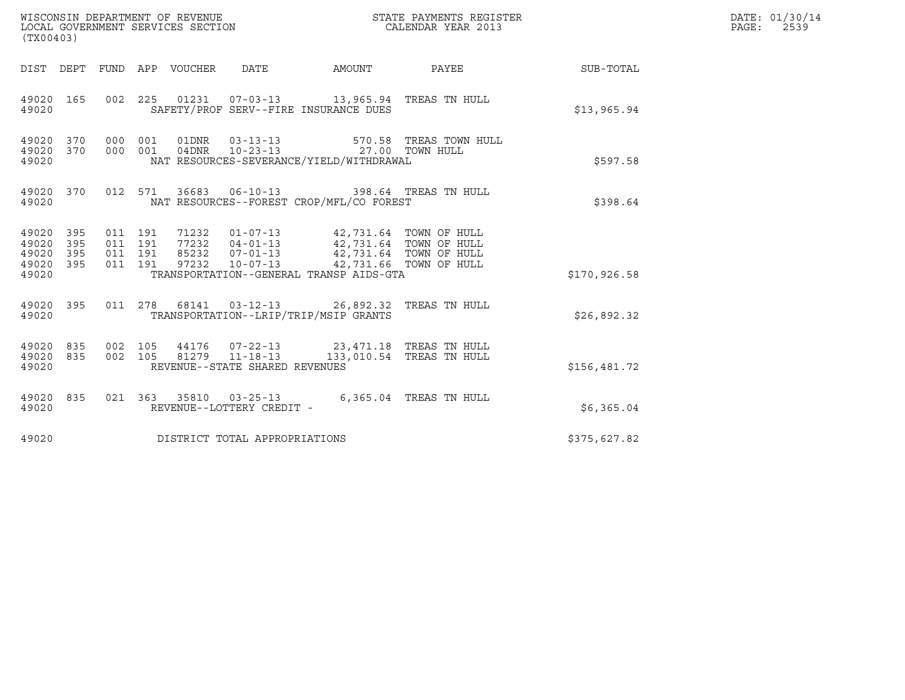WISCONSIN DEPARTMENT OF REVENUE
LOCAL GOVERNMENT SERVICES SECTION
(TX00403)

STATE PAYMENTS REGISTER
CALENDAR YEAR 2013

| DIST | DEPT | FUND | APP | VOUCHER | DATE | AMOUNT | PAYEE | SUB-TOTAL |
|---|---|---|---|---|---|---|---|---|
| 49020 | 165 | 002 | 225 | 01231 | 07-03-13 | 13,965.94 | TREAS TN HULL | |
| 49020 | | | | SAFETY/PROF SERV--FIRE INSURANCE DUES | | | | $13,965.94 |
| 49020 | 370 | 000 | 001 | 01DNR | 03-13-13 | 570.58 | TREAS TOWN HULL | |
| 49020 | 370 | 000 | 001 | 04DNR | 10-23-13 | 27.00 | TOWN HULL | |
| 49020 | | | | NAT RESOURCES-SEVERANCE/YIELD/WITHDRAWAL | | | | $597.58 |
| 49020 | 370 | 012 | 571 | 36683 | 06-10-13 | 398.64 | TREAS TN HULL | |
| 49020 | | | | NAT RESOURCES--FOREST CROP/MFL/CO FOREST | | | | $398.64 |
| 49020 | 395 | 011 | 191 | 71232 | 01-07-13 | 42,731.64 | TOWN OF HULL | |
| 49020 | 395 | 011 | 191 | 77232 | 04-01-13 | 42,731.64 | TOWN OF HULL | |
| 49020 | 395 | 011 | 191 | 85232 | 07-01-13 | 42,731.64 | TOWN OF HULL | |
| 49020 | 395 | 011 | 191 | 97232 | 10-07-13 | 42,731.66 | TOWN OF HULL | |
| 49020 | | | | TRANSPORTATION--GENERAL TRANSP AIDS-GTA | | | | $170,926.58 |
| 49020 | 395 | 011 | 278 | 68141 | 03-12-13 | 26,892.32 | TREAS TN HULL | |
| 49020 | | | | TRANSPORTATION--LRIP/TRIP/MSIP GRANTS | | | | $26,892.32 |
| 49020 | 835 | 002 | 105 | 44176 | 07-22-13 | 23,471.18 | TREAS TN HULL | |
| 49020 | 835 | 002 | 105 | 81279 | 11-18-13 | 133,010.54 | TREAS TN HULL | |
| 49020 | | | | REVENUE--STATE SHARED REVENUES | | | | $156,481.72 |
| 49020 | 835 | 021 | 363 | 35810 | 03-25-13 | 6,365.04 | TREAS TN HULL | |
| 49020 | | | | REVENUE--LOTTERY CREDIT - | | | | $6,365.04 |
| 49020 | | | | DISTRICT TOTAL APPROPRIATIONS | | | | $375,627.82 |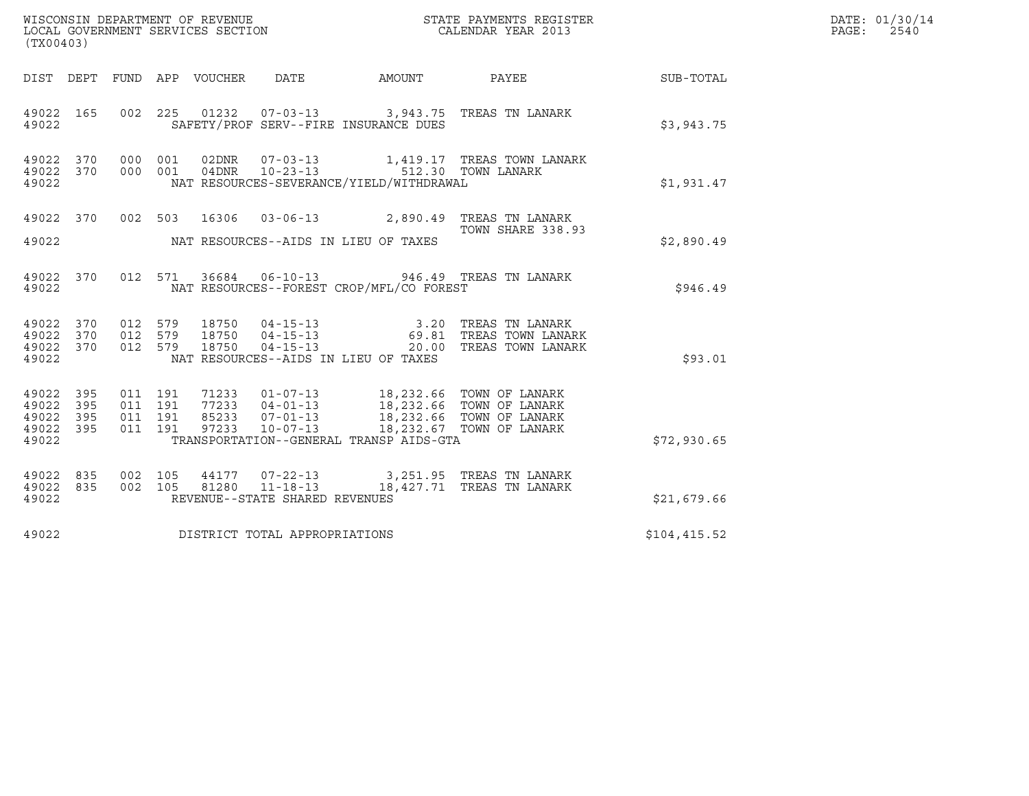WISCONSIN DEPARTMENT OF REVENUE
LOCAL GOVERNMENT SERVICES SECTION
(TX00403)

STATE PAYMENTS REGISTER
CALENDAR YEAR 2013

DATE: 01/30/14
PAGE: 2540

| DIST | DEPT | FUND | APP | VOUCHER | DATE | AMOUNT | PAYEE | SUB-TOTAL |
|---|---|---|---|---|---|---|---|---|
| 49022 | 165 | 002 | 225 | 01232 | 07-03-13 | 3,943.75 | TREAS TN LANARK | |
| 49022 | | | | | SAFETY/PROF SERV--FIRE INSURANCE DUES | | | $3,943.75 |
| 49022 | 370 | 000 | 001 | 02DNR | 07-03-13 | 1,419.17 | TREAS TOWN LANARK | |
| 49022 | 370 | 000 | 001 | 04DNR | 10-23-13 | 512.30 | TOWN LANARK | |
| 49022 | | | | | NAT RESOURCES-SEVERANCE/YIELD/WITHDRAWAL | | | $1,931.47 |
| 49022 | 370 | 002 | 503 | 16306 | 03-06-13 | 2,890.49 | TREAS TN LANARK TOWN SHARE 338.93 | |
| 49022 | | | | | NAT RESOURCES--AIDS IN LIEU OF TAXES | | | $2,890.49 |
| 49022 | 370 | 012 | 571 | 36684 | 06-10-13 | 946.49 | TREAS TN LANARK | |
| 49022 | | | | | NAT RESOURCES--FOREST CROP/MFL/CO FOREST | | | $946.49 |
| 49022 | 370 | 012 | 579 | 18750 | 04-15-13 | 3.20 | TREAS TN LANARK | |
| 49022 | 370 | 012 | 579 | 18750 | 04-15-13 | 69.81 | TREAS TOWN LANARK | |
| 49022 | 370 | 012 | 579 | 18750 | 04-15-13 | 20.00 | TREAS TOWN LANARK | |
| 49022 | | | | | NAT RESOURCES--AIDS IN LIEU OF TAXES | | | $93.01 |
| 49022 | 395 | 011 | 191 | 71233 | 01-07-13 | 18,232.66 | TOWN OF LANARK | |
| 49022 | 395 | 011 | 191 | 77233 | 04-01-13 | 18,232.66 | TOWN OF LANARK | |
| 49022 | 395 | 011 | 191 | 85233 | 07-01-13 | 18,232.66 | TOWN OF LANARK | |
| 49022 | 395 | 011 | 191 | 97233 | 10-07-13 | 18,232.67 | TOWN OF LANARK | |
| 49022 | | | | | TRANSPORTATION--GENERAL TRANSP AIDS-GTA | | | $72,930.65 |
| 49022 | 835 | 002 | 105 | 44177 | 07-22-13 | 3,251.95 | TREAS TN LANARK | |
| 49022 | 835 | 002 | 105 | 81280 | 11-18-13 | 18,427.71 | TREAS TN LANARK | |
| 49022 | | | | | REVENUE--STATE SHARED REVENUES | | | $21,679.66 |
| 49022 | | | | | DISTRICT TOTAL APPROPRIATIONS | | | $104,415.52 |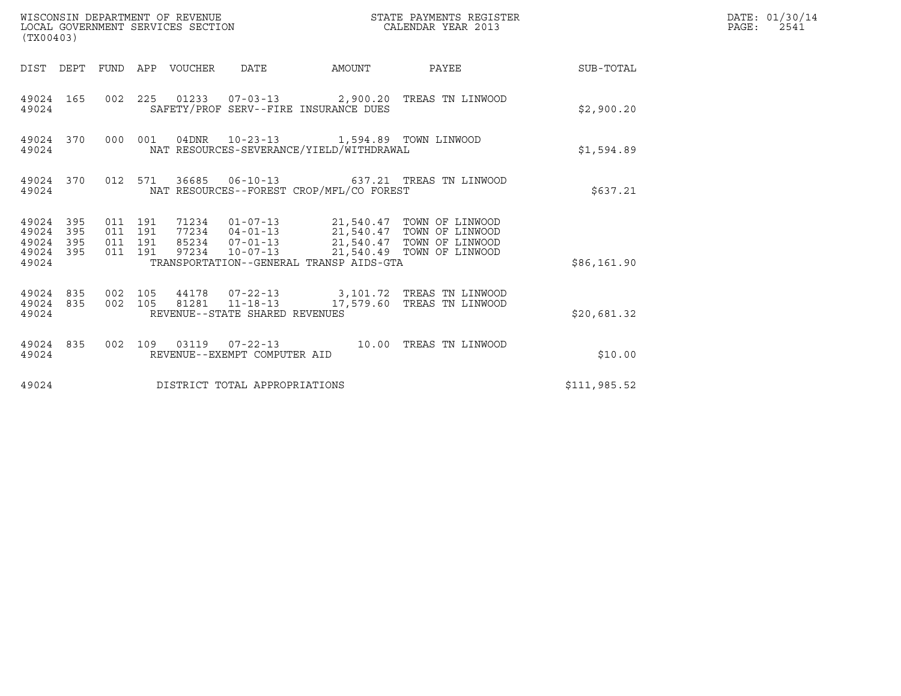WISCONSIN DEPARTMENT OF REVENUE
LOCAL GOVERNMENT SERVICES SECTION
(TX00403)

STATE PAYMENTS REGISTER
CALENDAR YEAR 2013

DATE: 01/30/14
PAGE: 2541

| DIST | DEPT | FUND | APP | VOUCHER | DATE | AMOUNT | PAYEE | SUB-TOTAL |
|---|---|---|---|---|---|---|---|---|
| 49024 | 165 | 002 | 225 | 01233 | 07-03-13 | 2,900.20 | TREAS TN LINWOOD | |
| 49024 | | | | SAFETY/PROF SERV--FIRE INSURANCE DUES | | | | $2,900.20 |
| 49024 | 370 | 000 | 001 | 04DNR | 10-23-13 | 1,594.89 | TOWN LINWOOD | |
| 49024 | | | | NAT RESOURCES-SEVERANCE/YIELD/WITHDRAWAL | | | | $1,594.89 |
| 49024 | 370 | 012 | 571 | 36685 | 06-10-13 | 637.21 | TREAS TN LINWOOD | |
| 49024 | | | | NAT RESOURCES--FOREST CROP/MFL/CO FOREST | | | | $637.21 |
| 49024 | 395 | 011 | 191 | 71234 | 01-07-13 | 21,540.47 | TOWN OF LINWOOD | |
| 49024 | 395 | 011 | 191 | 77234 | 04-01-13 | 21,540.47 | TOWN OF LINWOOD | |
| 49024 | 395 | 011 | 191 | 85234 | 07-01-13 | 21,540.47 | TOWN OF LINWOOD | |
| 49024 | 395 | 011 | 191 | 97234 | 10-07-13 | 21,540.49 | TOWN OF LINWOOD | |
| 49024 | | | | TRANSPORTATION--GENERAL TRANSP AIDS-GTA | | | | $86,161.90 |
| 49024 | 835 | 002 | 105 | 44178 | 07-22-13 | 3,101.72 | TREAS TN LINWOOD | |
| 49024 | 835 | 002 | 105 | 81281 | 11-18-13 | 17,579.60 | TREAS TN LINWOOD | |
| 49024 | | | | REVENUE--STATE SHARED REVENUES | | | | $20,681.32 |
| 49024 | 835 | 002 | 109 | 03119 | 07-22-13 | 10.00 | TREAS TN LINWOOD | |
| 49024 | | | | REVENUE--EXEMPT COMPUTER AID | | | | $10.00 |
| 49024 | | | | DISTRICT TOTAL APPROPRIATIONS | | | | $111,985.52 |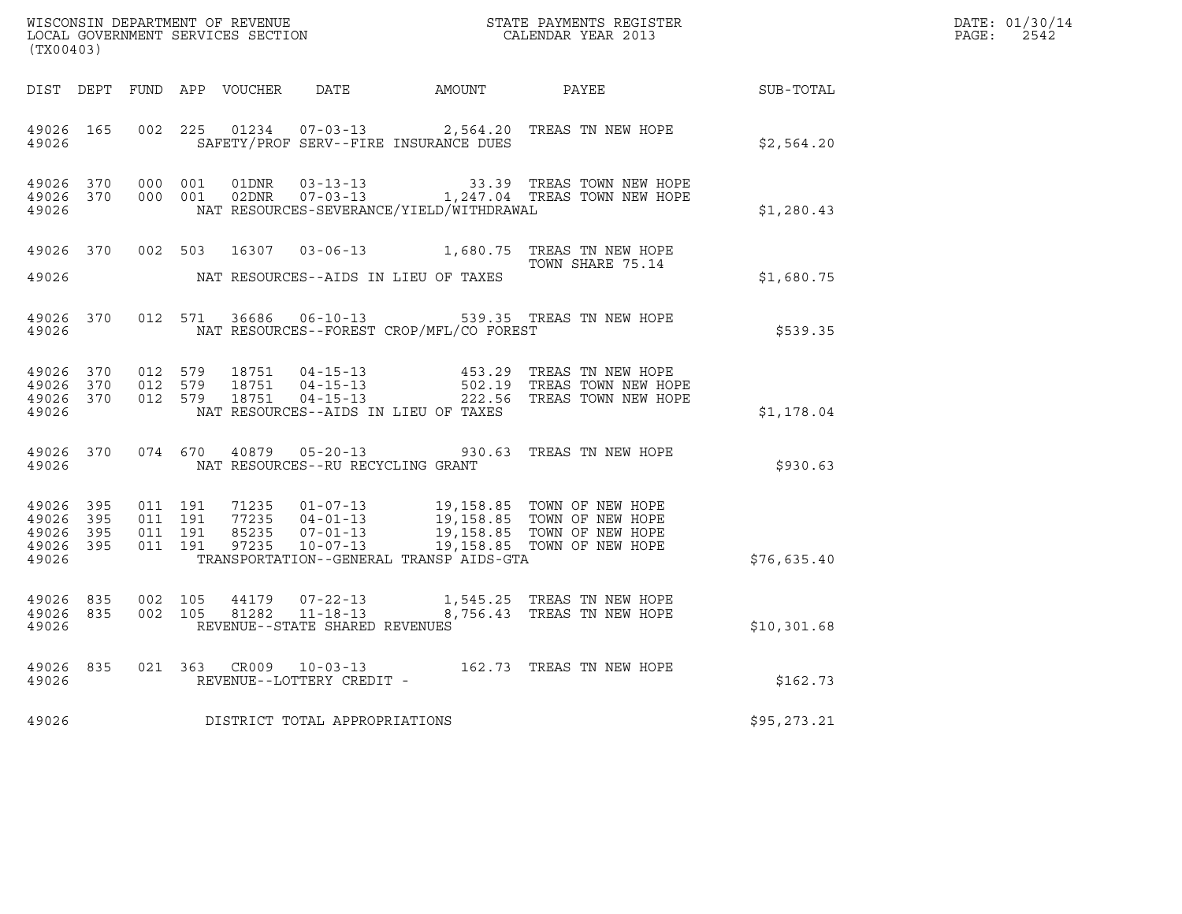WISCONSIN DEPARTMENT OF REVENUE
LOCAL GOVERNMENT SERVICES SECTION
(TX00403)

STATE PAYMENTS REGISTER
CALENDAR YEAR 2013

DATE: 01/30/14
PAGE: 2542

| DIST | DEPT | FUND | APP | VOUCHER | DATE | AMOUNT | PAYEE | SUB-TOTAL |
|---|---|---|---|---|---|---|---|---|
| 49026 | 165 | 002 | 225 | 01234 | 07-03-13 | 2,564.20 | TREAS TN NEW HOPE | |
| 49026 | | | | SAFETY/PROF SERV--FIRE INSURANCE DUES | | | | $2,564.20 |
| 49026 | 370 | 000 | 001 | 01DNR | 03-13-13 | 33.39 | TREAS TOWN NEW HOPE | |
| 49026 | 370 | 000 | 001 | 02DNR | 07-03-13 | 1,247.04 | TREAS TOWN NEW HOPE | |
| 49026 | | | | NAT RESOURCES-SEVERANCE/YIELD/WITHDRAWAL | | | | $1,280.43 |
| 49026 | 370 | 002 | 503 | 16307 | 03-06-13 | 1,680.75 | TREAS TN NEW HOPE TOWN SHARE 75.14 | |
| 49026 | | | | NAT RESOURCES--AIDS IN LIEU OF TAXES | | | | $1,680.75 |
| 49026 | 370 | 012 | 571 | 36686 | 06-10-13 | 539.35 | TREAS TN NEW HOPE | |
| 49026 | | | | NAT RESOURCES--FOREST CROP/MFL/CO FOREST | | | | $539.35 |
| 49026 | 370 | 012 | 579 | 18751 | 04-15-13 | 453.29 | TREAS TN NEW HOPE | |
| 49026 | 370 | 012 | 579 | 18751 | 04-15-13 | 502.19 | TREAS TOWN NEW HOPE | |
| 49026 | 370 | 012 | 579 | 18751 | 04-15-13 | 222.56 | TREAS TOWN NEW HOPE | |
| 49026 | | | | NAT RESOURCES--AIDS IN LIEU OF TAXES | | | | $1,178.04 |
| 49026 | 370 | 074 | 670 | 40879 | 05-20-13 | 930.63 | TREAS TN NEW HOPE | |
| 49026 | | | | NAT RESOURCES--RU RECYCLING GRANT | | | | $930.63 |
| 49026 | 395 | 011 | 191 | 71235 | 01-07-13 | 19,158.85 | TOWN OF NEW HOPE | |
| 49026 | 395 | 011 | 191 | 77235 | 04-01-13 | 19,158.85 | TOWN OF NEW HOPE | |
| 49026 | 395 | 011 | 191 | 85235 | 07-01-13 | 19,158.85 | TOWN OF NEW HOPE | |
| 49026 | 395 | 011 | 191 | 97235 | 10-07-13 | 19,158.85 | TOWN OF NEW HOPE | |
| 49026 | | | | TRANSPORTATION--GENERAL TRANSP AIDS-GTA | | | | $76,635.40 |
| 49026 | 835 | 002 | 105 | 44179 | 07-22-13 | 1,545.25 | TREAS TN NEW HOPE | |
| 49026 | 835 | 002 | 105 | 81282 | 11-18-13 | 8,756.43 | TREAS TN NEW HOPE | |
| 49026 | | | | REVENUE--STATE SHARED REVENUES | | | | $10,301.68 |
| 49026 | 835 | 021 | 363 | CR009 | 10-03-13 | 162.73 | TREAS TN NEW HOPE | |
| 49026 | | | | REVENUE--LOTTERY CREDIT - | | | | $162.73 |
| 49026 | | | | DISTRICT TOTAL APPROPRIATIONS | | | | $95,273.21 |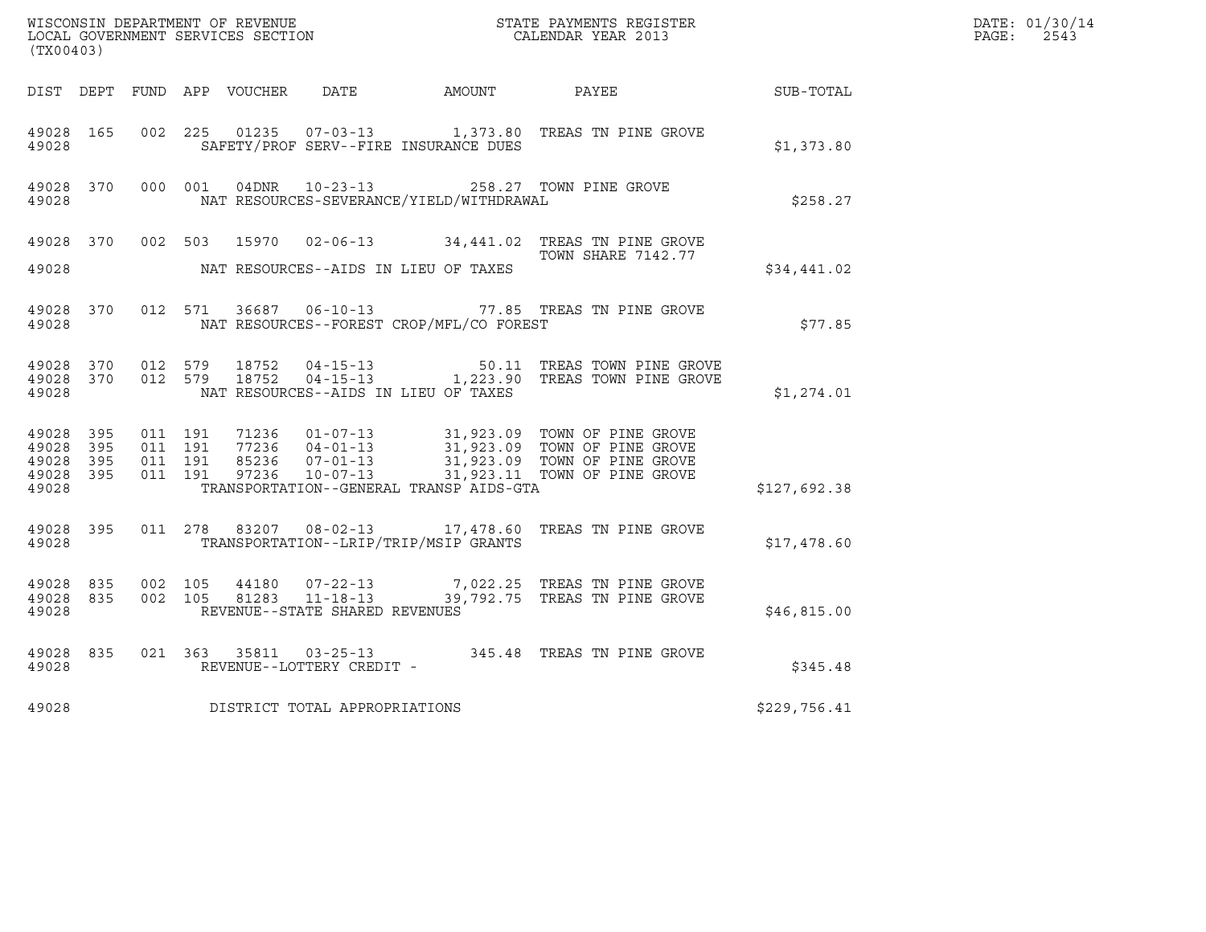WISCONSIN DEPARTMENT OF REVENUE
LOCAL GOVERNMENT SERVICES SECTION
(TX00403)

STATE PAYMENTS REGISTER
CALENDAR YEAR 2013

DATE: 01/30/14
PAGE: 2543

| DIST | DEPT | FUND | APP | VOUCHER | DATE | AMOUNT | PAYEE | SUB-TOTAL |
|---|---|---|---|---|---|---|---|---|
| 49028 | 165 | 002 | 225 | 01235 | 07-03-13 | 1,373.80 | TREAS TN PINE GROVE | |
| 49028 | | | | SAFETY/PROF SERV--FIRE INSURANCE DUES | | | | $1,373.80 |
| 49028 | 370 | 000 | 001 | 04DNR | 10-23-13 | 258.27 | TOWN PINE GROVE | |
| 49028 | | | | NAT RESOURCES-SEVERANCE/YIELD/WITHDRAWAL | | | | $258.27 |
| 49028 | 370 | 002 | 503 | 15970 | 02-06-13 | 34,441.02 | TREAS TN PINE GROVE TOWN SHARE 7142.77 | |
| 49028 | | | | NAT RESOURCES--AIDS IN LIEU OF TAXES | | | | $34,441.02 |
| 49028 | 370 | 012 | 571 | 36687 | 06-10-13 | 77.85 | TREAS TN PINE GROVE | |
| 49028 | | | | NAT RESOURCES--FOREST CROP/MFL/CO FOREST | | | | $77.85 |
| 49028 | 370 | 012 | 579 | 18752 | 04-15-13 | 50.11 | TREAS TOWN PINE GROVE | |
| 49028 | 370 | 012 | 579 | 18752 | 04-15-13 | 1,223.90 | TREAS TOWN PINE GROVE | |
| 49028 | | | | NAT RESOURCES--AIDS IN LIEU OF TAXES | | | | $1,274.01 |
| 49028 | 395 | 011 | 191 | 71236 | 01-07-13 | 31,923.09 | TOWN OF PINE GROVE | |
| 49028 | 395 | 011 | 191 | 77236 | 04-01-13 | 31,923.09 | TOWN OF PINE GROVE | |
| 49028 | 395 | 011 | 191 | 85236 | 07-01-13 | 31,923.09 | TOWN OF PINE GROVE | |
| 49028 | 395 | 011 | 191 | 97236 | 10-07-13 | 31,923.11 | TOWN OF PINE GROVE | |
| 49028 | | | | TRANSPORTATION--GENERAL TRANSP AIDS-GTA | | | | $127,692.38 |
| 49028 | 395 | 011 | 278 | 83207 | 08-02-13 | 17,478.60 | TREAS TN PINE GROVE | |
| 49028 | | | | TRANSPORTATION--LRIP/TRIP/MSIP GRANTS | | | | $17,478.60 |
| 49028 | 835 | 002 | 105 | 44180 | 07-22-13 | 7,022.25 | TREAS TN PINE GROVE | |
| 49028 | 835 | 002 | 105 | 81283 | 11-18-13 | 39,792.75 | TREAS TN PINE GROVE | |
| 49028 | | | | REVENUE--STATE SHARED REVENUES | | | | $46,815.00 |
| 49028 | 835 | 021 | 363 | 35811 | 03-25-13 | 345.48 | TREAS TN PINE GROVE | |
| 49028 | | | | REVENUE--LOTTERY CREDIT - | | | | $345.48 |
| 49028 | | | | DISTRICT TOTAL APPROPRIATIONS | | | | $229,756.41 |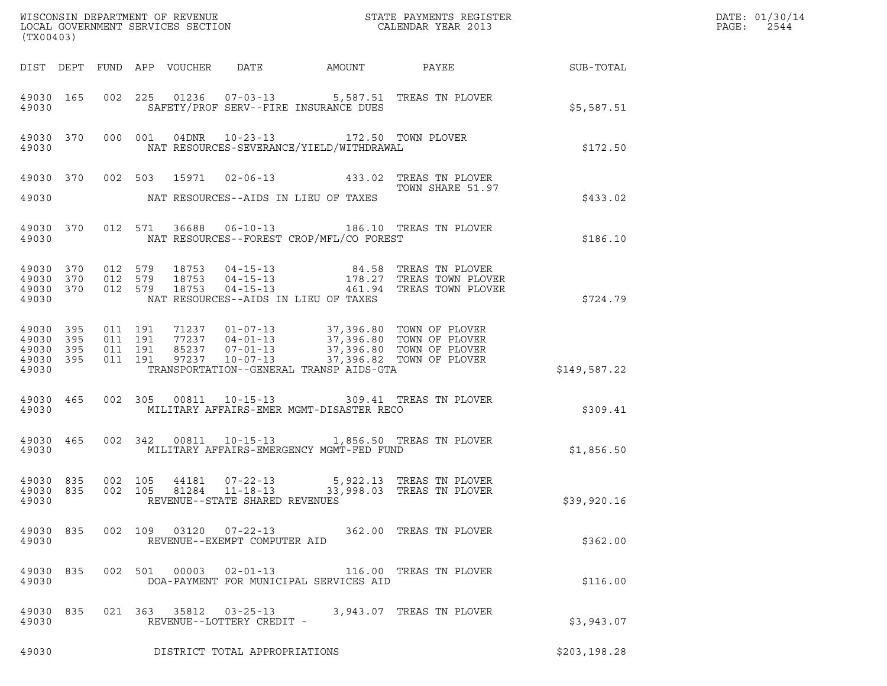WISCONSIN DEPARTMENT OF REVENUE
LOCAL GOVERNMENT SERVICES SECTION
(TX00403)

STATE PAYMENTS REGISTER
CALENDAR YEAR 2013

DATE: 01/30/14
PAGE: 2544

| DIST | DEPT | FUND | APP | VOUCHER | DATE | AMOUNT | PAYEE | SUB-TOTAL |
|---|---|---|---|---|---|---|---|---|
| 49030 | 165 | 002 | 225 | 01236 | 07-03-13 | 5,587.51 | TREAS TN PLOVER | |
| 49030 | | | | SAFETY/PROF SERV--FIRE INSURANCE DUES | | | | $5,587.51 |
| 49030 | 370 | 000 | 001 | 04DNR | 10-23-13 | 172.50 | TOWN PLOVER | |
| 49030 | | | | NAT RESOURCES-SEVERANCE/YIELD/WITHDRAWAL | | | | $172.50 |
| 49030 | 370 | 002 | 503 | 15971 | 02-06-13 | 433.02 | TREAS TN PLOVER TOWN SHARE 51.97 | |
| 49030 | | | | NAT RESOURCES--AIDS IN LIEU OF TAXES | | | | $433.02 |
| 49030 | 370 | 012 | 571 | 36688 | 06-10-13 | 186.10 | TREAS TN PLOVER | |
| 49030 | | | | NAT RESOURCES--FOREST CROP/MFL/CO FOREST | | | | $186.10 |
| 49030 | 370 | 012 | 579 | 18753 | 04-15-13 | 84.58 | TREAS TN PLOVER | |
| 49030 | 370 | 012 | 579 | 18753 | 04-15-13 | 178.27 | TREAS TOWN PLOVER | |
| 49030 | 370 | 012 | 579 | 18753 | 04-15-13 | 461.94 | TREAS TOWN PLOVER | |
| 49030 | | | | NAT RESOURCES--AIDS IN LIEU OF TAXES | | | | $724.79 |
| 49030 | 395 | 011 | 191 | 71237 | 01-07-13 | 37,396.80 | TOWN OF PLOVER | |
| 49030 | 395 | 011 | 191 | 77237 | 04-01-13 | 37,396.80 | TOWN OF PLOVER | |
| 49030 | 395 | 011 | 191 | 85237 | 07-01-13 | 37,396.80 | TOWN OF PLOVER | |
| 49030 | 395 | 011 | 191 | 97237 | 10-07-13 | 37,396.82 | TOWN OF PLOVER | |
| 49030 | | | | TRANSPORTATION--GENERAL TRANSP AIDS-GTA | | | | $149,587.22 |
| 49030 | 465 | 002 | 305 | 00811 | 10-15-13 | 309.41 | TREAS TN PLOVER | |
| 49030 | | | | MILITARY AFFAIRS-EMER MGMT-DISASTER RECO | | | | $309.41 |
| 49030 | 465 | 002 | 342 | 00811 | 10-15-13 | 1,856.50 | TREAS TN PLOVER | |
| 49030 | | | | MILITARY AFFAIRS-EMERGENCY MGMT-FED FUND | | | | $1,856.50 |
| 49030 | 835 | 002 | 105 | 44181 | 07-22-13 | 5,922.13 | TREAS TN PLOVER | |
| 49030 | 835 | 002 | 105 | 81284 | 11-18-13 | 33,998.03 | TREAS TN PLOVER | |
| 49030 | | | | REVENUE--STATE SHARED REVENUES | | | | $39,920.16 |
| 49030 | 835 | 002 | 109 | 03120 | 07-22-13 | 362.00 | TREAS TN PLOVER | |
| 49030 | | | | REVENUE--EXEMPT COMPUTER AID | | | | $362.00 |
| 49030 | 835 | 002 | 501 | 00003 | 02-01-13 | 116.00 | TREAS TN PLOVER | |
| 49030 | | | | DOA-PAYMENT FOR MUNICIPAL SERVICES AID | | | | $116.00 |
| 49030 | 835 | 021 | 363 | 35812 | 03-25-13 | 3,943.07 | TREAS TN PLOVER | |
| 49030 | | | | REVENUE--LOTTERY CREDIT - | | | | $3,943.07 |
| 49030 | | | | DISTRICT TOTAL APPROPRIATIONS | | | | $203,198.28 |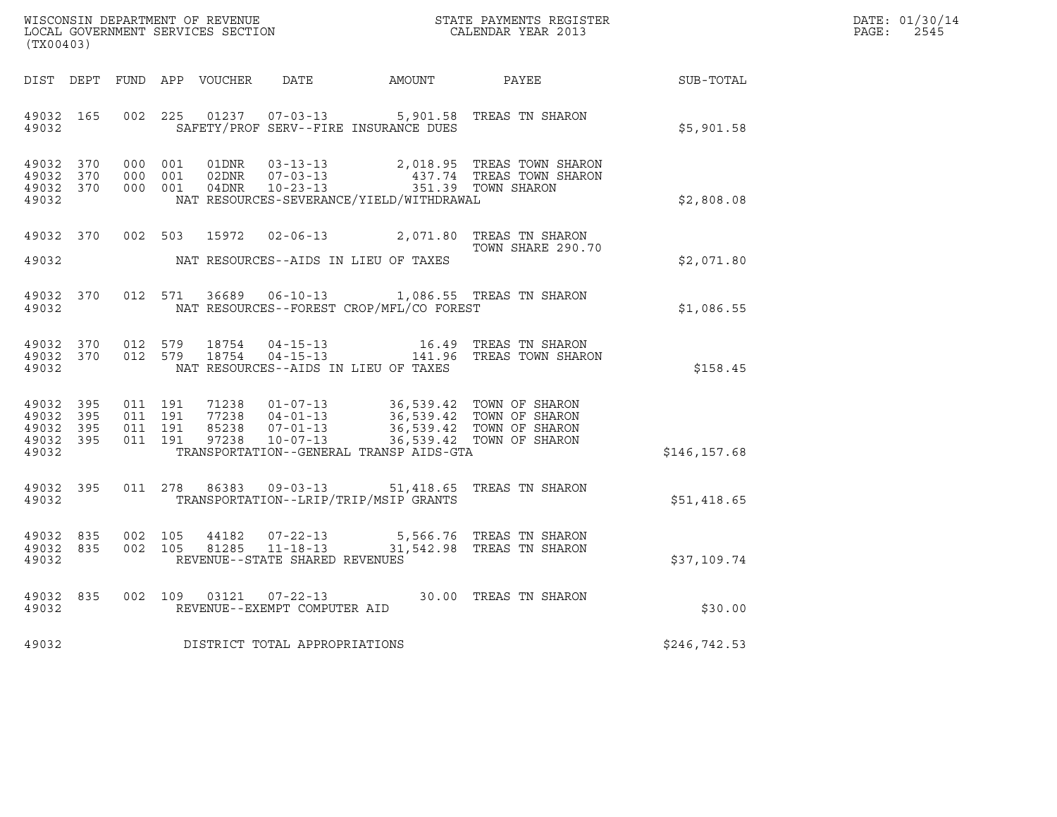WISCONSIN DEPARTMENT OF REVENUE
LOCAL GOVERNMENT SERVICES SECTION
(TX00403)

STATE PAYMENTS REGISTER
CALENDAR YEAR 2013

DATE: 01/30/14
PAGE: 2545

| DIST | DEPT | FUND | APP | VOUCHER | DATE | AMOUNT | PAYEE | SUB-TOTAL |
|---|---|---|---|---|---|---|---|---|
| 49032 | 165 | 002 | 225 | 01237 | 07-03-13 | 5,901.58 | TREAS TN SHARON | |
| 49032 | | | | | SAFETY/PROF SERV--FIRE INSURANCE DUES | | | $5,901.58 |
| 49032 | 370 | 000 | 001 | 01DNR | 03-13-13 | 2,018.95 | TREAS TOWN SHARON | |
| 49032 | 370 | 000 | 001 | 02DNR | 07-03-13 | 437.74 | TREAS TOWN SHARON | |
| 49032 | 370 | 000 | 001 | 04DNR | 10-23-13 | 351.39 | TOWN SHARON | |
| 49032 | | | | | NAT RESOURCES-SEVERANCE/YIELD/WITHDRAWAL | | | $2,808.08 |
| 49032 | 370 | 002 | 503 | 15972 | 02-06-13 | 2,071.80 | TREAS TN SHARON TOWN SHARE 290.70 | |
| 49032 | | | | | NAT RESOURCES--AIDS IN LIEU OF TAXES | | | $2,071.80 |
| 49032 | 370 | 012 | 571 | 36689 | 06-10-13 | 1,086.55 | TREAS TN SHARON | |
| 49032 | | | | | NAT RESOURCES--FOREST CROP/MFL/CO FOREST | | | $1,086.55 |
| 49032 | 370 | 012 | 579 | 18754 | 04-15-13 | 16.49 | TREAS TN SHARON | |
| 49032 | 370 | 012 | 579 | 18754 | 04-15-13 | 141.96 | TREAS TOWN SHARON | |
| 49032 | | | | | NAT RESOURCES--AIDS IN LIEU OF TAXES | | | $158.45 |
| 49032 | 395 | 011 | 191 | 71238 | 01-07-13 | 36,539.42 | TOWN OF SHARON | |
| 49032 | 395 | 011 | 191 | 77238 | 04-01-13 | 36,539.42 | TOWN OF SHARON | |
| 49032 | 395 | 011 | 191 | 85238 | 07-01-13 | 36,539.42 | TOWN OF SHARON | |
| 49032 | 395 | 011 | 191 | 97238 | 10-07-13 | 36,539.42 | TOWN OF SHARON | |
| 49032 | | | | | TRANSPORTATION--GENERAL TRANSP AIDS-GTA | | | $146,157.68 |
| 49032 | 395 | 011 | 278 | 86383 | 09-03-13 | 51,418.65 | TREAS TN SHARON | |
| 49032 | | | | | TRANSPORTATION--LRIP/TRIP/MSIP GRANTS | | | $51,418.65 |
| 49032 | 835 | 002 | 105 | 44182 | 07-22-13 | 5,566.76 | TREAS TN SHARON | |
| 49032 | 835 | 002 | 105 | 81285 | 11-18-13 | 31,542.98 | TREAS TN SHARON | |
| 49032 | | | | | REVENUE--STATE SHARED REVENUES | | | $37,109.74 |
| 49032 | 835 | 002 | 109 | 03121 | 07-22-13 | 30.00 | TREAS TN SHARON | |
| 49032 | | | | | REVENUE--EXEMPT COMPUTER AID | | | $30.00 |
| 49032 | | | | | DISTRICT TOTAL APPROPRIATIONS | | | $246,742.53 |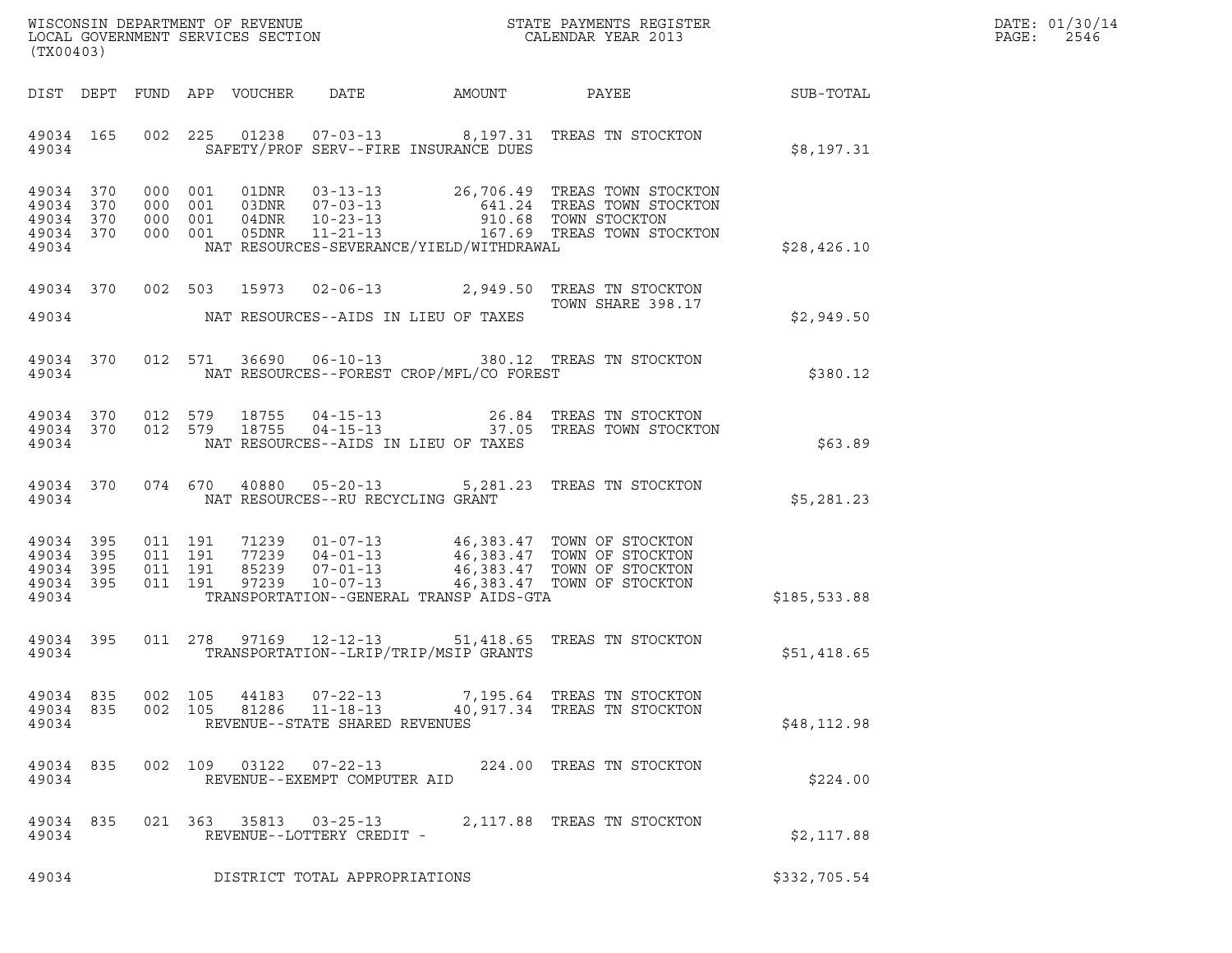WISCONSIN DEPARTMENT OF REVENUE
LOCAL GOVERNMENT SERVICES SECTION
(TX00403)

STATE PAYMENTS REGISTER
CALENDAR YEAR 2013

DATE: 01/30/14

| DIST | DEPT | FUND | APP | VOUCHER | DATE | AMOUNT | PAYEE | SUB-TOTAL |
|---|---|---|---|---|---|---|---|---|
| 49034 | 165 | 002 | 225 | 01238 | 07-03-13 | 8,197.31 | TREAS TN STOCKTON | |
| 49034 | | | | | SAFETY/PROF SERV--FIRE INSURANCE DUES | | | $8,197.31 |
| 49034 | 370 | 000 | 001 | 01DNR | 03-13-13 | 26,706.49 | TREAS TOWN STOCKTON | |
| 49034 | 370 | 000 | 001 | 03DNR | 07-03-13 | 641.24 | TREAS TOWN STOCKTON | |
| 49034 | 370 | 000 | 001 | 04DNR | 10-23-13 | 910.68 | TOWN STOCKTON | |
| 49034 | 370 | 000 | 001 | 05DNR | 11-21-13 | 167.69 | TREAS TOWN STOCKTON | |
| 49034 | | | | | NAT RESOURCES-SEVERANCE/YIELD/WITHDRAWAL | | | $28,426.10 |
| 49034 | 370 | 002 | 503 | 15973 | 02-06-13 | 2,949.50 | TREAS TN STOCKTON TOWN SHARE 398.17 | |
| 49034 | | | | | NAT RESOURCES--AIDS IN LIEU OF TAXES | | | $2,949.50 |
| 49034 | 370 | 012 | 571 | 36690 | 06-10-13 | 380.12 | TREAS TN STOCKTON | |
| 49034 | | | | | NAT RESOURCES--FOREST CROP/MFL/CO FOREST | | | $380.12 |
| 49034 | 370 | 012 | 579 | 18755 | 04-15-13 | 26.84 | TREAS TN STOCKTON | |
| 49034 | 370 | 012 | 579 | 18755 | 04-15-13 | 37.05 | TREAS TOWN STOCKTON | |
| 49034 | | | | | NAT RESOURCES--AIDS IN LIEU OF TAXES | | | $63.89 |
| 49034 | 370 | 074 | 670 | 40880 | 05-20-13 | 5,281.23 | TREAS TN STOCKTON | |
| 49034 | | | | | NAT RESOURCES--RU RECYCLING GRANT | | | $5,281.23 |
| 49034 | 395 | 011 | 191 | 71239 | 01-07-13 | 46,383.47 | TOWN OF STOCKTON | |
| 49034 | 395 | 011 | 191 | 77239 | 04-01-13 | 46,383.47 | TOWN OF STOCKTON | |
| 49034 | 395 | 011 | 191 | 85239 | 07-01-13 | 46,383.47 | TOWN OF STOCKTON | |
| 49034 | 395 | 011 | 191 | 97239 | 10-07-13 | 46,383.47 | TOWN OF STOCKTON | |
| 49034 | | | | | TRANSPORTATION--GENERAL TRANSP AIDS-GTA | | | $185,533.88 |
| 49034 | 395 | 011 | 278 | 97169 | 12-12-13 | 51,418.65 | TREAS TN STOCKTON | |
| 49034 | | | | | TRANSPORTATION--LRIP/TRIP/MSIP GRANTS | | | $51,418.65 |
| 49034 | 835 | 002 | 105 | 44183 | 07-22-13 | 7,195.64 | TREAS TN STOCKTON | |
| 49034 | 835 | 002 | 105 | 81286 | 11-18-13 | 40,917.34 | TREAS TN STOCKTON | |
| 49034 | | | | | REVENUE--STATE SHARED REVENUES | | | $48,112.98 |
| 49034 | 835 | 002 | 109 | 03122 | 07-22-13 | 224.00 | TREAS TN STOCKTON | |
| 49034 | | | | | REVENUE--EXEMPT COMPUTER AID | | | $224.00 |
| 49034 | 835 | 021 | 363 | 35813 | 03-25-13 | 2,117.88 | TREAS TN STOCKTON | |
| 49034 | | | | | REVENUE--LOTTERY CREDIT - | | | $2,117.88 |
| 49034 | | | | | DISTRICT TOTAL APPROPRIATIONS | | | $332,705.54 |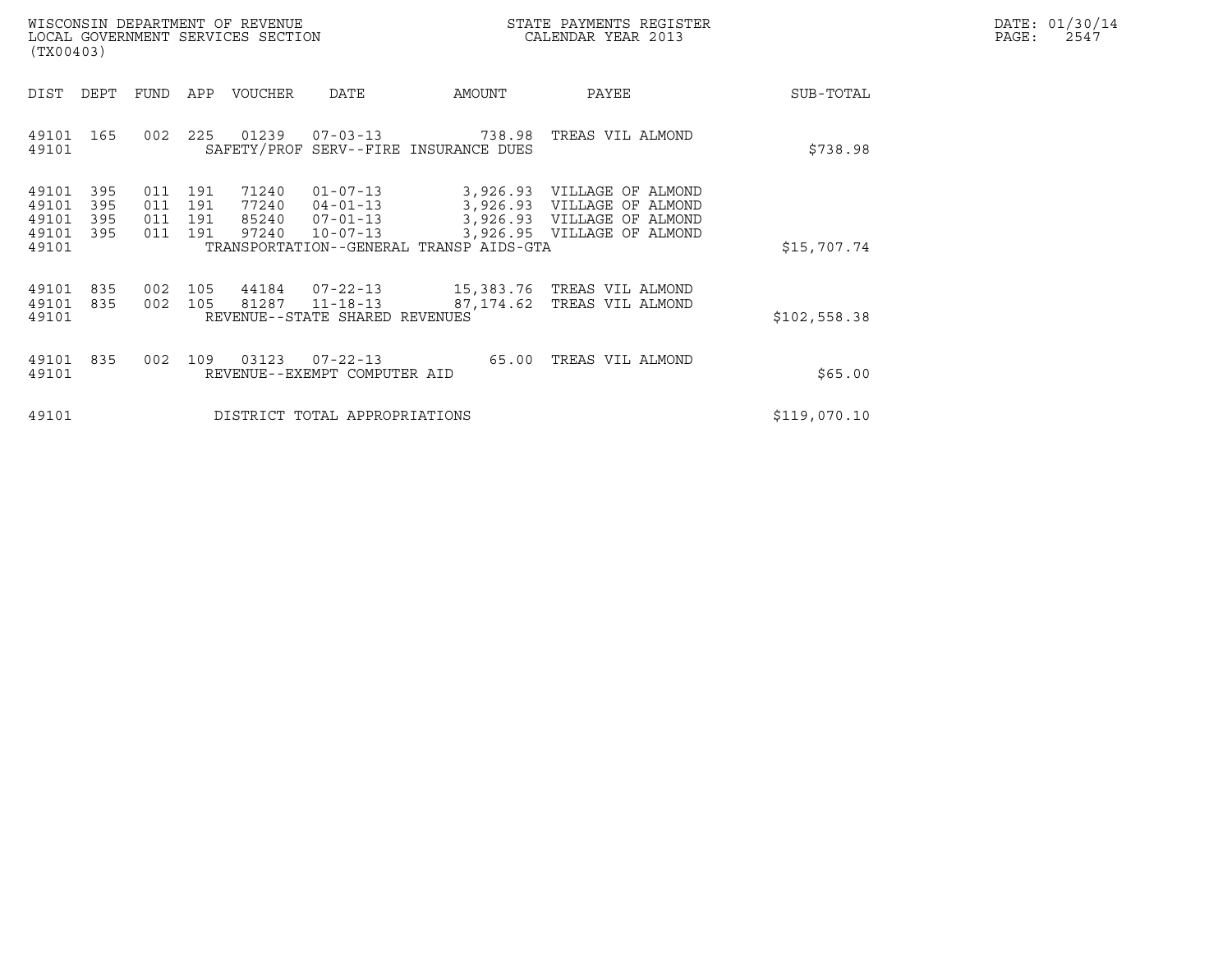WISCONSIN DEPARTMENT OF REVENUE
LOCAL GOVERNMENT SERVICES SECTION
(TX00403)

STATE PAYMENTS REGISTER
CALENDAR YEAR 2013

DATE: 01/30/14

| DIST | DEPT | FUND | APP | VOUCHER | DATE | AMOUNT | PAYEE | SUB-TOTAL |
|---|---|---|---|---|---|---|---|---|
| 49101 | 165 | 002 | 225 | 01239 | 07-03-13 | 738.98 | TREAS VIL ALMOND | |
| 49101 | | | | | SAFETY/PROF SERV--FIRE INSURANCE DUES | | | $738.98 |
| 49101 | 395 | 011 | 191 | 71240 | 01-07-13 | 3,926.93 | VILLAGE OF ALMOND | |
| 49101 | 395 | 011 | 191 | 77240 | 04-01-13 | 3,926.93 | VILLAGE OF ALMOND | |
| 49101 | 395 | 011 | 191 | 85240 | 07-01-13 | 3,926.93 | VILLAGE OF ALMOND | |
| 49101 | 395 | 011 | 191 | 97240 | 10-07-13 | 3,926.95 | VILLAGE OF ALMOND | |
| 49101 | | | | | TRANSPORTATION--GENERAL TRANSP AIDS-GTA | | | $15,707.74 |
| 49101 | 835 | 002 | 105 | 44184 | 07-22-13 | 15,383.76 | TREAS VIL ALMOND | |
| 49101 | 835 | 002 | 105 | 81287 | 11-18-13 | 87,174.62 | TREAS VIL ALMOND | |
| 49101 | | | | | REVENUE--STATE SHARED REVENUES | | | $102,558.38 |
| 49101 | 835 | 002 | 109 | 03123 | 07-22-13 | 65.00 | TREAS VIL ALMOND | |
| 49101 | | | | | REVENUE--EXEMPT COMPUTER AID | | | $65.00 |
| 49101 | | | | | DISTRICT TOTAL APPROPRIATIONS | | | $119,070.10 |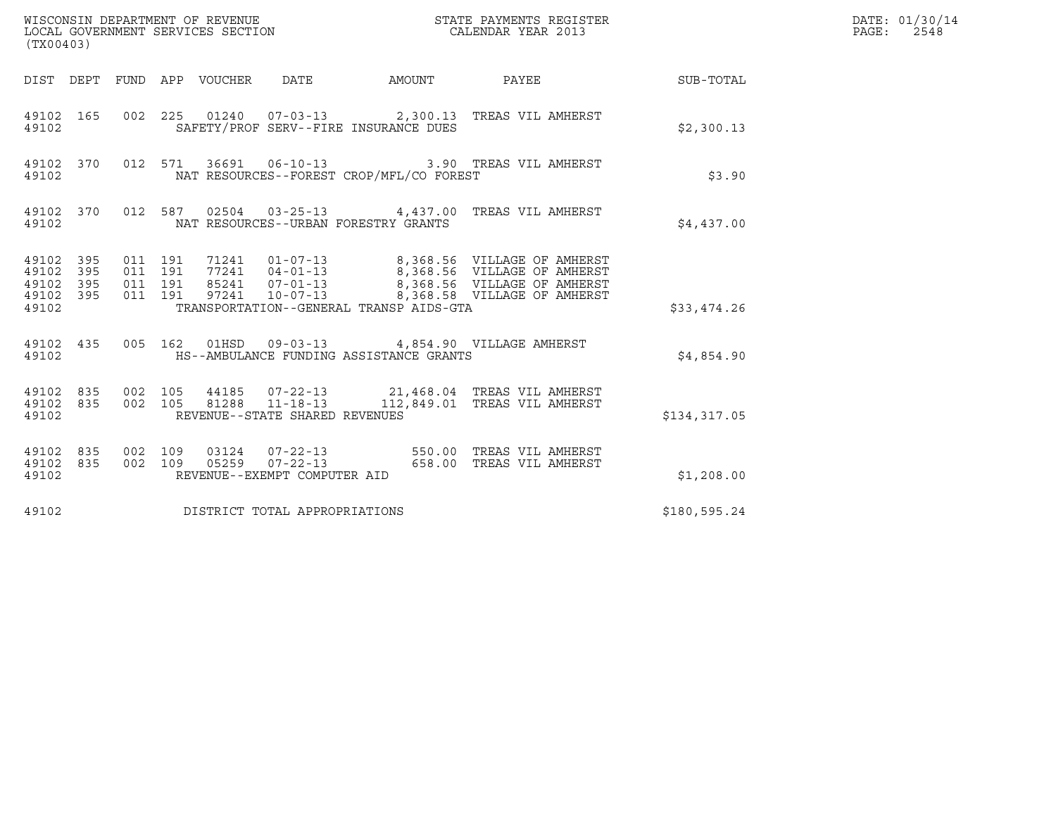WISCONSIN DEPARTMENT OF REVENUE
LOCAL GOVERNMENT SERVICES SECTION
(TX00403)

STATE PAYMENTS REGISTER
CALENDAR YEAR 2013

DATE: 01/30/14
PAGE: 2548

| DIST | DEPT | FUND | APP | VOUCHER | DATE | AMOUNT | PAYEE | SUB-TOTAL |
|---|---|---|---|---|---|---|---|---|
| 49102 | 165 | 002 | 225 | 01240 | 07-03-13 | 2,300.13 | TREAS VIL AMHERST | |
| 49102 | | | | | SAFETY/PROF SERV--FIRE INSURANCE DUES | | | $2,300.13 |
| 49102 | 370 | 012 | 571 | 36691 | 06-10-13 | 3.90 | TREAS VIL AMHERST | |
| 49102 | | | | | NAT RESOURCES--FOREST CROP/MFL/CO FOREST | | | $3.90 |
| 49102 | 370 | 012 | 587 | 02504 | 03-25-13 | 4,437.00 | TREAS VIL AMHERST | |
| 49102 | | | | | NAT RESOURCES--URBAN FORESTRY GRANTS | | | $4,437.00 |
| 49102 | 395 | 011 | 191 | 71241 | 01-07-13 | 8,368.56 | VILLAGE OF AMHERST | |
| 49102 | 395 | 011 | 191 | 77241 | 04-01-13 | 8,368.56 | VILLAGE OF AMHERST | |
| 49102 | 395 | 011 | 191 | 85241 | 07-01-13 | 8,368.56 | VILLAGE OF AMHERST | |
| 49102 | 395 | 011 | 191 | 97241 | 10-07-13 | 8,368.58 | VILLAGE OF AMHERST | |
| 49102 | | | | | TRANSPORTATION--GENERAL TRANSP AIDS-GTA | | | $33,474.26 |
| 49102 | 435 | 005 | 162 | 01HSD | 09-03-13 | 4,854.90 | VILLAGE AMHERST | |
| 49102 | | | | | HS--AMBULANCE FUNDING ASSISTANCE GRANTS | | | $4,854.90 |
| 49102 | 835 | 002 | 105 | 44185 | 07-22-13 | 21,468.04 | TREAS VIL AMHERST | |
| 49102 | 835 | 002 | 105 | 81288 | 11-18-13 | 112,849.01 | TREAS VIL AMHERST | |
| 49102 | | | | | REVENUE--STATE SHARED REVENUES | | | $134,317.05 |
| 49102 | 835 | 002 | 109 | 03124 | 07-22-13 | 550.00 | TREAS VIL AMHERST | |
| 49102 | 835 | 002 | 109 | 05259 | 07-22-13 | 658.00 | TREAS VIL AMHERST | |
| 49102 | | | | | REVENUE--EXEMPT COMPUTER AID | | | $1,208.00 |
| 49102 | | | | | DISTRICT TOTAL APPROPRIATIONS | | | $180,595.24 |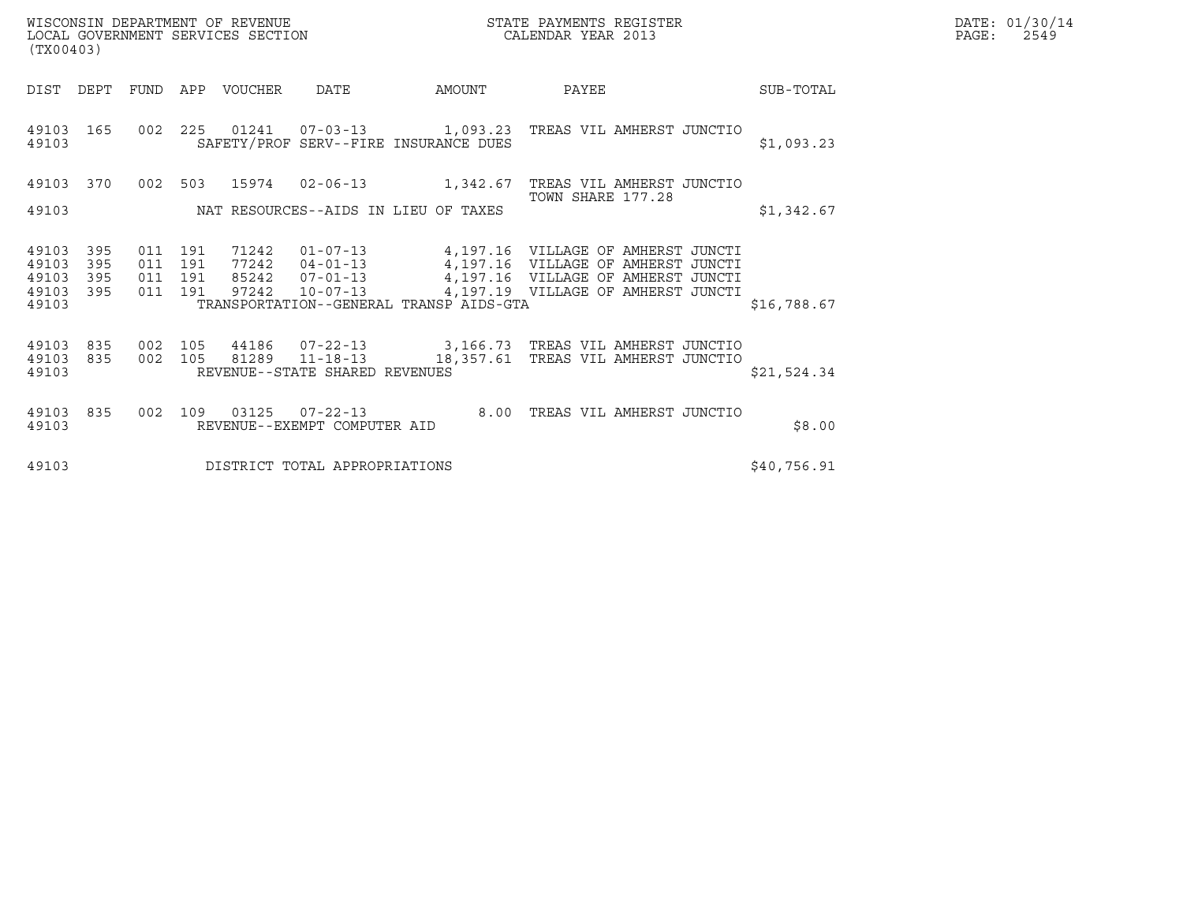WISCONSIN DEPARTMENT OF REVENUE
LOCAL GOVERNMENT SERVICES SECTION
(TX00403)

STATE PAYMENTS REGISTER
CALENDAR YEAR 2013

DATE: 01/30/14
PAGE: 2549

| DIST | DEPT | FUND | APP | VOUCHER | DATE | AMOUNT | PAYEE | SUB-TOTAL |
|---|---|---|---|---|---|---|---|---|
| 49103 | 165 | 002 | 225 | 01241 | 07-03-13 | 1,093.23 | TREAS VIL AMHERST JUNCTIO | |
| 49103 | | | | | SAFETY/PROF SERV--FIRE INSURANCE DUES | | | $1,093.23 |
| 49103 | 370 | 002 | 503 | 15974 | 02-06-13 | 1,342.67 | TREAS VIL AMHERST JUNCTIO TOWN SHARE 177.28 | |
| 49103 | | | | | NAT RESOURCES--AIDS IN LIEU OF TAXES | | | $1,342.67 |
| 49103 | 395 | 011 | 191 | 71242 | 01-07-13 | 4,197.16 | VILLAGE OF AMHERST JUNCTI | |
| 49103 | 395 | 011 | 191 | 77242 | 04-01-13 | 4,197.16 | VILLAGE OF AMHERST JUNCTI | |
| 49103 | 395 | 011 | 191 | 85242 | 07-01-13 | 4,197.16 | VILLAGE OF AMHERST JUNCTI | |
| 49103 | 395 | 011 | 191 | 97242 | 10-07-13 | 4,197.19 | VILLAGE OF AMHERST JUNCTI | |
| 49103 | | | | | TRANSPORTATION--GENERAL TRANSP AIDS-GTA | | | $16,788.67 |
| 49103 | 835 | 002 | 105 | 44186 | 07-22-13 | 3,166.73 | TREAS VIL AMHERST JUNCTIO | |
| 49103 | 835 | 002 | 105 | 81289 | 11-18-13 | 18,357.61 | TREAS VIL AMHERST JUNCTIO | |
| 49103 | | | | | REVENUE--STATE SHARED REVENUES | | | $21,524.34 |
| 49103 | 835 | 002 | 109 | 03125 | 07-22-13 | 8.00 | TREAS VIL AMHERST JUNCTIO | |
| 49103 | | | | | REVENUE--EXEMPT COMPUTER AID | | | $8.00 |
| 49103 | | | | | DISTRICT TOTAL APPROPRIATIONS | | | $40,756.91 |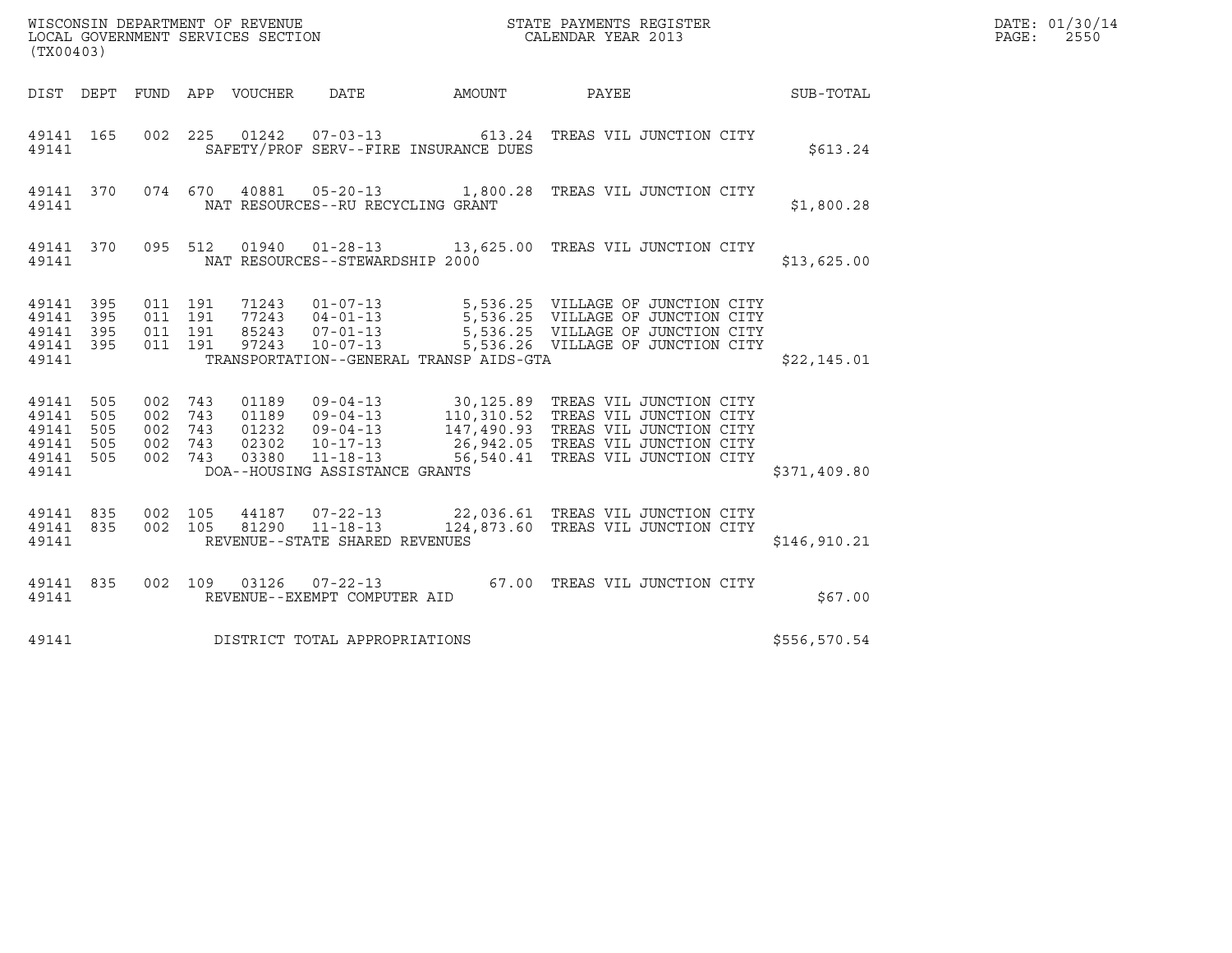WISCONSIN DEPARTMENT OF REVENUE
LOCAL GOVERNMENT SERVICES SECTION
(TX00403)

STATE PAYMENTS REGISTER
CALENDAR YEAR 2013

DATE: 01/30/14

| DIST | DEPT | FUND | APP | VOUCHER | DATE | AMOUNT | PAYEE | SUB-TOTAL |
|---|---|---|---|---|---|---|---|---|
| 49141 | 165 | 002 | 225 | 01242 | 07-03-13 | 613.24 | TREAS VIL JUNCTION CITY | |
| 49141 | | | | SAFETY/PROF SERV--FIRE INSURANCE DUES | | | | $613.24 |
| 49141 | 370 | 074 | 670 | 40881 | 05-20-13 | 1,800.28 | TREAS VIL JUNCTION CITY | |
| 49141 | | | | NAT RESOURCES--RU RECYCLING GRANT | | | | $1,800.28 |
| 49141 | 370 | 095 | 512 | 01940 | 01-28-13 | 13,625.00 | TREAS VIL JUNCTION CITY | |
| 49141 | | | | NAT RESOURCES--STEWARDSHIP 2000 | | | | $13,625.00 |
| 49141 | 395 | 011 | 191 | 71243 | 01-07-13 | 5,536.25 | VILLAGE OF JUNCTION CITY | |
| 49141 | 395 | 011 | 191 | 77243 | 04-01-13 | 5,536.25 | VILLAGE OF JUNCTION CITY | |
| 49141 | 395 | 011 | 191 | 85243 | 07-01-13 | 5,536.25 | VILLAGE OF JUNCTION CITY | |
| 49141 | 395 | 011 | 191 | 97243 | 10-07-13 | 5,536.26 | VILLAGE OF JUNCTION CITY | |
| 49141 | | | | TRANSPORTATION--GENERAL TRANSP AIDS-GTA | | | | $22,145.01 |
| 49141 | 505 | 002 | 743 | 01189 | 09-04-13 | 30,125.89 | TREAS VIL JUNCTION CITY | |
| 49141 | 505 | 002 | 743 | 01189 | 09-04-13 | 110,310.52 | TREAS VIL JUNCTION CITY | |
| 49141 | 505 | 002 | 743 | 01232 | 09-04-13 | 147,490.93 | TREAS VIL JUNCTION CITY | |
| 49141 | 505 | 002 | 743 | 02302 | 10-17-13 | 26,942.05 | TREAS VIL JUNCTION CITY | |
| 49141 | 505 | 002 | 743 | 03380 | 11-18-13 | 56,540.41 | TREAS VIL JUNCTION CITY | |
| 49141 | | | | DOA--HOUSING ASSISTANCE GRANTS | | | | $371,409.80 |
| 49141 | 835 | 002 | 105 | 44187 | 07-22-13 | 22,036.61 | TREAS VIL JUNCTION CITY | |
| 49141 | 835 | 002 | 105 | 81290 | 11-18-13 | 124,873.60 | TREAS VIL JUNCTION CITY | |
| 49141 | | | | REVENUE--STATE SHARED REVENUES | | | | $146,910.21 |
| 49141 | 835 | 002 | 109 | 03126 | 07-22-13 | 67.00 | TREAS VIL JUNCTION CITY | |
| 49141 | | | | REVENUE--EXEMPT COMPUTER AID | | | | $67.00 |
| 49141 | | | | DISTRICT TOTAL APPROPRIATIONS | | | | $556,570.54 |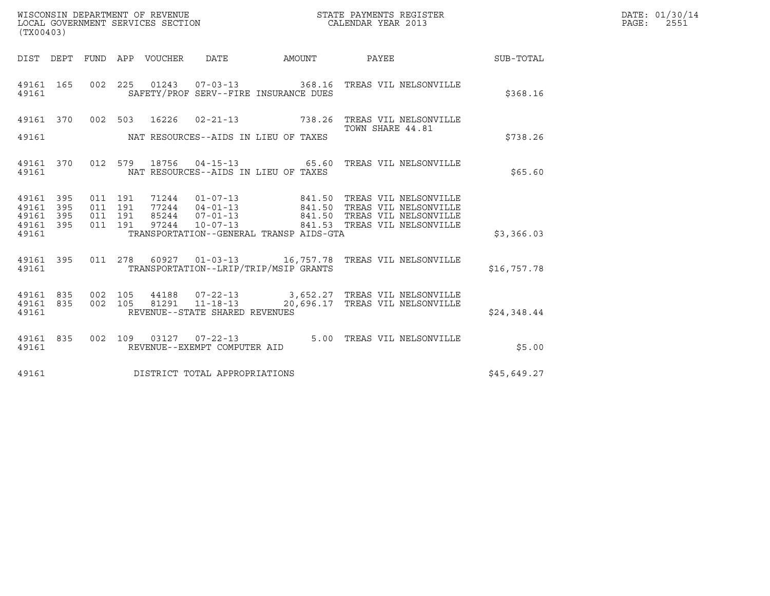WISCONSIN DEPARTMENT OF REVENUE
LOCAL GOVERNMENT SERVICES SECTION
(TX00403)

STATE PAYMENTS REGISTER
CALENDAR YEAR 2013

DATE: 01/30/14
PAGE: 2551

| DIST | DEPT | FUND | APP | VOUCHER | DATE | AMOUNT | PAYEE | SUB-TOTAL |
|---|---|---|---|---|---|---|---|---|
| 49161 | 165 | 002 | 225 | 01243 | 07-03-13 | 368.16 | TREAS VIL NELSONVILLE | |
| 49161 | | | | | SAFETY/PROF SERV--FIRE INSURANCE DUES | | | $368.16 |
| 49161 | 370 | 002 | 503 | 16226 | 02-21-13 | 738.26 | TREAS VIL NELSONVILLE TOWN SHARE 44.81 | |
| 49161 | | | | | NAT RESOURCES--AIDS IN LIEU OF TAXES | | | $738.26 |
| 49161 | 370 | 012 | 579 | 18756 | 04-15-13 | 65.60 | TREAS VIL NELSONVILLE | |
| 49161 | | | | | NAT RESOURCES--AIDS IN LIEU OF TAXES | | | $65.60 |
| 49161 | 395 | 011 | 191 | 71244 | 01-07-13 | 841.50 | TREAS VIL NELSONVILLE | |
| 49161 | 395 | 011 | 191 | 77244 | 04-01-13 | 841.50 | TREAS VIL NELSONVILLE | |
| 49161 | 395 | 011 | 191 | 85244 | 07-01-13 | 841.50 | TREAS VIL NELSONVILLE | |
| 49161 | 395 | 011 | 191 | 97244 | 10-07-13 | 841.53 | TREAS VIL NELSONVILLE | |
| 49161 | | | | | TRANSPORTATION--GENERAL TRANSP AIDS-GTA | | | $3,366.03 |
| 49161 | 395 | 011 | 278 | 60927 | 01-03-13 | 16,757.78 | TREAS VIL NELSONVILLE | |
| 49161 | | | | | TRANSPORTATION--LRIP/TRIP/MSIP GRANTS | | | $16,757.78 |
| 49161 | 835 | 002 | 105 | 44188 | 07-22-13 | 3,652.27 | TREAS VIL NELSONVILLE | |
| 49161 | 835 | 002 | 105 | 81291 | 11-18-13 | 20,696.17 | TREAS VIL NELSONVILLE | |
| 49161 | | | | | REVENUE--STATE SHARED REVENUES | | | $24,348.44 |
| 49161 | 835 | 002 | 109 | 03127 | 07-22-13 | 5.00 | TREAS VIL NELSONVILLE | |
| 49161 | | | | | REVENUE--EXEMPT COMPUTER AID | | | $5.00 |
| 49161 | | | | | DISTRICT TOTAL APPROPRIATIONS | | | $45,649.27 |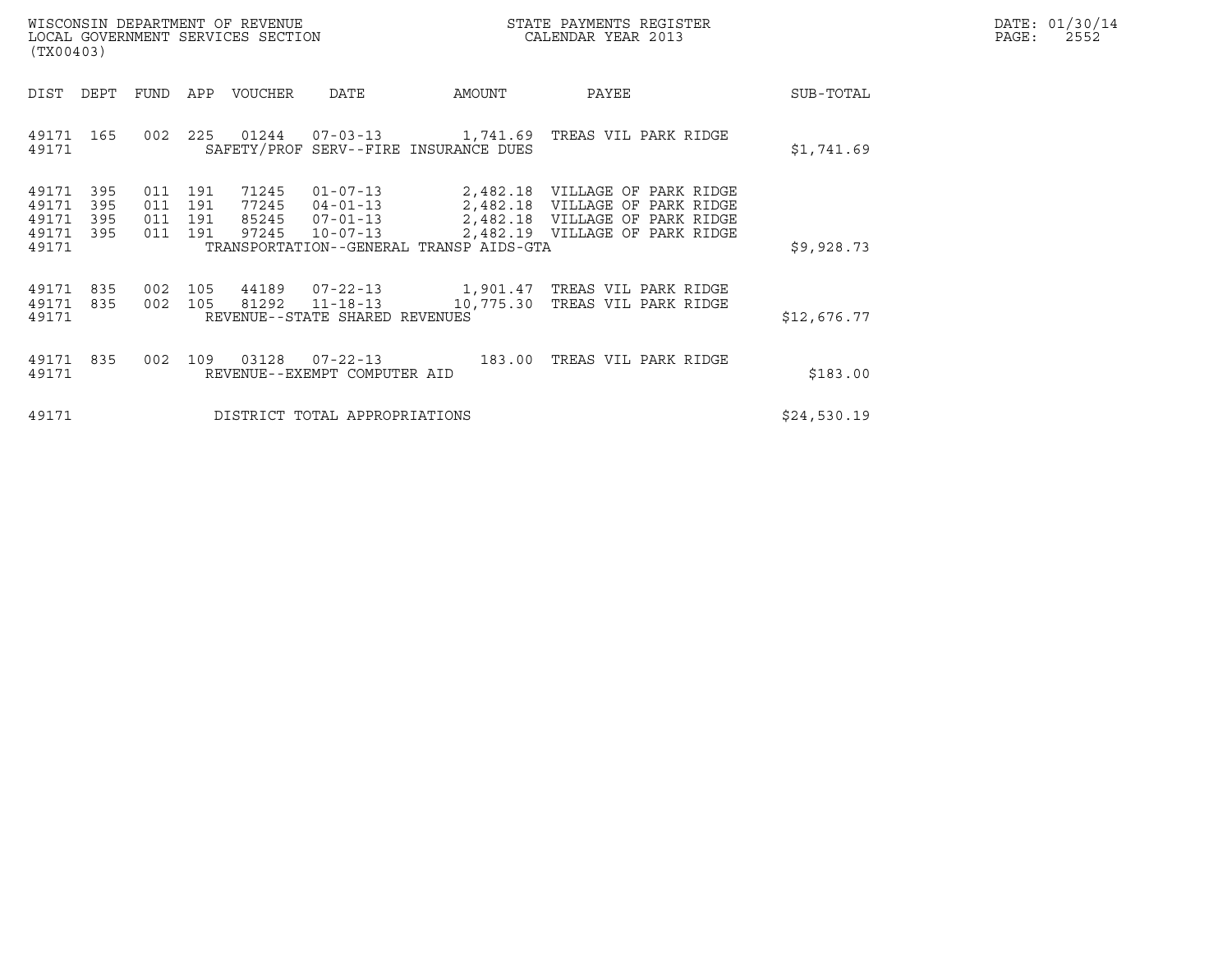WISCONSIN DEPARTMENT OF REVENUE
LOCAL GOVERNMENT SERVICES SECTION
(TX00403)

STATE PAYMENTS REGISTER
CALENDAR YEAR 2013

DATE: 01/30/14

| DIST | DEPT | FUND | APP | VOUCHER | DATE | AMOUNT | PAYEE | SUB-TOTAL |
|---|---|---|---|---|---|---|---|---|
| 49171 | 165 | 002 | 225 | 01244 | 07-03-13 | 1,741.69 | TREAS VIL PARK RIDGE | |
| 49171 | | | | SAFETY/PROF SERV--FIRE INSURANCE DUES | | | | $1,741.69 |
| 49171 | 395 | 011 | 191 | 71245 | 01-07-13 | 2,482.18 | VILLAGE OF PARK RIDGE | |
| 49171 | 395 | 011 | 191 | 77245 | 04-01-13 | 2,482.18 | VILLAGE OF PARK RIDGE | |
| 49171 | 395 | 011 | 191 | 85245 | 07-01-13 | 2,482.18 | VILLAGE OF PARK RIDGE | |
| 49171 | 395 | 011 | 191 | 97245 | 10-07-13 | 2,482.19 | VILLAGE OF PARK RIDGE | |
| 49171 | | | | TRANSPORTATION--GENERAL TRANSP AIDS-GTA | | | | $9,928.73 |
| 49171 | 835 | 002 | 105 | 44189 | 07-22-13 | 1,901.47 | TREAS VIL PARK RIDGE | |
| 49171 | 835 | 002 | 105 | 81292 | 11-18-13 | 10,775.30 | TREAS VIL PARK RIDGE | |
| 49171 | | | | REVENUE--STATE SHARED REVENUES | | | | $12,676.77 |
| 49171 | 835 | 002 | 109 | 03128 | 07-22-13 | 183.00 | TREAS VIL PARK RIDGE | |
| 49171 | | | | REVENUE--EXEMPT COMPUTER AID | | | | $183.00 |
| 49171 | | | | DISTRICT TOTAL APPROPRIATIONS | | | | $24,530.19 |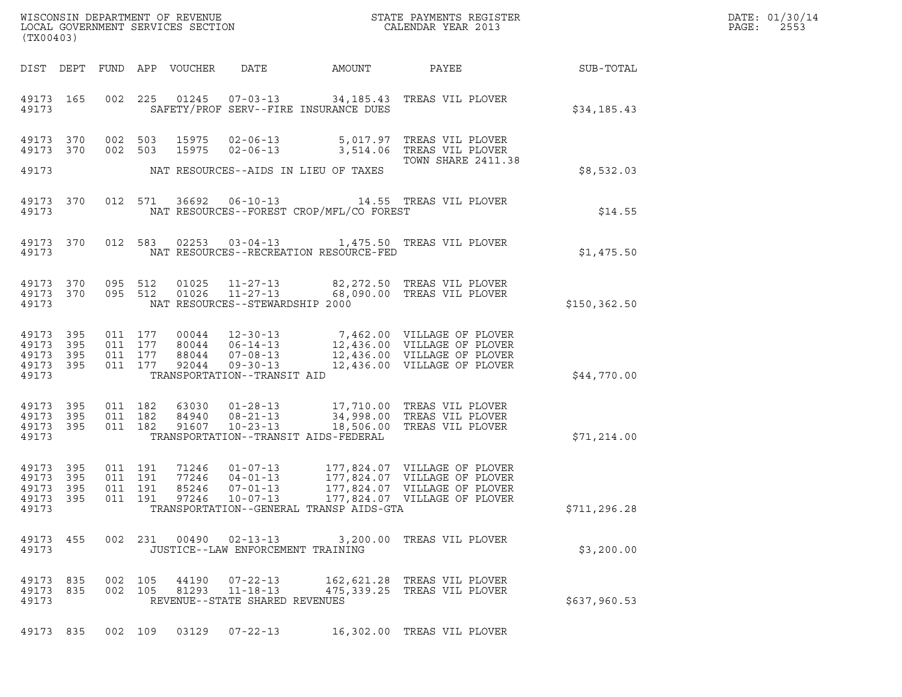WISCONSIN DEPARTMENT OF REVENUE
LOCAL GOVERNMENT SERVICES SECTION
(TX00403)

STATE PAYMENTS REGISTER
CALENDAR YEAR 2013

DATE: 01/30/14
PAGE: 2553

| DIST | DEPT | FUND | APP | VOUCHER | DATE | AMOUNT | PAYEE | SUB-TOTAL |
|---|---|---|---|---|---|---|---|---|
| 49173 | 165 | 002 | 225 | 01245 | 07-03-13 | 34,185.43 | TREAS VIL PLOVER | |
| 49173 | | | | | SAFETY/PROF SERV--FIRE INSURANCE DUES | | | $34,185.43 |
| 49173 | 370 | 002 | 503 | 15975 | 02-06-13 | 5,017.97 | TREAS VIL PLOVER | |
| 49173 | 370 | 002 | 503 | 15975 | 02-06-13 | 3,514.06 | TREAS VIL PLOVER TOWN SHARE 2411.38 | |
| 49173 | | | | | NAT RESOURCES--AIDS IN LIEU OF TAXES | | | $8,532.03 |
| 49173 | 370 | 012 | 571 | 36692 | 06-10-13 | 14.55 | TREAS VIL PLOVER | |
| 49173 | | | | | NAT RESOURCES--FOREST CROP/MFL/CO FOREST | | | $14.55 |
| 49173 | 370 | 012 | 583 | 02253 | 03-04-13 | 1,475.50 | TREAS VIL PLOVER | |
| 49173 | | | | | NAT RESOURCES--RECREATION RESOURCE-FED | | | $1,475.50 |
| 49173 | 370 | 095 | 512 | 01025 | 11-27-13 | 82,272.50 | TREAS VIL PLOVER | |
| 49173 | 370 | 095 | 512 | 01026 | 11-27-13 | 68,090.00 | TREAS VIL PLOVER | |
| 49173 | | | | | NAT RESOURCES--STEWARDSHIP 2000 | | | $150,362.50 |
| 49173 | 395 | 011 | 177 | 00044 | 12-30-13 | 7,462.00 | VILLAGE OF PLOVER | |
| 49173 | 395 | 011 | 177 | 80044 | 06-14-13 | 12,436.00 | VILLAGE OF PLOVER | |
| 49173 | 395 | 011 | 177 | 88044 | 07-08-13 | 12,436.00 | VILLAGE OF PLOVER | |
| 49173 | 395 | 011 | 177 | 92044 | 09-30-13 | 12,436.00 | VILLAGE OF PLOVER | |
| 49173 | | | | | TRANSPORTATION--TRANSIT AID | | | $44,770.00 |
| 49173 | 395 | 011 | 182 | 63030 | 01-28-13 | 17,710.00 | TREAS VIL PLOVER | |
| 49173 | 395 | 011 | 182 | 84940 | 08-21-13 | 34,998.00 | TREAS VIL PLOVER | |
| 49173 | 395 | 011 | 182 | 91607 | 10-23-13 | 18,506.00 | TREAS VIL PLOVER | |
| 49173 | | | | | TRANSPORTATION--TRANSIT AIDS-FEDERAL | | | $71,214.00 |
| 49173 | 395 | 011 | 191 | 71246 | 01-07-13 | 177,824.07 | VILLAGE OF PLOVER | |
| 49173 | 395 | 011 | 191 | 77246 | 04-01-13 | 177,824.07 | VILLAGE OF PLOVER | |
| 49173 | 395 | 011 | 191 | 85246 | 07-01-13 | 177,824.07 | VILLAGE OF PLOVER | |
| 49173 | 395 | 011 | 191 | 97246 | 10-07-13 | 177,824.07 | VILLAGE OF PLOVER | |
| 49173 | | | | | TRANSPORTATION--GENERAL TRANSP AIDS-GTA | | | $711,296.28 |
| 49173 | 455 | 002 | 231 | 00490 | 02-13-13 | 3,200.00 | TREAS VIL PLOVER | |
| 49173 | | | | | JUSTICE--LAW ENFORCEMENT TRAINING | | | $3,200.00 |
| 49173 | 835 | 002 | 105 | 44190 | 07-22-13 | 162,621.28 | TREAS VIL PLOVER | |
| 49173 | 835 | 002 | 105 | 81293 | 11-18-13 | 475,339.25 | TREAS VIL PLOVER | |
| 49173 | | | | | REVENUE--STATE SHARED REVENUES | | | $637,960.53 |
| 49173 | 835 | 002 | 109 | 03129 | 07-22-13 | 16,302.00 | TREAS VIL PLOVER | |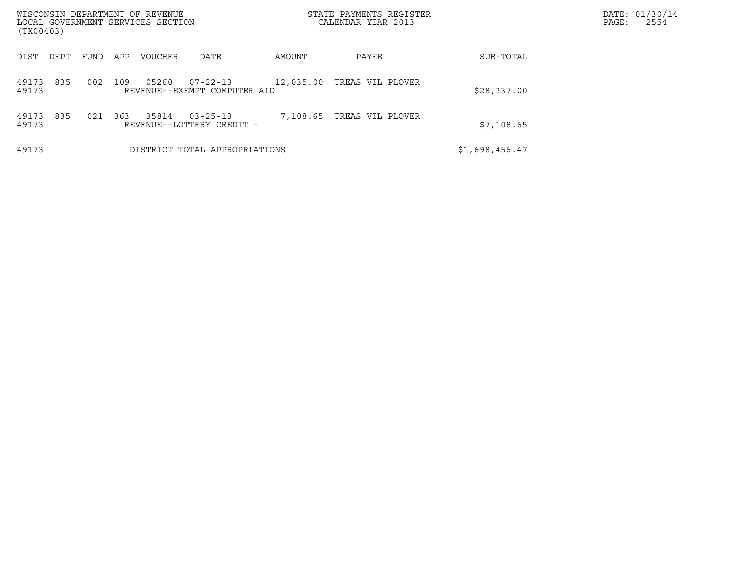WISCONSIN DEPARTMENT OF REVENUE
LOCAL GOVERNMENT SERVICES SECTION
(TX00403)

STATE PAYMENTS REGISTER
CALENDAR YEAR 2013

DATE: 01/30/14

| DIST | DEPT | FUND | APP | VOUCHER | DATE | AMOUNT | PAYEE | SUB-TOTAL |
|---|---|---|---|---|---|---|---|---|
| 49173 | 835 | 002 | 109 | 05260 | 07-22-13 | 12,035.00 | TREAS VIL PLOVER | |
| 49173 | | | | REVENUE--EXEMPT COMPUTER AID | | | | $28,337.00 |
| 49173 | 835 | 021 | 363 | 35814 | 03-25-13 | 7,108.65 | TREAS VIL PLOVER | |
| 49173 | | | | REVENUE--LOTTERY CREDIT - | | | | $7,108.65 |
| 49173 | | | | DISTRICT TOTAL APPROPRIATIONS | | | | $1,698,456.47 |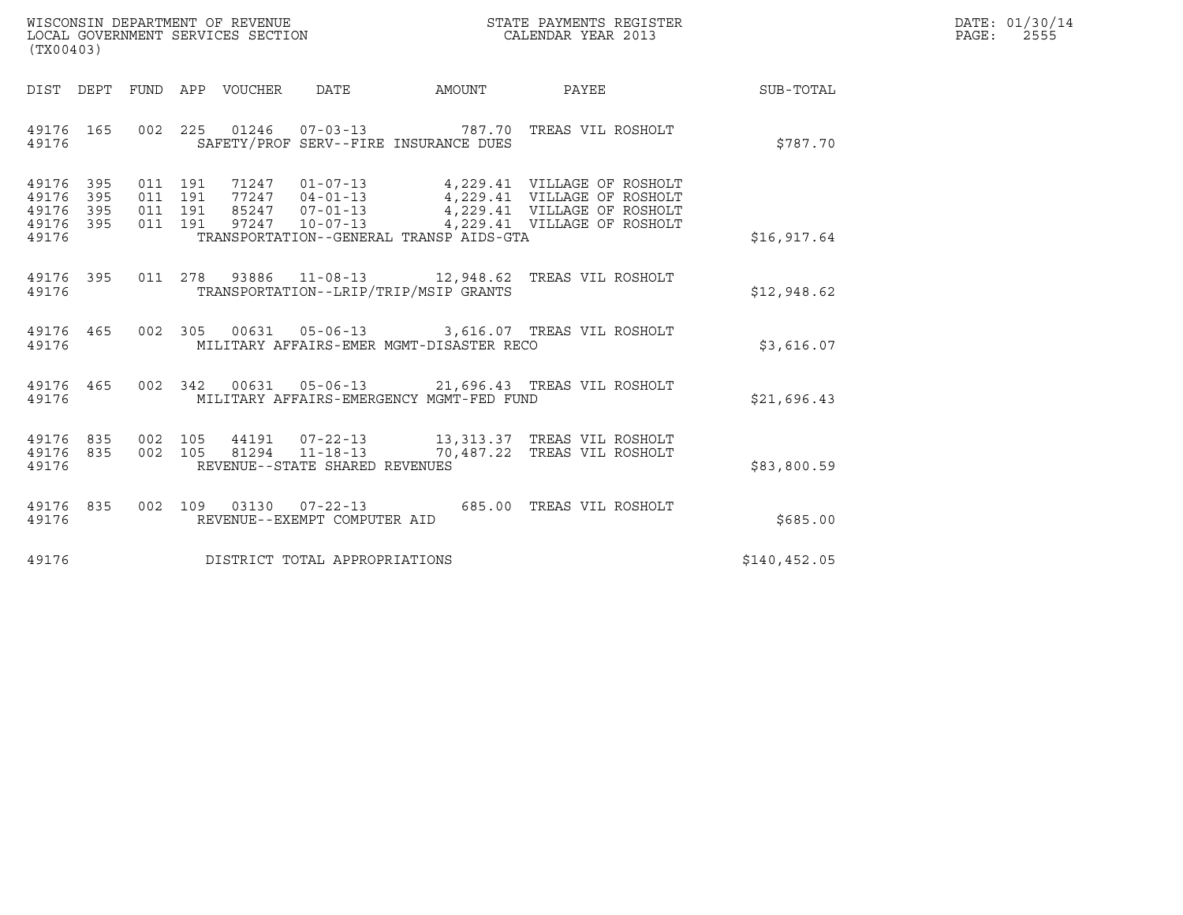WISCONSIN DEPARTMENT OF REVENUE
LOCAL GOVERNMENT SERVICES SECTION
(TX00403)

STATE PAYMENTS REGISTER
CALENDAR YEAR 2013

DATE: 01/30/14
PAGE: 2555

| DIST | DEPT | FUND | APP | VOUCHER | DATE | AMOUNT | PAYEE | SUB-TOTAL |
|---|---|---|---|---|---|---|---|---|
| 49176 | 165 | 002 | 225 | 01246 | 07-03-13 | 787.70 | TREAS VIL ROSHOLT | |
| 49176 | | | | SAFETY/PROF SERV--FIRE INSURANCE DUES | | | | $787.70 |
| 49176 | 395 | 011 | 191 | 71247 | 01-07-13 | 4,229.41 | VILLAGE OF ROSHOLT | |
| 49176 | 395 | 011 | 191 | 77247 | 04-01-13 | 4,229.41 | VILLAGE OF ROSHOLT | |
| 49176 | 395 | 011 | 191 | 85247 | 07-01-13 | 4,229.41 | VILLAGE OF ROSHOLT | |
| 49176 | 395 | 011 | 191 | 97247 | 10-07-13 | 4,229.41 | VILLAGE OF ROSHOLT | |
| 49176 | | | | TRANSPORTATION--GENERAL TRANSP AIDS-GTA | | | | $16,917.64 |
| 49176 | 395 | 011 | 278 | 93886 | 11-08-13 | 12,948.62 | TREAS VIL ROSHOLT | |
| 49176 | | | | TRANSPORTATION--LRIP/TRIP/MSIP GRANTS | | | | $12,948.62 |
| 49176 | 465 | 002 | 305 | 00631 | 05-06-13 | 3,616.07 | TREAS VIL ROSHOLT | |
| 49176 | | | | MILITARY AFFAIRS-EMER MGMT-DISASTER RECO | | | | $3,616.07 |
| 49176 | 465 | 002 | 342 | 00631 | 05-06-13 | 21,696.43 | TREAS VIL ROSHOLT | |
| 49176 | | | | MILITARY AFFAIRS-EMERGENCY MGMT-FED FUND | | | | $21,696.43 |
| 49176 | 835 | 002 | 105 | 44191 | 07-22-13 | 13,313.37 | TREAS VIL ROSHOLT | |
| 49176 | 835 | 002 | 105 | 81294 | 11-18-13 | 70,487.22 | TREAS VIL ROSHOLT | |
| 49176 | | | | REVENUE--STATE SHARED REVENUES | | | | $83,800.59 |
| 49176 | 835 | 002 | 109 | 03130 | 07-22-13 | 685.00 | TREAS VIL ROSHOLT | |
| 49176 | | | | REVENUE--EXEMPT COMPUTER AID | | | | $685.00 |
| 49176 | | | | DISTRICT TOTAL APPROPRIATIONS | | | | $140,452.05 |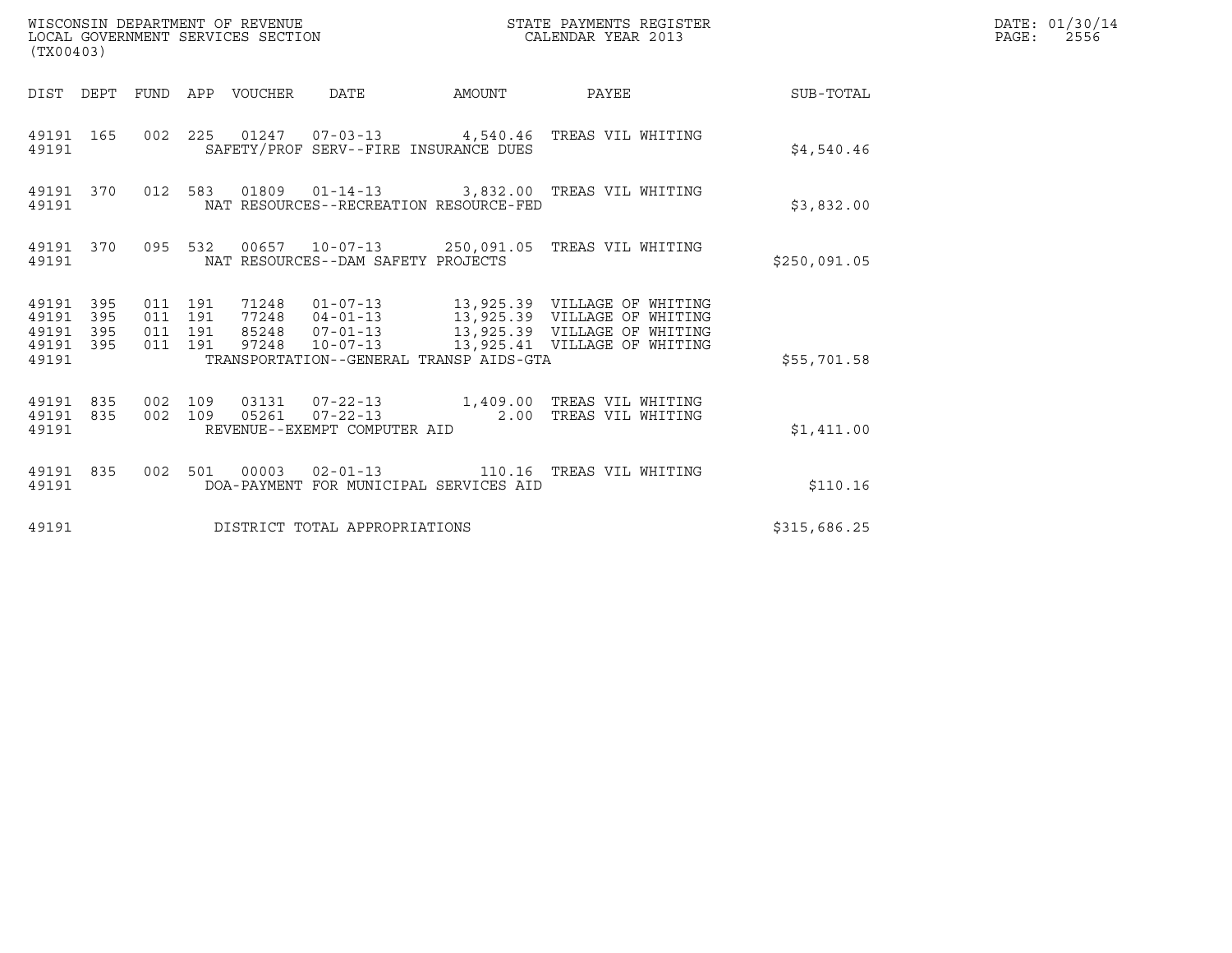WISCONSIN DEPARTMENT OF REVENUE
LOCAL GOVERNMENT SERVICES SECTION
(TX00403)

STATE PAYMENTS REGISTER
CALENDAR YEAR 2013

DATE: 01/30/14
PAGE: 2556

| DIST | DEPT | FUND | APP | VOUCHER | DATE | AMOUNT | PAYEE | SUB-TOTAL |
|---|---|---|---|---|---|---|---|---|
| 49191 | 165 | 002 | 225 | 01247 | 07-03-13 | 4,540.46 | TREAS VIL WHITING | |
| 49191 | | | | SAFETY/PROF SERV--FIRE INSURANCE DUES | | | | $4,540.46 |
| 49191 | 370 | 012 | 583 | 01809 | 01-14-13 | 3,832.00 | TREAS VIL WHITING | |
| 49191 | | | | NAT RESOURCES--RECREATION RESOURCE-FED | | | | $3,832.00 |
| 49191 | 370 | 095 | 532 | 00657 | 10-07-13 | 250,091.05 | TREAS VIL WHITING | |
| 49191 | | | | NAT RESOURCES--DAM SAFETY PROJECTS | | | | $250,091.05 |
| 49191 | 395 | 011 | 191 | 71248 | 01-07-13 | 13,925.39 | VILLAGE OF WHITING | |
| 49191 | 395 | 011 | 191 | 77248 | 04-01-13 | 13,925.39 | VILLAGE OF WHITING | |
| 49191 | 395 | 011 | 191 | 85248 | 07-01-13 | 13,925.39 | VILLAGE OF WHITING | |
| 49191 | 395 | 011 | 191 | 97248 | 10-07-13 | 13,925.41 | VILLAGE OF WHITING | |
| 49191 | | | | TRANSPORTATION--GENERAL TRANSP AIDS-GTA | | | | $55,701.58 |
| 49191 | 835 | 002 | 109 | 03131 | 07-22-13 | 1,409.00 | TREAS VIL WHITING | |
| 49191 | 835 | 002 | 109 | 05261 | 07-22-13 | 2.00 | TREAS VIL WHITING | |
| 49191 | | | | REVENUE--EXEMPT COMPUTER AID | | | | $1,411.00 |
| 49191 | 835 | 002 | 501 | 00003 | 02-01-13 | 110.16 | TREAS VIL WHITING | |
| 49191 | | | | DOA-PAYMENT FOR MUNICIPAL SERVICES AID | | | | $110.16 |
| 49191 | | | | DISTRICT TOTAL APPROPRIATIONS | | | | $315,686.25 |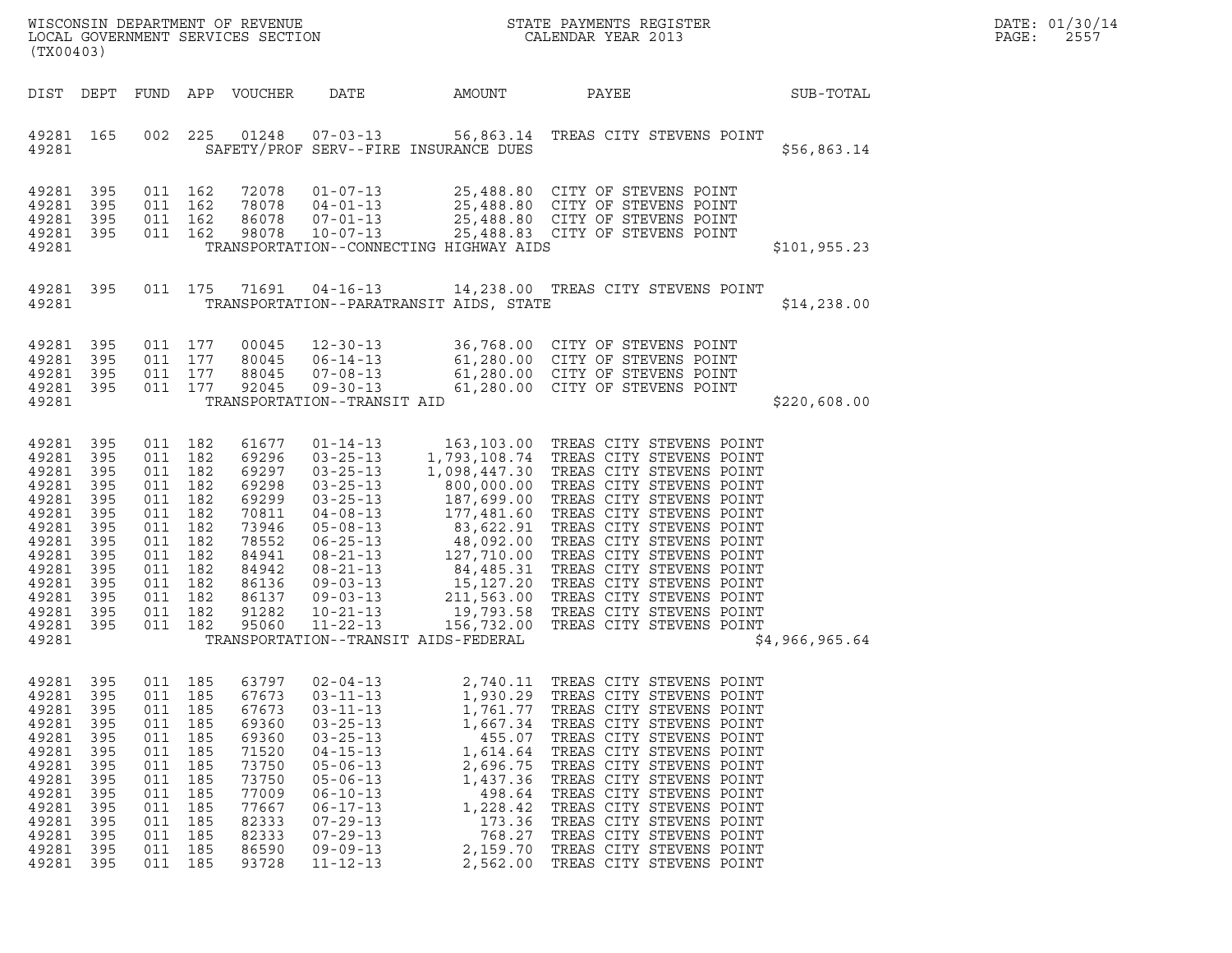WISCONSIN DEPARTMENT OF REVENUE
LOCAL GOVERNMENT SERVICES SECTION
(TX00403)

STATE PAYMENTS REGISTER
CALENDAR YEAR 2013

DATE: 01/30/14
PAGE: 2557

| DIST | DEPT | FUND | APP | VOUCHER | DATE | AMOUNT | PAYEE | SUB-TOTAL |
|---|---|---|---|---|---|---|---|---|
| 49281 | 165 | 002 | 225 | 01248 | 07-03-13 | 56,863.14 | TREAS CITY STEVENS POINT | |
| 49281 | | | | | SAFETY/PROF SERV--FIRE INSURANCE DUES | | | $56,863.14 |
| 49281 | 395 | 011 | 162 | 72078 | 01-07-13 | 25,488.80 | CITY OF STEVENS POINT | |
| 49281 | 395 | 011 | 162 | 78078 | 04-01-13 | 25,488.80 | CITY OF STEVENS POINT | |
| 49281 | 395 | 011 | 162 | 86078 | 07-01-13 | 25,488.80 | CITY OF STEVENS POINT | |
| 49281 | 395 | 011 | 162 | 98078 | 10-07-13 | 25,488.83 | CITY OF STEVENS POINT | |
| 49281 | | | | | TRANSPORTATION--CONNECTING HIGHWAY AIDS | | | $101,955.23 |
| 49281 | 395 | 011 | 175 | 71691 | 04-16-13 | 14,238.00 | TREAS CITY STEVENS POINT | |
| 49281 | | | | | TRANSPORTATION--PARATRANSIT AIDS, STATE | | | $14,238.00 |
| 49281 | 395 | 011 | 177 | 00045 | 12-30-13 | 36,768.00 | CITY OF STEVENS POINT | |
| 49281 | 395 | 011 | 177 | 80045 | 06-14-13 | 61,280.00 | CITY OF STEVENS POINT | |
| 49281 | 395 | 011 | 177 | 88045 | 07-08-13 | 61,280.00 | CITY OF STEVENS POINT | |
| 49281 | 395 | 011 | 177 | 92045 | 09-30-13 | 61,280.00 | CITY OF STEVENS POINT | |
| 49281 | | | | | TRANSPORTATION--TRANSIT AID | | | $220,608.00 |
| 49281 | 395 | 011 | 182 | 61677 | 01-14-13 | 163,103.00 | TREAS CITY STEVENS POINT | |
| 49281 | 395 | 011 | 182 | 69296 | 03-25-13 | 1,793,108.74 | TREAS CITY STEVENS POINT | |
| 49281 | 395 | 011 | 182 | 69297 | 03-25-13 | 1,098,447.30 | TREAS CITY STEVENS POINT | |
| 49281 | 395 | 011 | 182 | 69298 | 03-25-13 | 800,000.00 | TREAS CITY STEVENS POINT | |
| 49281 | 395 | 011 | 182 | 69299 | 03-25-13 | 187,699.00 | TREAS CITY STEVENS POINT | |
| 49281 | 395 | 011 | 182 | 70811 | 04-08-13 | 177,481.60 | TREAS CITY STEVENS POINT | |
| 49281 | 395 | 011 | 182 | 73946 | 05-08-13 | 83,622.91 | TREAS CITY STEVENS POINT | |
| 49281 | 395 | 011 | 182 | 78552 | 06-25-13 | 48,092.00 | TREAS CITY STEVENS POINT | |
| 49281 | 395 | 011 | 182 | 84941 | 08-21-13 | 127,710.00 | TREAS CITY STEVENS POINT | |
| 49281 | 395 | 011 | 182 | 84942 | 08-21-13 | 84,485.31 | TREAS CITY STEVENS POINT | |
| 49281 | 395 | 011 | 182 | 86136 | 09-03-13 | 15,127.20 | TREAS CITY STEVENS POINT | |
| 49281 | 395 | 011 | 182 | 86137 | 09-03-13 | 211,563.00 | TREAS CITY STEVENS POINT | |
| 49281 | 395 | 011 | 182 | 91282 | 10-21-13 | 19,793.58 | TREAS CITY STEVENS POINT | |
| 49281 | 395 | 011 | 182 | 95060 | 11-22-13 | 156,732.00 | TREAS CITY STEVENS POINT | |
| 49281 | | | | | TRANSPORTATION--TRANSIT AIDS-FEDERAL | | | $4,966,965.64 |
| 49281 | 395 | 011 | 185 | 63797 | 02-04-13 | 2,740.11 | TREAS CITY STEVENS POINT | |
| 49281 | 395 | 011 | 185 | 67673 | 03-11-13 | 1,930.29 | TREAS CITY STEVENS POINT | |
| 49281 | 395 | 011 | 185 | 67673 | 03-11-13 | 1,761.77 | TREAS CITY STEVENS POINT | |
| 49281 | 395 | 011 | 185 | 69360 | 03-25-13 | 1,667.34 | TREAS CITY STEVENS POINT | |
| 49281 | 395 | 011 | 185 | 69360 | 03-25-13 | 455.07 | TREAS CITY STEVENS POINT | |
| 49281 | 395 | 011 | 185 | 71520 | 04-15-13 | 1,614.64 | TREAS CITY STEVENS POINT | |
| 49281 | 395 | 011 | 185 | 73750 | 05-06-13 | 2,696.75 | TREAS CITY STEVENS POINT | |
| 49281 | 395 | 011 | 185 | 73750 | 05-06-13 | 1,437.36 | TREAS CITY STEVENS POINT | |
| 49281 | 395 | 011 | 185 | 77009 | 06-10-13 | 498.64 | TREAS CITY STEVENS POINT | |
| 49281 | 395 | 011 | 185 | 77667 | 06-17-13 | 1,228.42 | TREAS CITY STEVENS POINT | |
| 49281 | 395 | 011 | 185 | 82333 | 07-29-13 | 173.36 | TREAS CITY STEVENS POINT | |
| 49281 | 395 | 011 | 185 | 82333 | 07-29-13 | 768.27 | TREAS CITY STEVENS POINT | |
| 49281 | 395 | 011 | 185 | 86590 | 09-09-13 | 2,159.70 | TREAS CITY STEVENS POINT | |
| 49281 | 395 | 011 | 185 | 93728 | 11-12-13 | 2,562.00 | TREAS CITY STEVENS POINT | |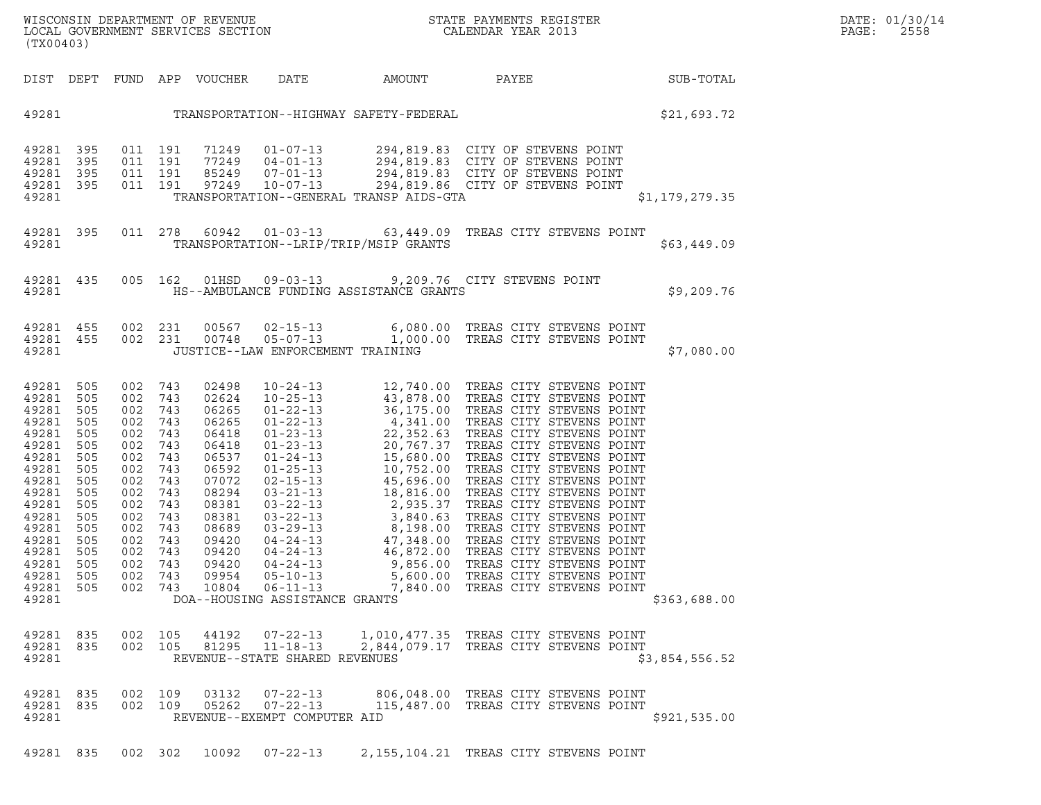WISCONSIN DEPARTMENT OF REVENUE
LOCAL GOVERNMENT SERVICES SECTION
(TX00403)

STATE PAYMENTS REGISTER
CALENDAR YEAR 2013

DATE: 01/30/14

| DIST | DEPT | FUND | APP | VOUCHER | DATE | AMOUNT | PAYEE | SUB-TOTAL |
|---|---|---|---|---|---|---|---|---|
| 49281 | | | | | TRANSPORTATION--HIGHWAY SAFETY-FEDERAL | | | $21,693.72 |
| 49281 | 395 | 011 | 191 | 71249 | 01-07-13 | 294,819.83 | CITY OF STEVENS POINT | |
| 49281 | 395 | 011 | 191 | 77249 | 04-01-13 | 294,819.83 | CITY OF STEVENS POINT | |
| 49281 | 395 | 011 | 191 | 85249 | 07-01-13 | 294,819.83 | CITY OF STEVENS POINT | |
| 49281 | 395 | 011 | 191 | 97249 | 10-07-13 | 294,819.86 | CITY OF STEVENS POINT | |
| 49281 | | | | | TRANSPORTATION--GENERAL TRANSP AIDS-GTA | | | $1,179,279.35 |
| 49281 | 395 | 011 | 278 | 60942 | 01-03-13 | 63,449.09 | TREAS CITY STEVENS POINT | |
| 49281 | | | | | TRANSPORTATION--LRIP/TRIP/MSIP GRANTS | | | $63,449.09 |
| 49281 | 435 | 005 | 162 | 01HSD | 09-03-13 | 9,209.76 | CITY STEVENS POINT | |
| 49281 | | | | | HS--AMBULANCE FUNDING ASSISTANCE GRANTS | | | $9,209.76 |
| 49281 | 455 | 002 | 231 | 00567 | 02-15-13 | 6,080.00 | TREAS CITY STEVENS POINT | |
| 49281 | 455 | 002 | 231 | 00748 | 05-07-13 | 1,000.00 | TREAS CITY STEVENS POINT | |
| 49281 | | | | | JUSTICE--LAW ENFORCEMENT TRAINING | | | $7,080.00 |
| 49281 | 505 | 002 | 743 | 02498 | 10-24-13 | 12,740.00 | TREAS CITY STEVENS POINT | |
| 49281 | 505 | 002 | 743 | 02624 | 10-25-13 | 43,878.00 | TREAS CITY STEVENS POINT | |
| 49281 | 505 | 002 | 743 | 06265 | 01-22-13 | 36,175.00 | TREAS CITY STEVENS POINT | |
| 49281 | 505 | 002 | 743 | 06265 | 01-22-13 | 4,341.00 | TREAS CITY STEVENS POINT | |
| 49281 | 505 | 002 | 743 | 06418 | 01-23-13 | 22,352.63 | TREAS CITY STEVENS POINT | |
| 49281 | 505 | 002 | 743 | 06418 | 01-23-13 | 20,767.37 | TREAS CITY STEVENS POINT | |
| 49281 | 505 | 002 | 743 | 06537 | 01-24-13 | 15,680.00 | TREAS CITY STEVENS POINT | |
| 49281 | 505 | 002 | 743 | 06592 | 01-25-13 | 10,752.00 | TREAS CITY STEVENS POINT | |
| 49281 | 505 | 002 | 743 | 07072 | 02-15-13 | 45,696.00 | TREAS CITY STEVENS POINT | |
| 49281 | 505 | 002 | 743 | 08294 | 03-21-13 | 18,816.00 | TREAS CITY STEVENS POINT | |
| 49281 | 505 | 002 | 743 | 08381 | 03-22-13 | 2,935.37 | TREAS CITY STEVENS POINT | |
| 49281 | 505 | 002 | 743 | 08381 | 03-22-13 | 3,840.63 | TREAS CITY STEVENS POINT | |
| 49281 | 505 | 002 | 743 | 08689 | 03-29-13 | 8,198.00 | TREAS CITY STEVENS POINT | |
| 49281 | 505 | 002 | 743 | 09420 | 04-24-13 | 47,348.00 | TREAS CITY STEVENS POINT | |
| 49281 | 505 | 002 | 743 | 09420 | 04-24-13 | 46,872.00 | TREAS CITY STEVENS POINT | |
| 49281 | 505 | 002 | 743 | 09420 | 04-24-13 | 9,856.00 | TREAS CITY STEVENS POINT | |
| 49281 | 505 | 002 | 743 | 09954 | 05-10-13 | 5,600.00 | TREAS CITY STEVENS POINT | |
| 49281 | 505 | 002 | 743 | 10804 | 06-11-13 | 7,840.00 | TREAS CITY STEVENS POINT | |
| 49281 | | | | | DOA--HOUSING ASSISTANCE GRANTS | | | $363,688.00 |
| 49281 | 835 | 002 | 105 | 44192 | 07-22-13 | 1,010,477.35 | TREAS CITY STEVENS POINT | |
| 49281 | 835 | 002 | 105 | 81295 | 11-18-13 | 2,844,079.17 | TREAS CITY STEVENS POINT | |
| 49281 | | | | | REVENUE--STATE SHARED REVENUES | | | $3,854,556.52 |
| 49281 | 835 | 002 | 109 | 03132 | 07-22-13 | 806,048.00 | TREAS CITY STEVENS POINT | |
| 49281 | 835 | 002 | 109 | 05262 | 07-22-13 | 115,487.00 | TREAS CITY STEVENS POINT | |
| 49281 | | | | | REVENUE--EXEMPT COMPUTER AID | | | $921,535.00 |
| 49281 | 835 | 002 | 302 | 10092 | 07-22-13 | 2,155,104.21 | TREAS CITY STEVENS POINT | |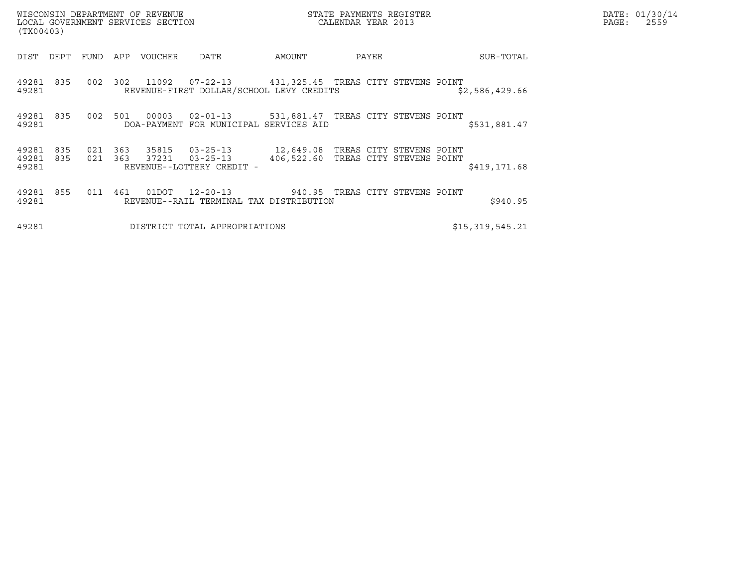WISCONSIN DEPARTMENT OF REVENUE
LOCAL GOVERNMENT SERVICES SECTION
(TX00403)

STATE PAYMENTS REGISTER
CALENDAR YEAR 2013

DATE: 01/30/14
PAGE: 2559

| DIST | DEPT | FUND | APP | VOUCHER | DATE | AMOUNT | PAYEE | SUB-TOTAL |
|---|---|---|---|---|---|---|---|---|
| 49281 | 835 | 002 | 302 | 11092 | 07-22-13 | 431,325.45 | TREAS CITY STEVENS POINT | |
| 49281 | | | | REVENUE-FIRST DOLLAR/SCHOOL LEVY CREDITS | | | | $2,586,429.66 |
| 49281 | 835 | 002 | 501 | 00003 | 02-01-13 | 531,881.47 | TREAS CITY STEVENS POINT | |
| 49281 | | | | DOA-PAYMENT FOR MUNICIPAL SERVICES AID | | | | $531,881.47 |
| 49281 | 835 | 021 | 363 | 35815 | 03-25-13 | 12,649.08 | TREAS CITY STEVENS POINT | |
| 49281 | 835 | 021 | 363 | 37231 | 03-25-13 | 406,522.60 | TREAS CITY STEVENS POINT | |
| 49281 | | | | REVENUE--LOTTERY CREDIT - | | | | $419,171.68 |
| 49281 | 855 | 011 | 461 | 01DOT | 12-20-13 | 940.95 | TREAS CITY STEVENS POINT | |
| 49281 | | | | REVENUE--RAIL TERMINAL TAX DISTRIBUTION | | | | $940.95 |
| 49281 | | | | DISTRICT TOTAL APPROPRIATIONS | | | | $15,319,545.21 |